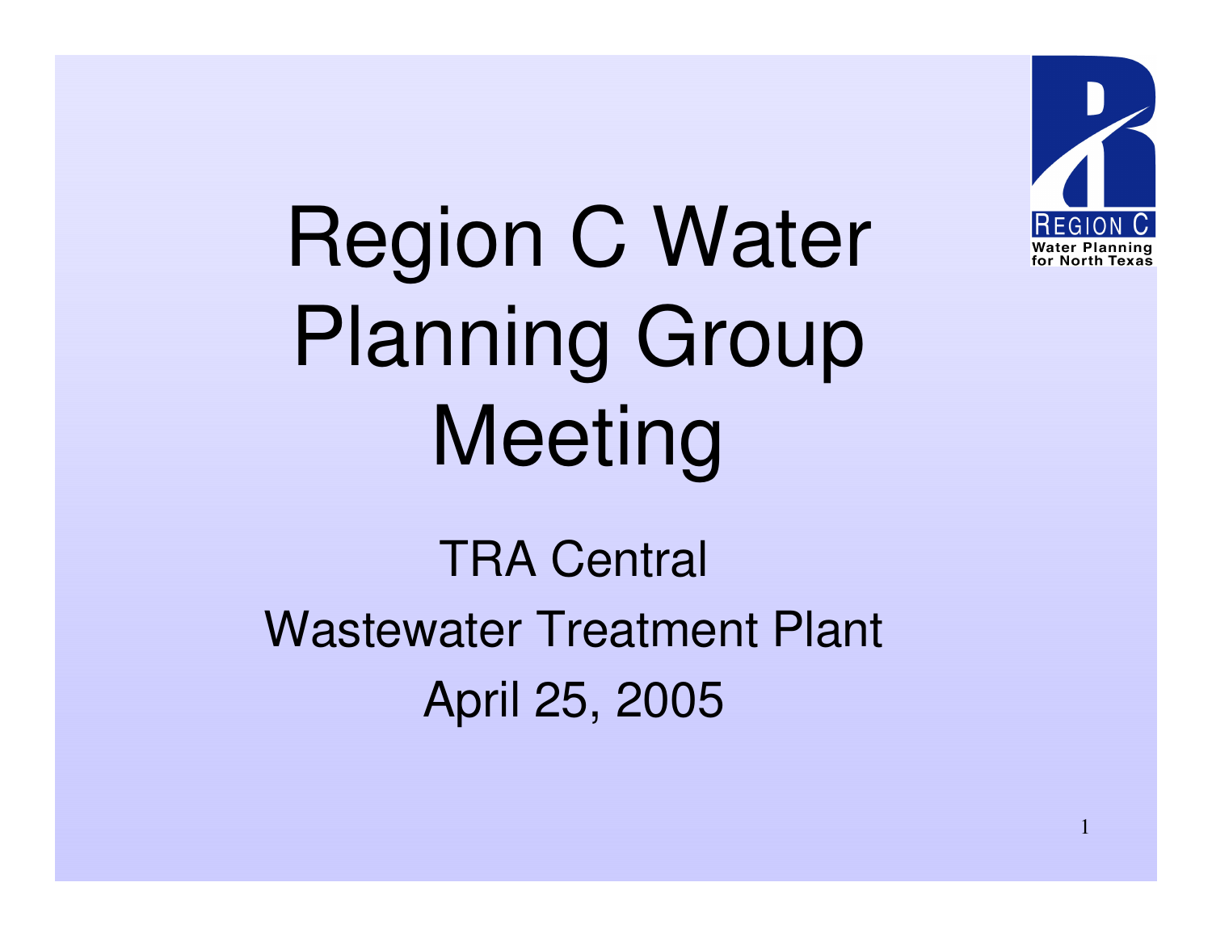# Region C Water Planning Group Meeting

TRA Central

Wastewater Treatment Plant

April 25, 2005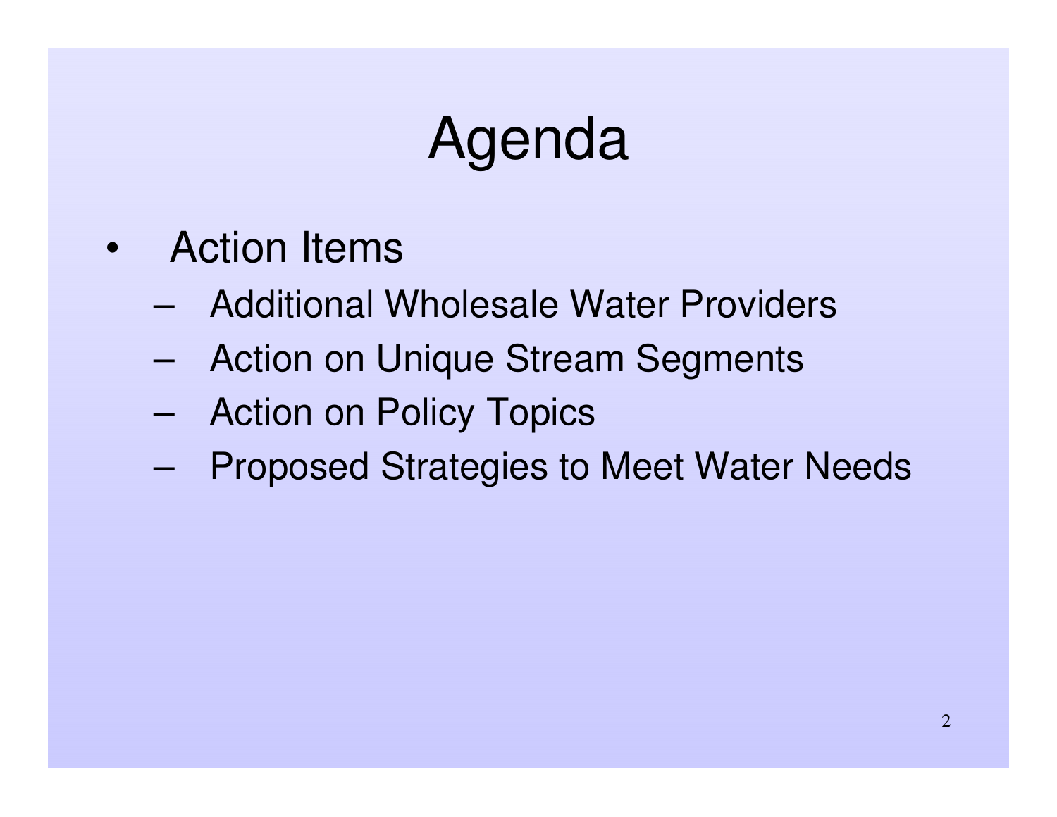# Agenda

- Action Items
  - Additional Wholesale Water Providers
  - Action on Unique Stream Segments
  - Action on Policy Topics
  - Proposed Strategies to Meet Water Needs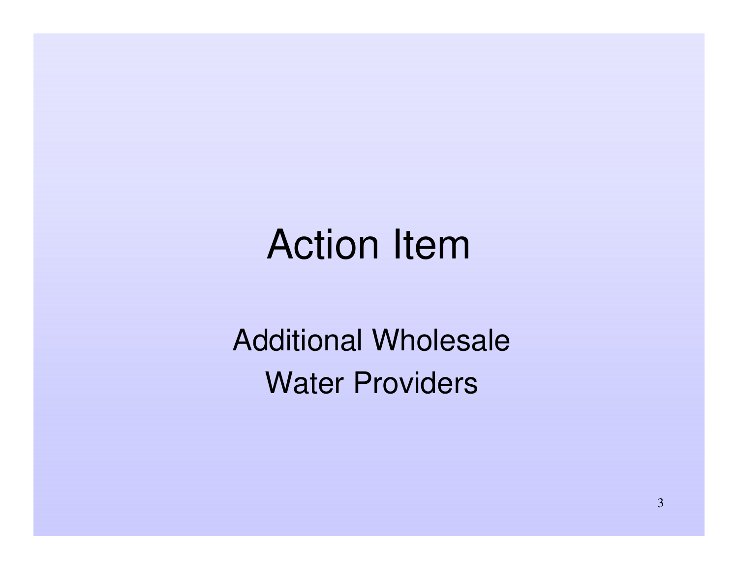# Action Item

Additional Wholesale Water Providers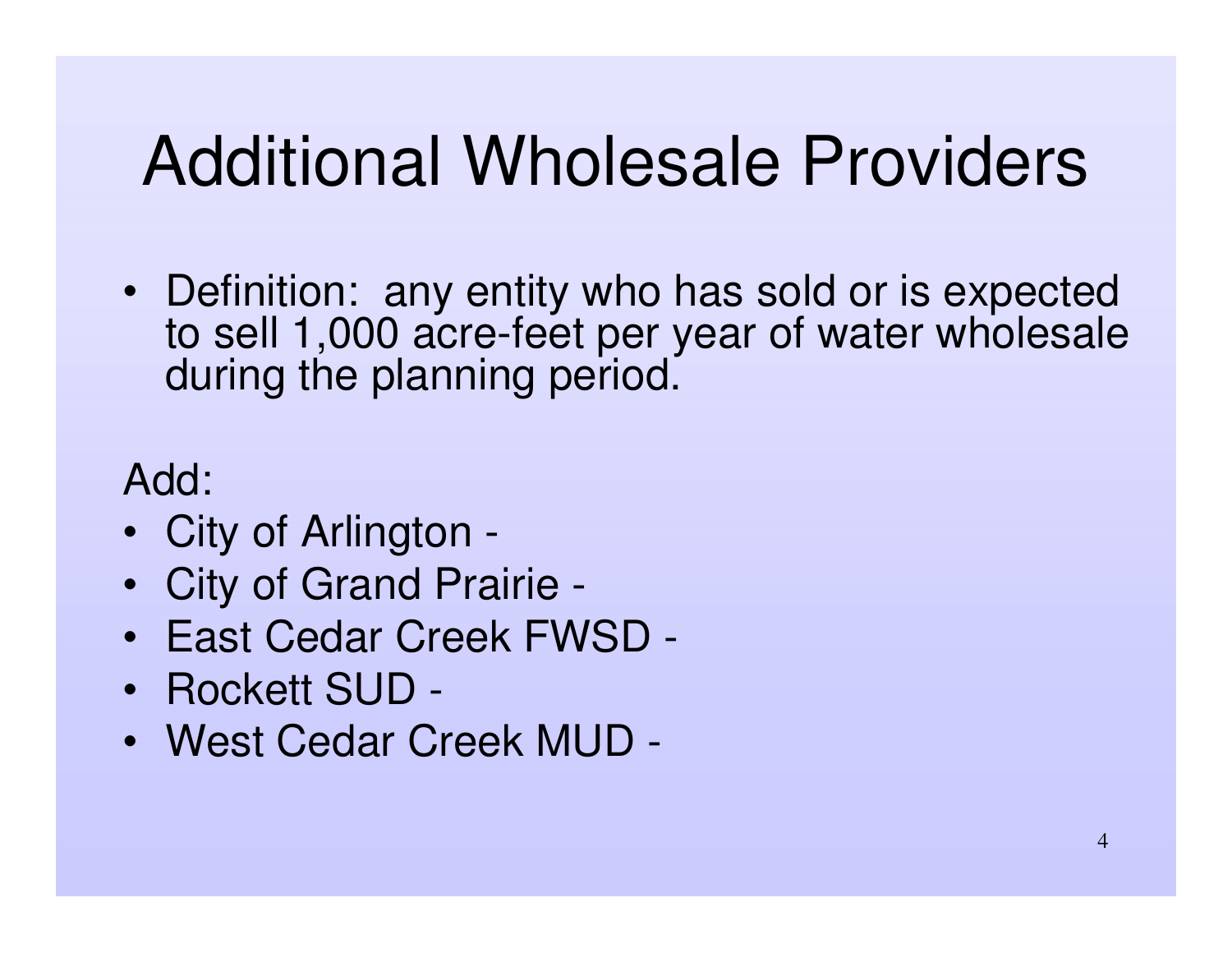# Additional Wholesale Providers

- Definition: any entity who has sold or is expected to sell 1,000 acre-feet per year of water wholesale during the planning period.

Add:

- City of Arlington -
- City of Grand Prairie -
- East Cedar Creek FWSD -
- Rockett SUD -
- West Cedar Creek MUD -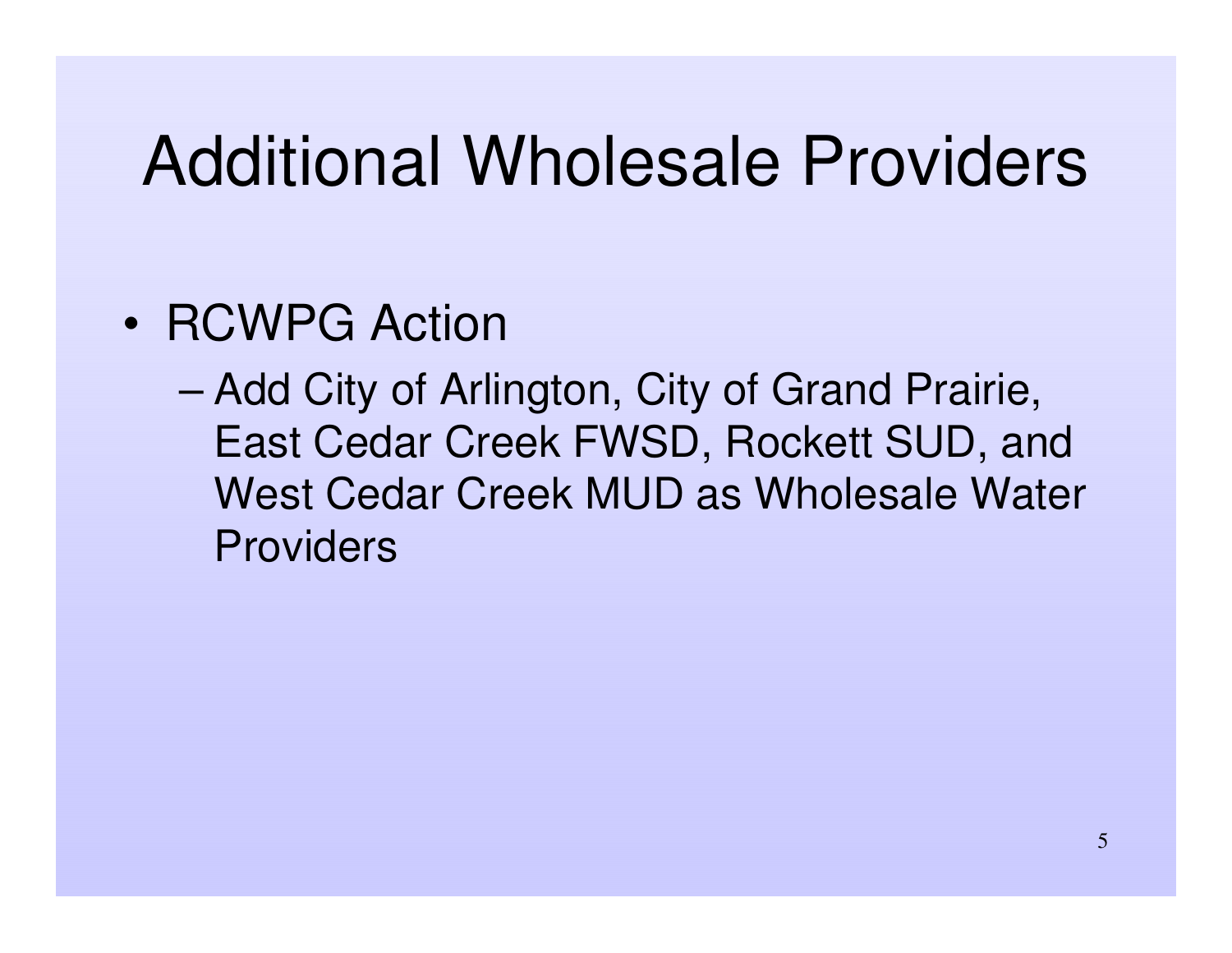# Additional Wholesale Providers

- RCWPG Action
  - Add City of Arlington, City of Grand Prairie, East Cedar Creek FWSD, Rockett SUD, and West Cedar Creek MUD as Wholesale Water Providers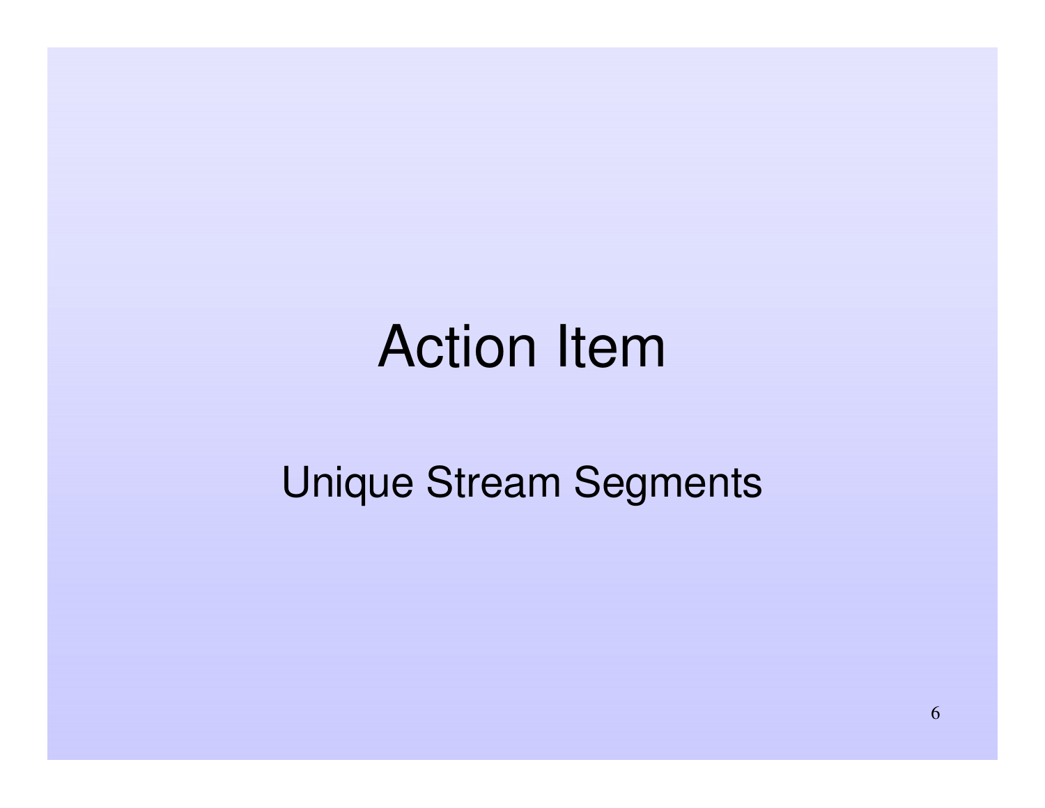# Action Item

Unique Stream Segments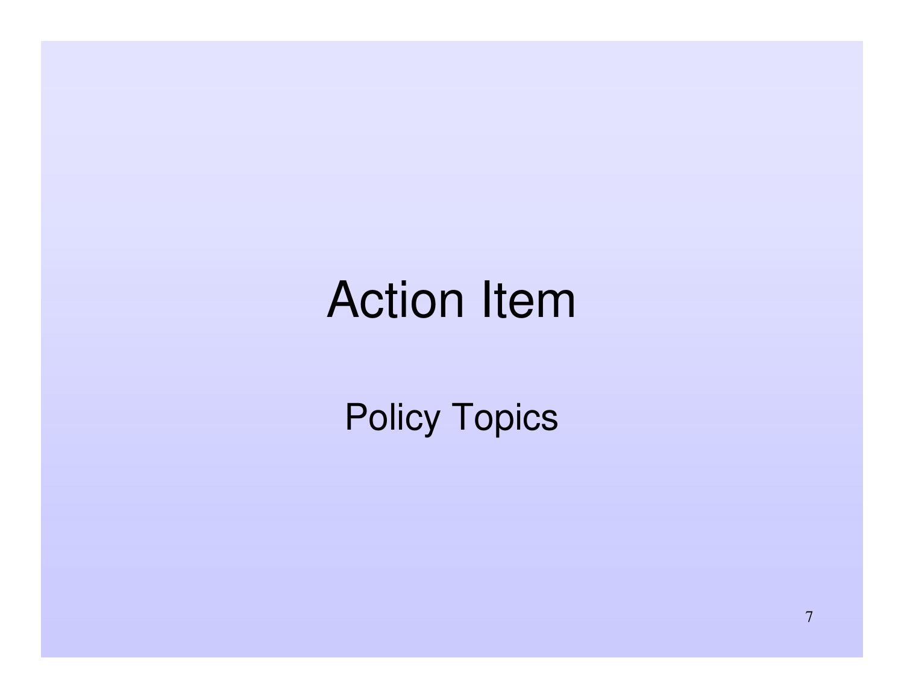# Action Item

## Policy Topics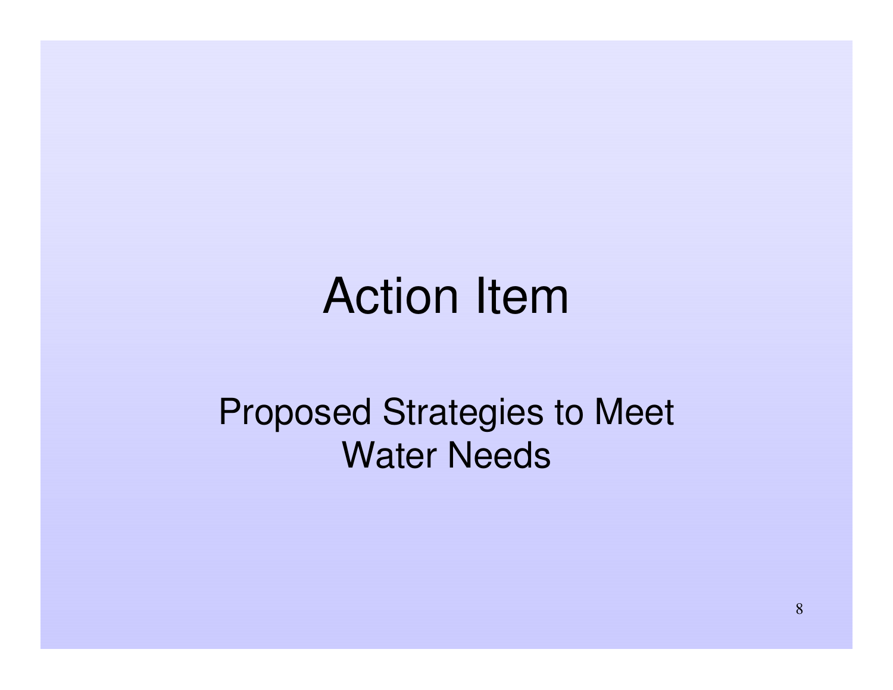# Action Item

Proposed Strategies to Meet Water Needs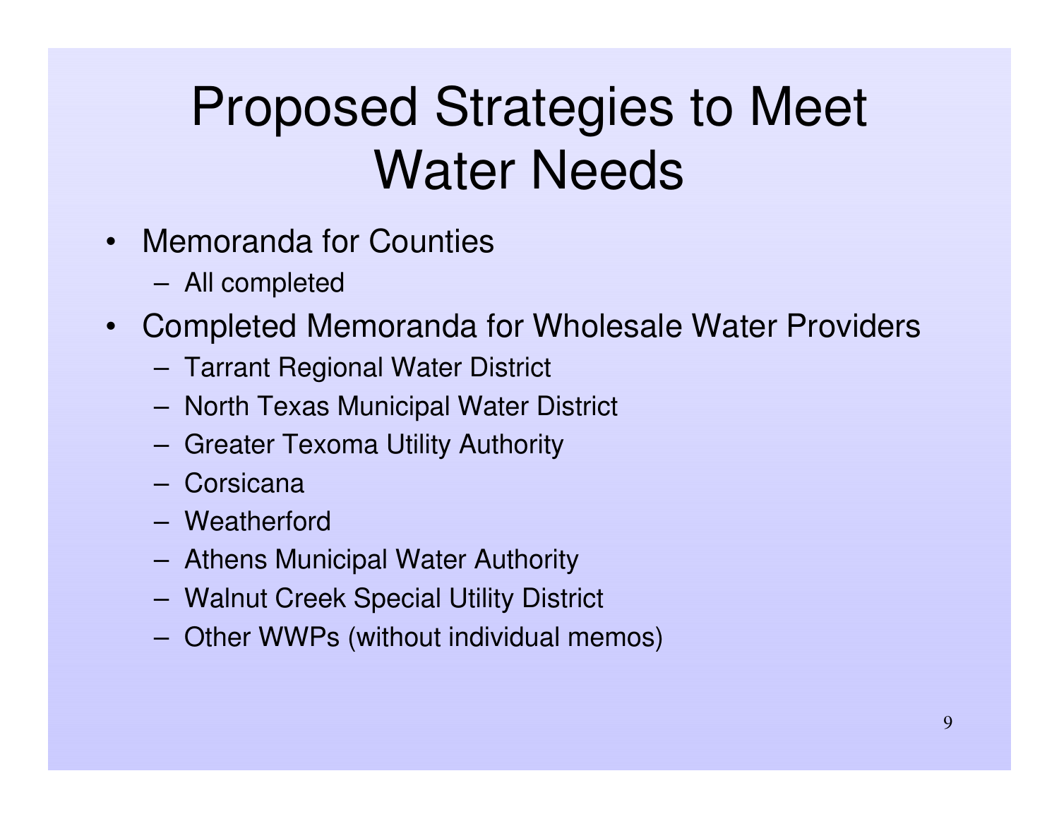# Proposed Strategies to Meet Water Needs

- Memoranda for Counties
  - All completed
- Completed Memoranda for Wholesale Water Providers
  - Tarrant Regional Water District
  - North Texas Municipal Water District
  - Greater Texoma Utility Authority
  - Corsicana
  - Weatherford
  - Athens Municipal Water Authority
  - Walnut Creek Special Utility District
  - Other WWPs (without individual memos)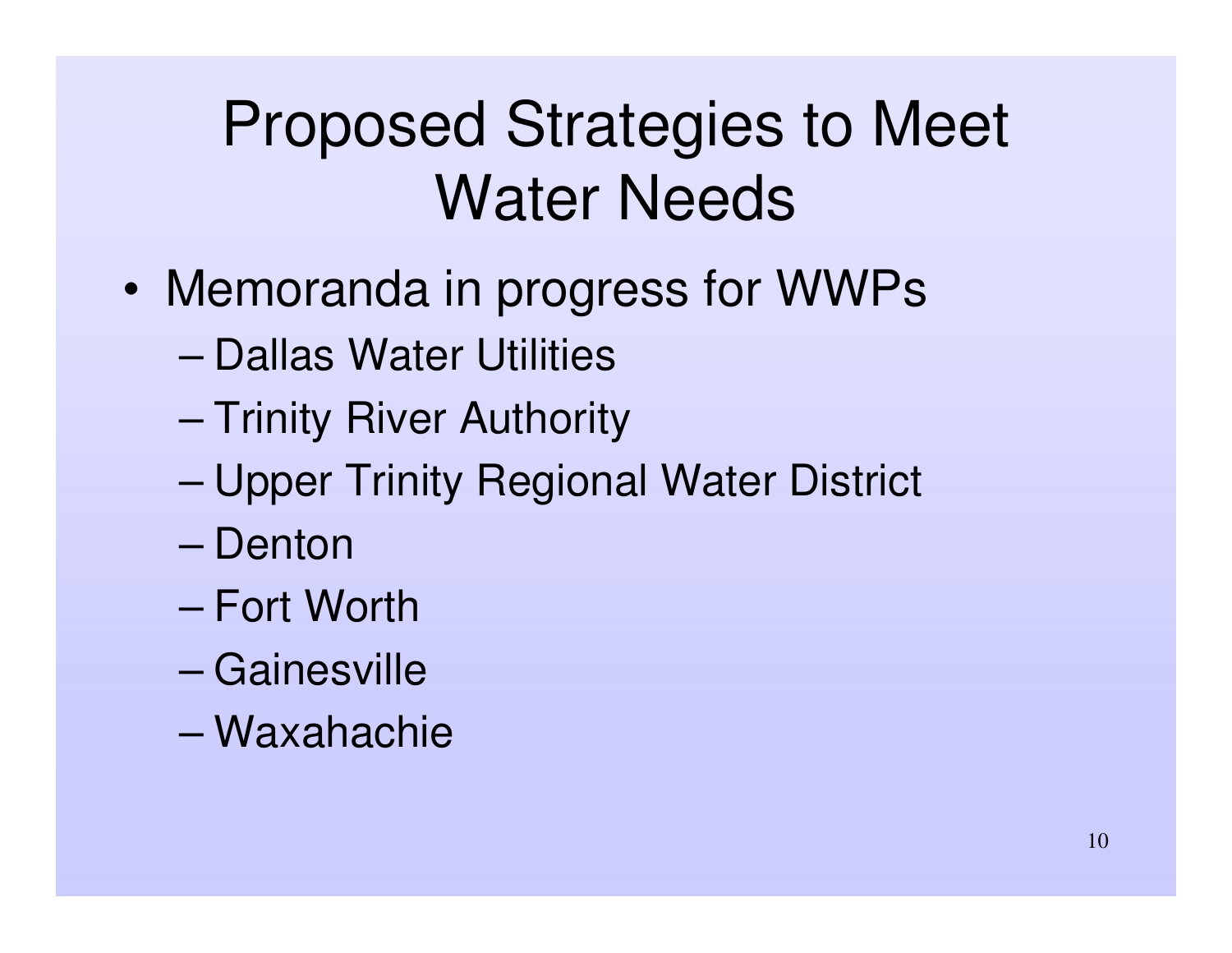# Proposed Strategies to Meet Water Needs

- Memoranda in progress for WWPs
  - Dallas Water Utilities
  - Trinity River Authority
  - Upper Trinity Regional Water District
  - Denton
  - Fort Worth
  - Gainesville
  - Waxahachie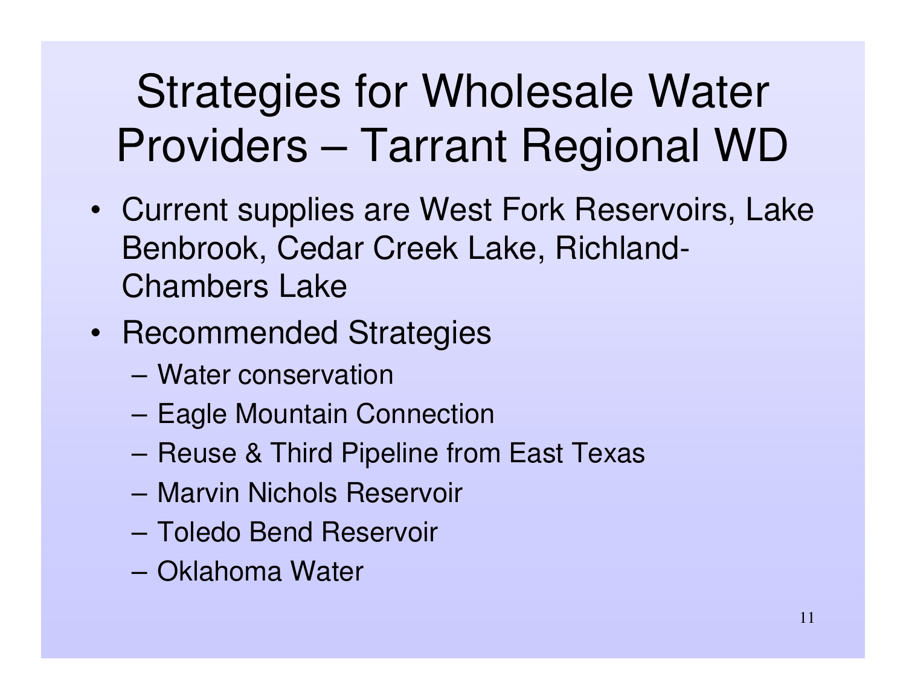# Strategies for Wholesale Water Providers – Tarrant Regional WD

- Current supplies are West Fork Reservoirs, Lake Benbrook, Cedar Creek Lake, Richland-Chambers Lake
- Recommended Strategies
  - Water conservation
  - Eagle Mountain Connection
  - Reuse & Third Pipeline from East Texas
  - Marvin Nichols Reservoir
  - Toledo Bend Reservoir
  - Oklahoma Water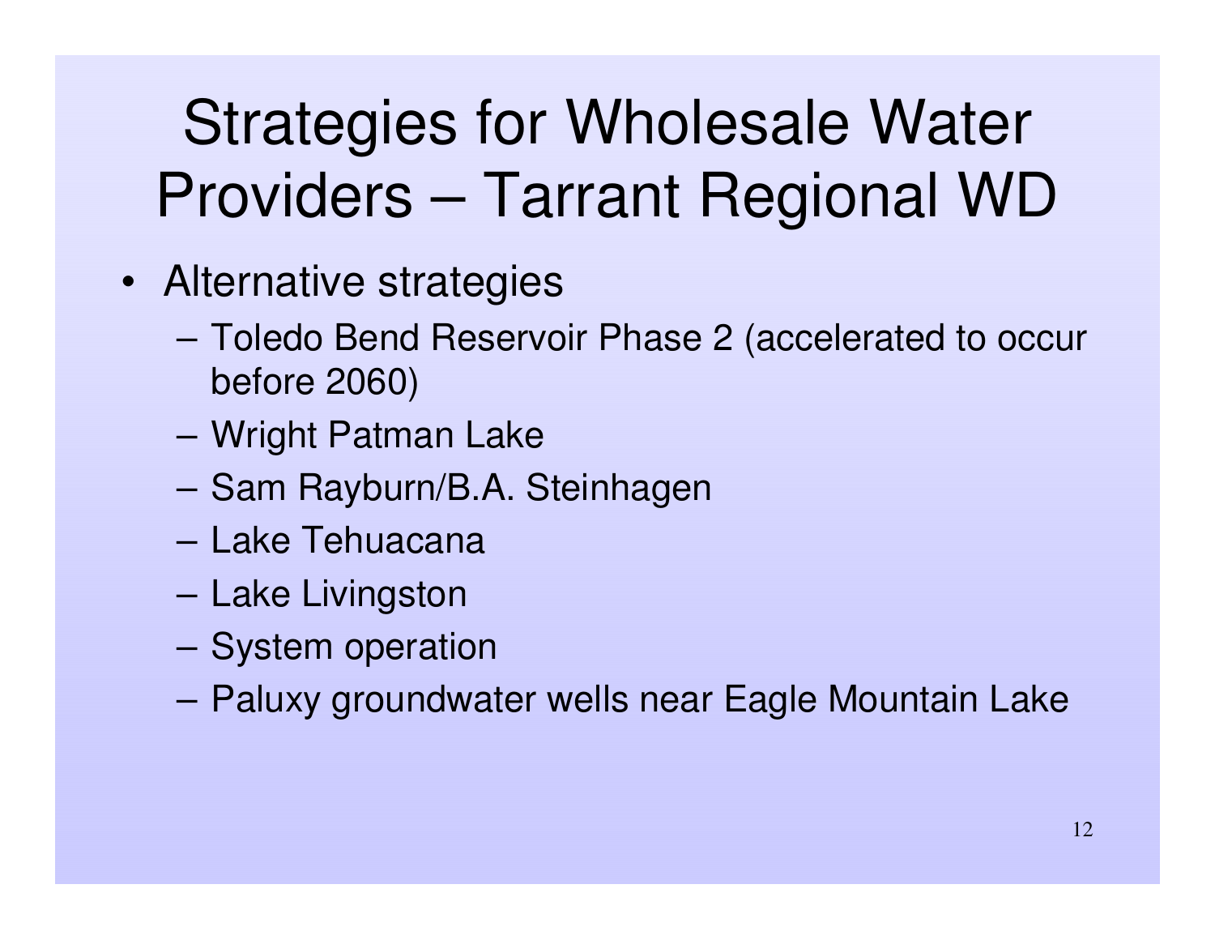# Strategies for Wholesale Water Providers – Tarrant Regional WD

- Alternative strategies
  - Toledo Bend Reservoir Phase 2 (accelerated to occur before 2060)
  - Wright Patman Lake
  - Sam Rayburn/B.A. Steinhagen
  - Lake Tehuacana
  - Lake Livingston
  - System operation
  - Paluxy groundwater wells near Eagle Mountain Lake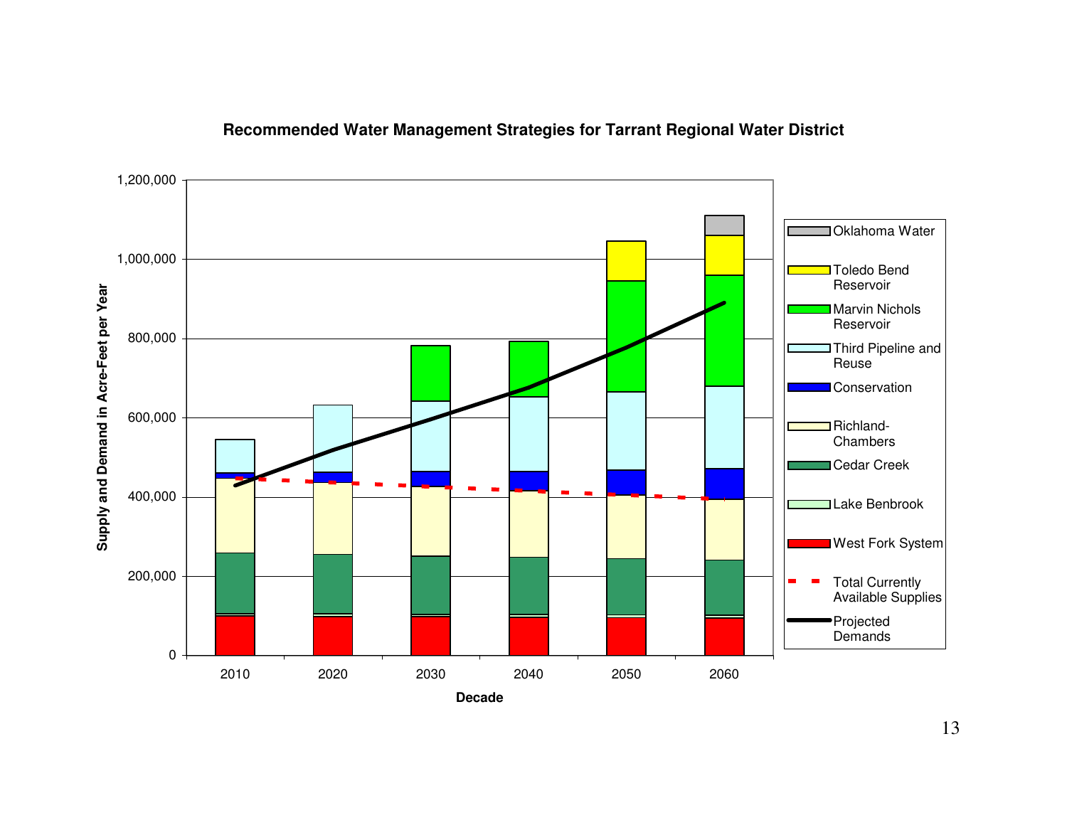**Recommended Water Management Strategies for Tarrant Regional Water District**

Supply and Demand in Acre-Feet per Year

1,200,000
1,000,000
800,000
600,000
400,000
200,000
0

2010 2020 2030 2040 2050 2060

Decade

- Oklahoma Water
- Toledo Bend Reservoir
- Marvin Nichols Reservoir
- Third Pipeline and Reuse
- Conservation
- Richland-Chambers
- Cedar Creek
- Lake Benbrook
- West Fork System
- Total Currently Available Supplies
- Projected Demands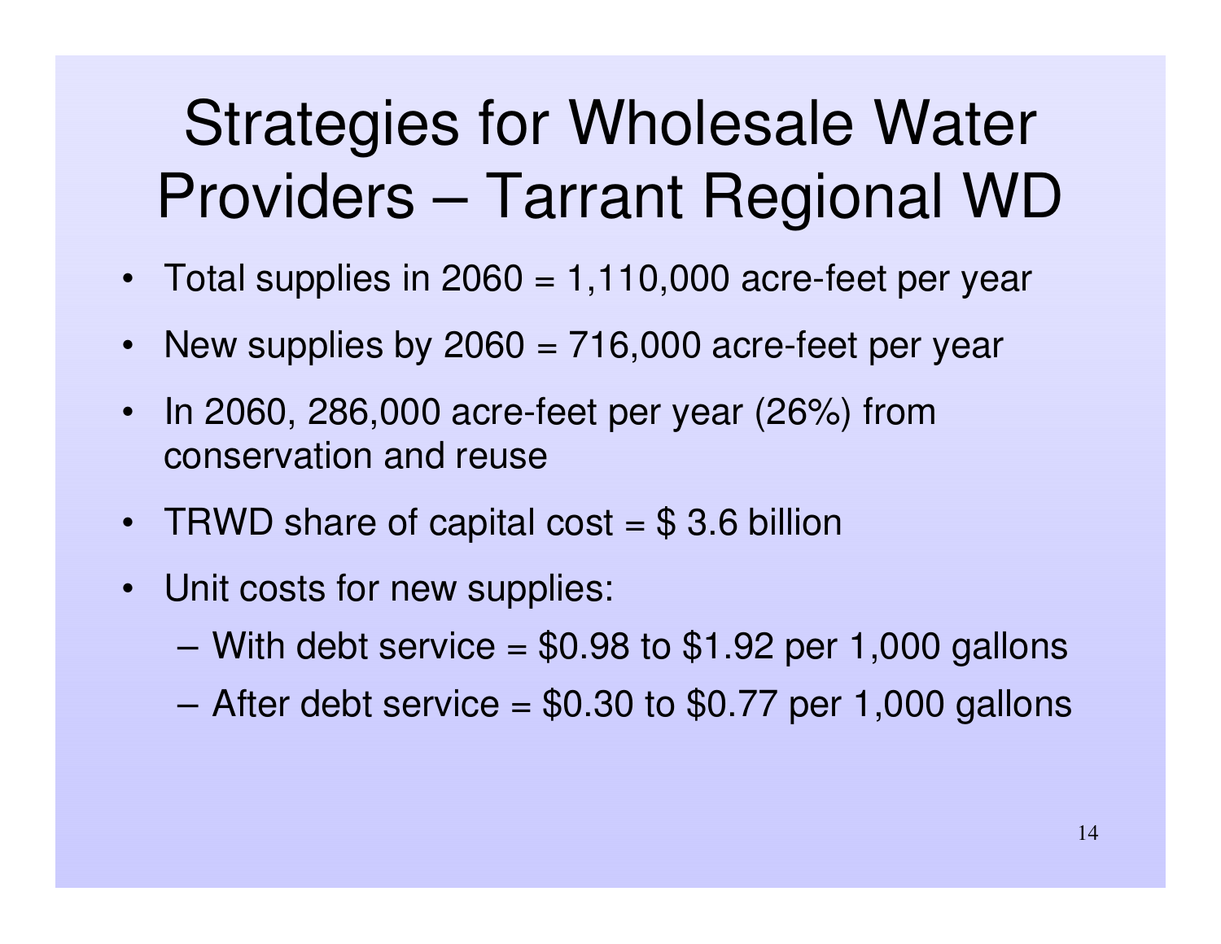# Strategies for Wholesale Water Providers – Tarrant Regional WD

- Total supplies in 2060 = 1,110,000 acre-feet per year
- New supplies by 2060 = 716,000 acre-feet per year
- In 2060, 286,000 acre-feet per year (26%) from conservation and reuse
- TRWD share of capital cost = $ 3.6 billion
- Unit costs for new supplies:
  - With debt service = $0.98 to $1.92 per 1,000 gallons
  - After debt service = $0.30 to $0.77 per 1,000 gallons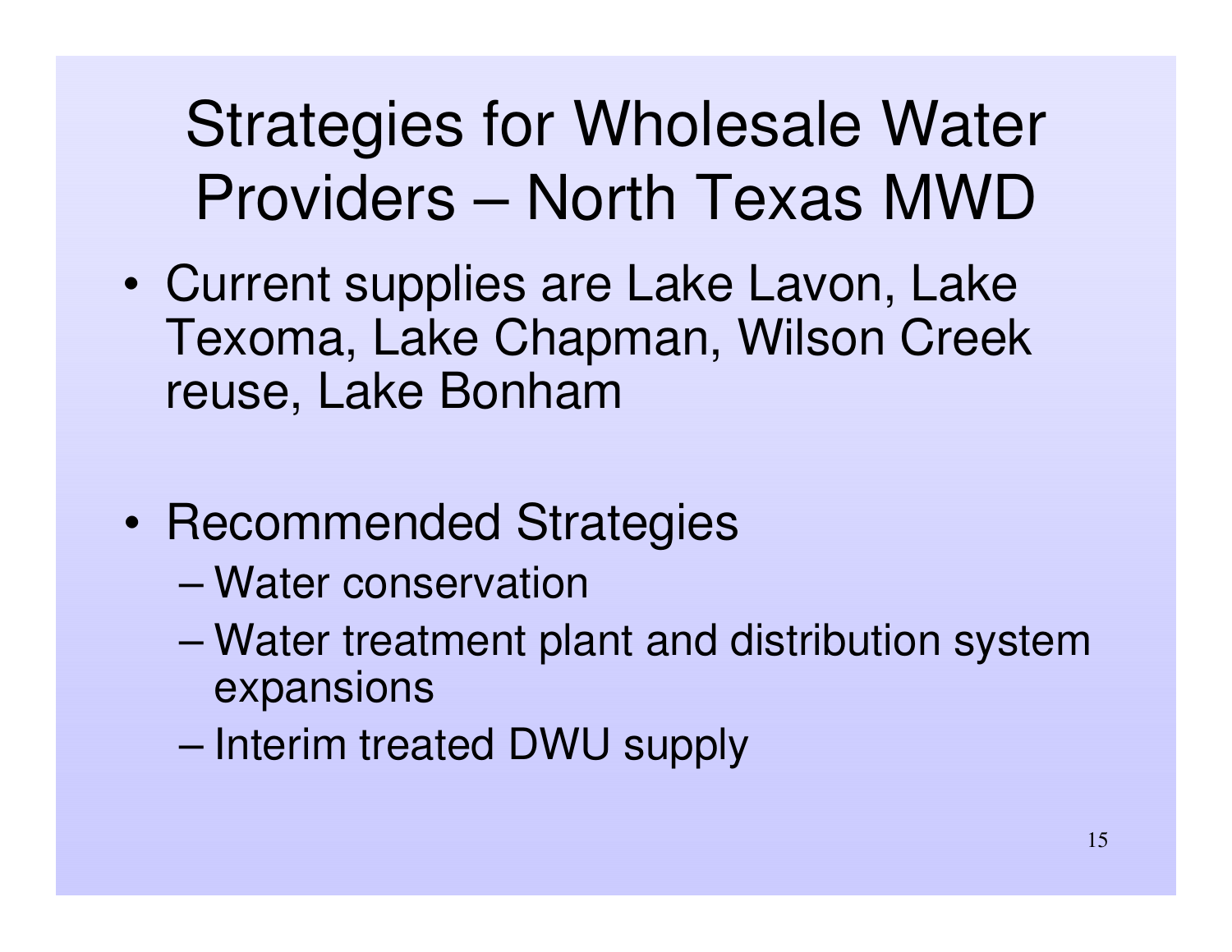# Strategies for Wholesale Water Providers – North Texas MWD

- Current supplies are Lake Lavon, Lake Texoma, Lake Chapman, Wilson Creek reuse, Lake Bonham

- Recommended Strategies
  - Water conservation
  - Water treatment plant and distribution system expansions
  - Interim treated DWU supply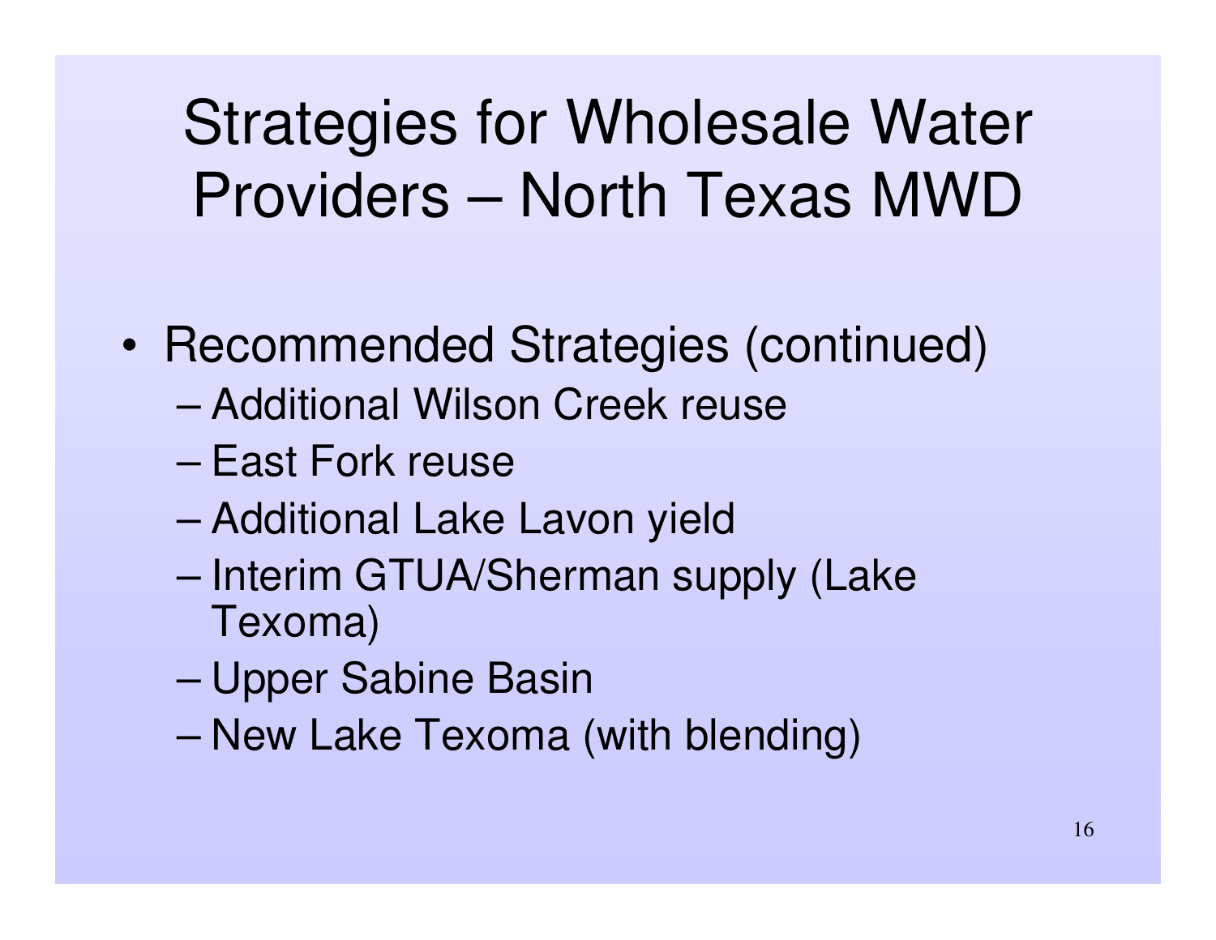# Strategies for Wholesale Water Providers – North Texas MWD

- Recommended Strategies (continued)
  - Additional Wilson Creek reuse
  - East Fork reuse
  - Additional Lake Lavon yield
  - Interim GTUA/Sherman supply (Lake Texoma)
  - Upper Sabine Basin
  - New Lake Texoma (with blending)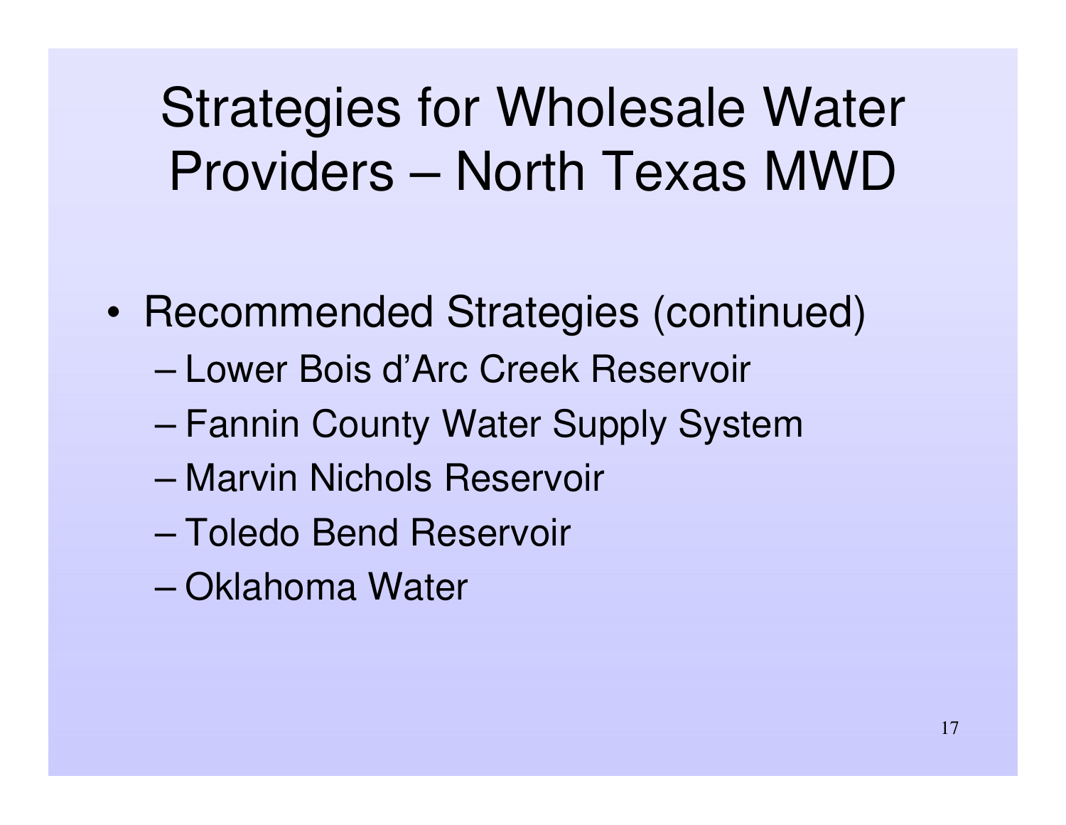# Strategies for Wholesale Water Providers – North Texas MWD

- Recommended Strategies (continued)
  - Lower Bois d'Arc Creek Reservoir
  - Fannin County Water Supply System
  - Marvin Nichols Reservoir
  - Toledo Bend Reservoir
  - Oklahoma Water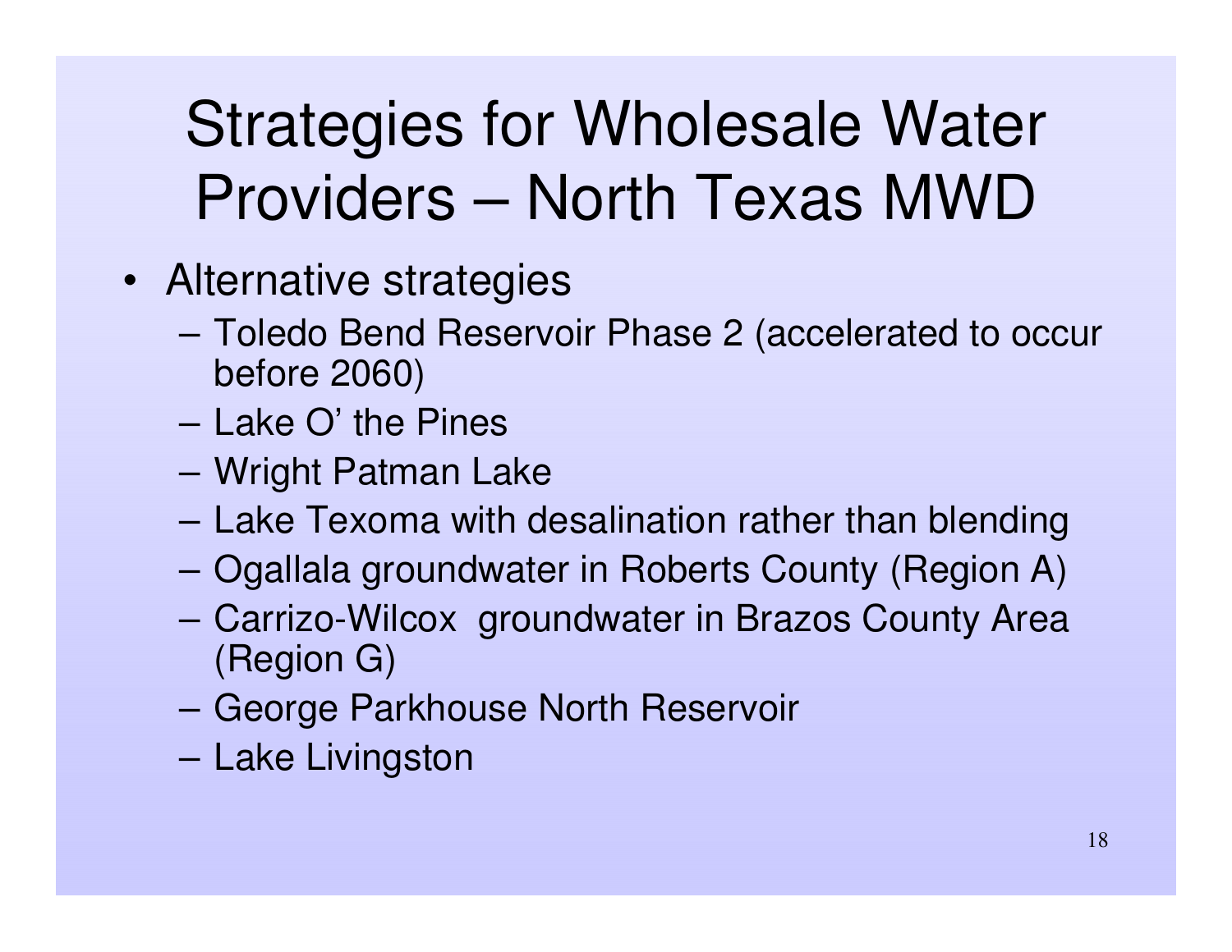# Strategies for Wholesale Water Providers – North Texas MWD

- Alternative strategies
  - Toledo Bend Reservoir Phase 2 (accelerated to occur before 2060)
  - Lake O' the Pines
  - Wright Patman Lake
  - Lake Texoma with desalination rather than blending
  - Ogallala groundwater in Roberts County (Region A)
  - Carrizo-Wilcox groundwater in Brazos County Area (Region G)
  - George Parkhouse North Reservoir
  - Lake Livingston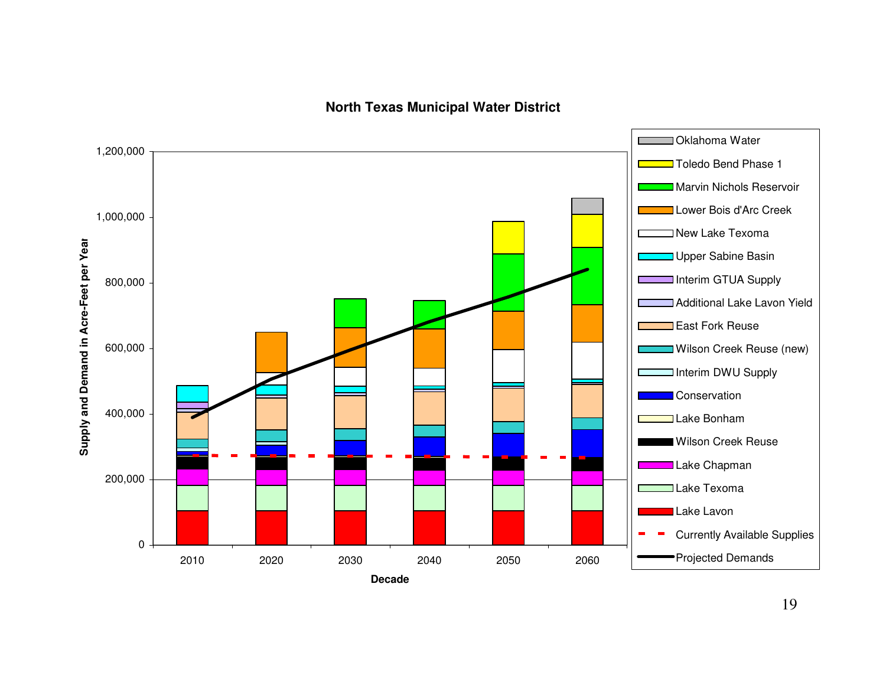## North Texas Municipal Water District

Supply and Demand in Acre-Feet per Year (y-axis: 0 to 1,200,000); Decade (x-axis: 2010, 2020, 2030, 2040, 2050, 2060)

Legend:
- Oklahoma Water
- Toledo Bend Phase 1
- Marvin Nichols Reservoir
- Lower Bois d'Arc Creek
- New Lake Texoma
- Upper Sabine Basin
- Interim GTUA Supply
- Additional Lake Lavon Yield
- East Fork Reuse
- Wilson Creek Reuse (new)
- Interim DWU Supply
- Conservation
- Lake Bonham
- Wilson Creek Reuse
- Lake Chapman
- Lake Texoma
- Lake Lavon
- Currently Available Supplies
- Projected Demands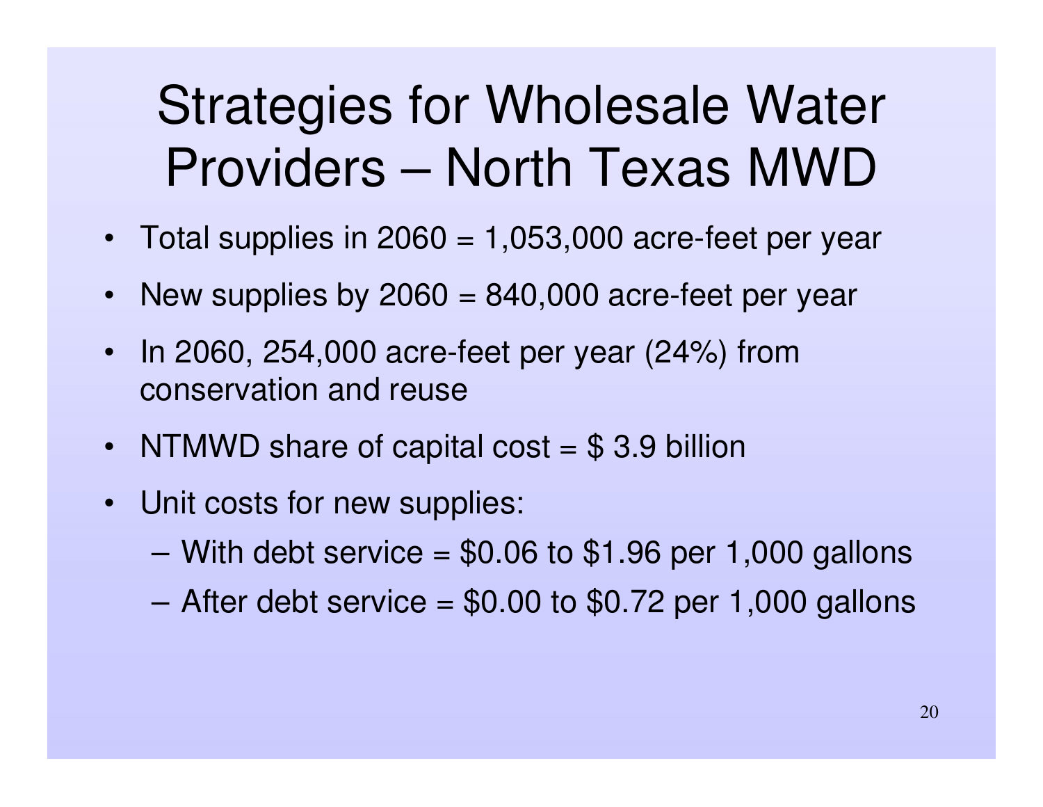# Strategies for Wholesale Water Providers – North Texas MWD

- Total supplies in 2060 = 1,053,000 acre-feet per year
- New supplies by 2060 = 840,000 acre-feet per year
- In 2060, 254,000 acre-feet per year (24%) from conservation and reuse
- NTMWD share of capital cost = $ 3.9 billion
- Unit costs for new supplies:
  - With debt service = $0.06 to $1.96 per 1,000 gallons
  - After debt service = $0.00 to $0.72 per 1,000 gallons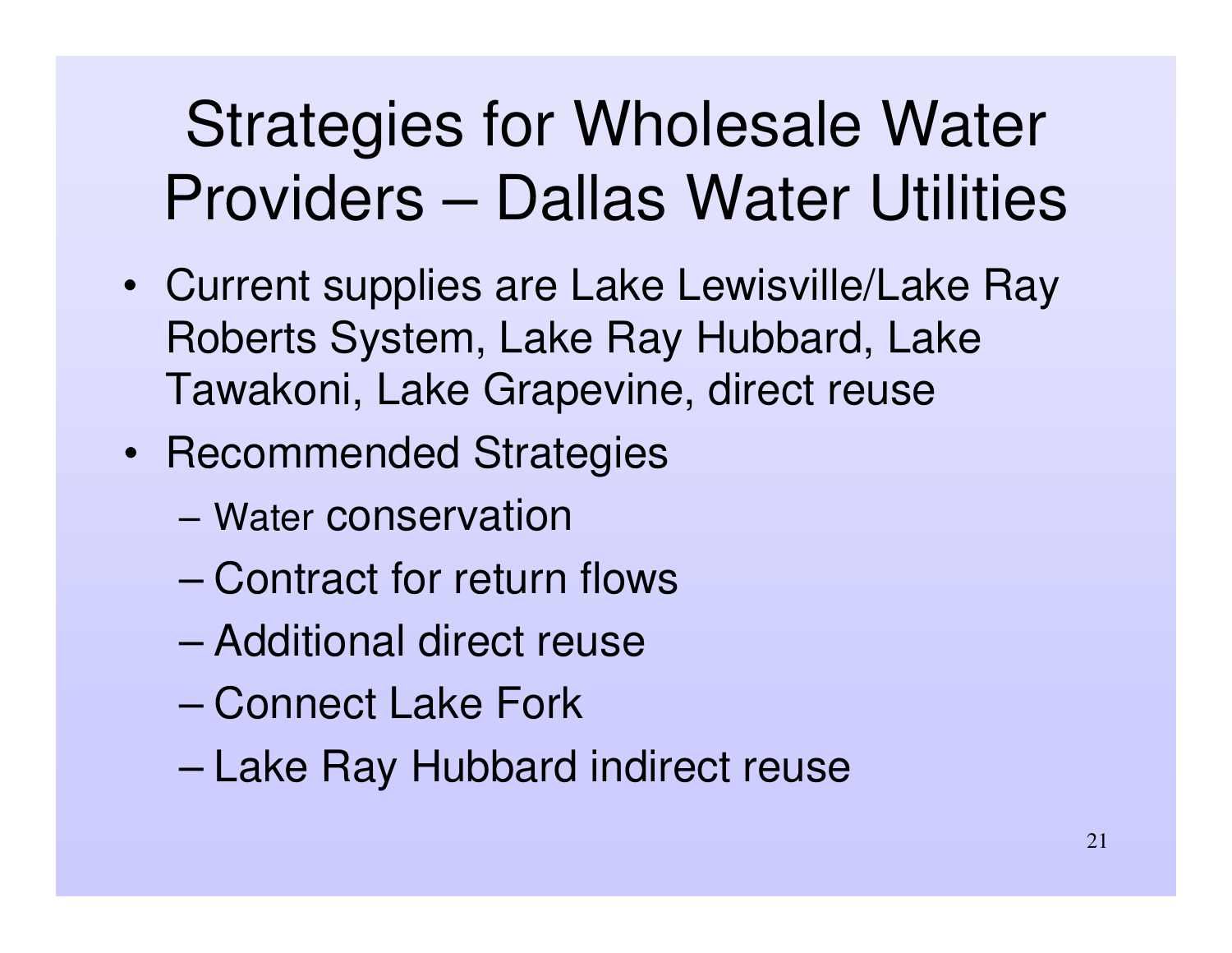# Strategies for Wholesale Water Providers – Dallas Water Utilities

- Current supplies are Lake Lewisville/Lake Ray Roberts System, Lake Ray Hubbard, Lake Tawakoni, Lake Grapevine, direct reuse
- Recommended Strategies
  - Water conservation
  - Contract for return flows
  - Additional direct reuse
  - Connect Lake Fork
  - Lake Ray Hubbard indirect reuse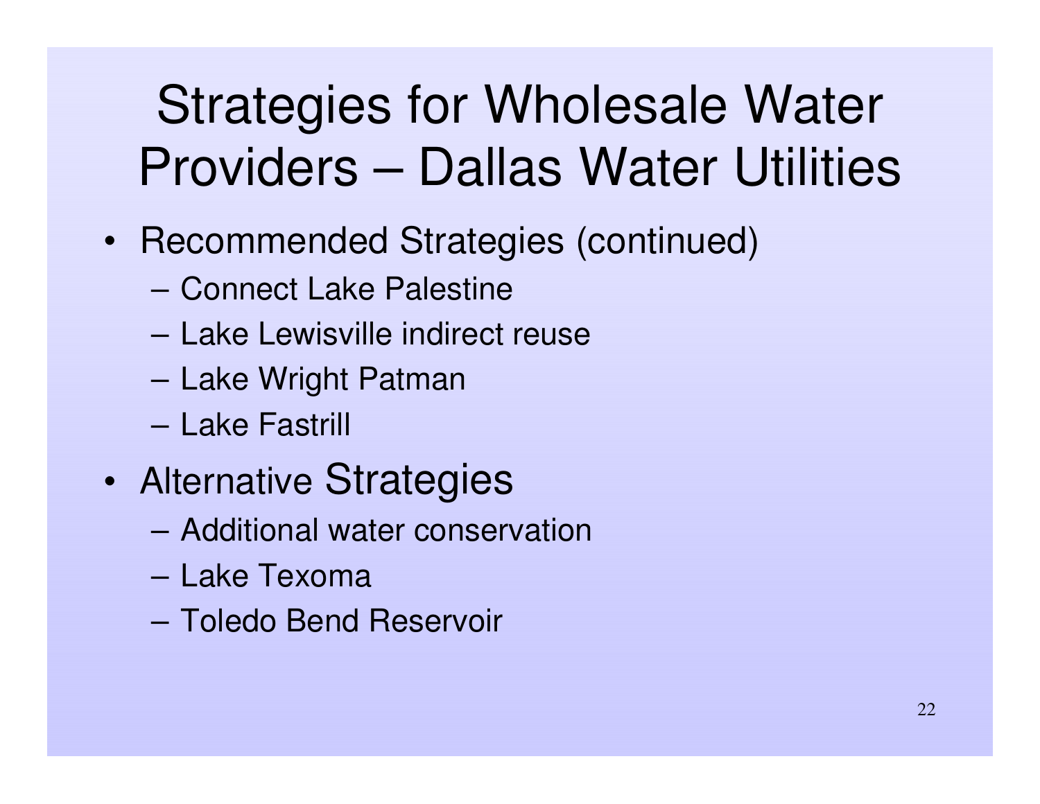# Strategies for Wholesale Water Providers – Dallas Water Utilities

- Recommended Strategies (continued)
  - Connect Lake Palestine
  - Lake Lewisville indirect reuse
  - Lake Wright Patman
  - Lake Fastrill
- Alternative Strategies
  - Additional water conservation
  - Lake Texoma
  - Toledo Bend Reservoir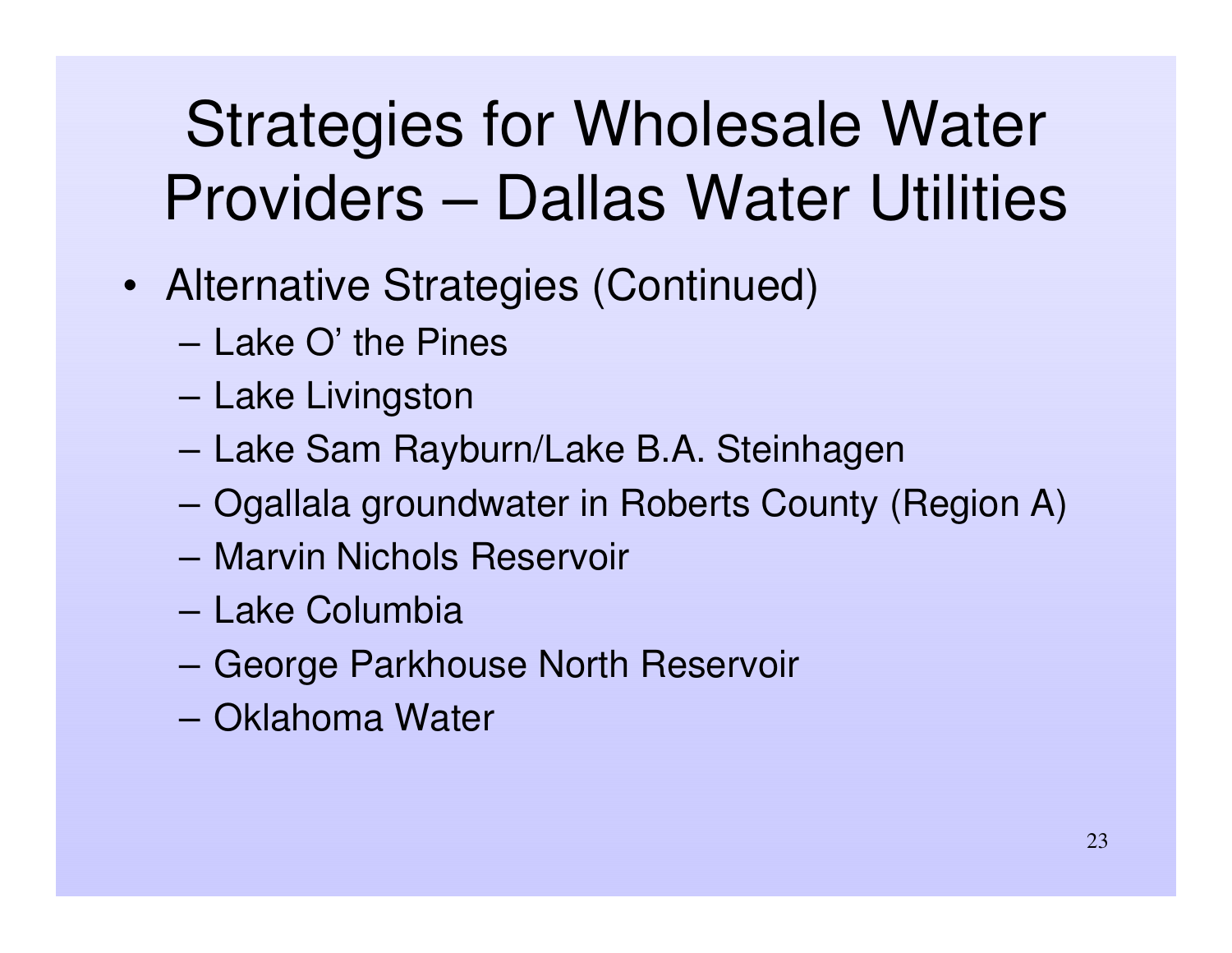# Strategies for Wholesale Water Providers – Dallas Water Utilities

- Alternative Strategies (Continued)
  - Lake O' the Pines
  - Lake Livingston
  - Lake Sam Rayburn/Lake B.A. Steinhagen
  - Ogallala groundwater in Roberts County (Region A)
  - Marvin Nichols Reservoir
  - Lake Columbia
  - George Parkhouse North Reservoir
  - Oklahoma Water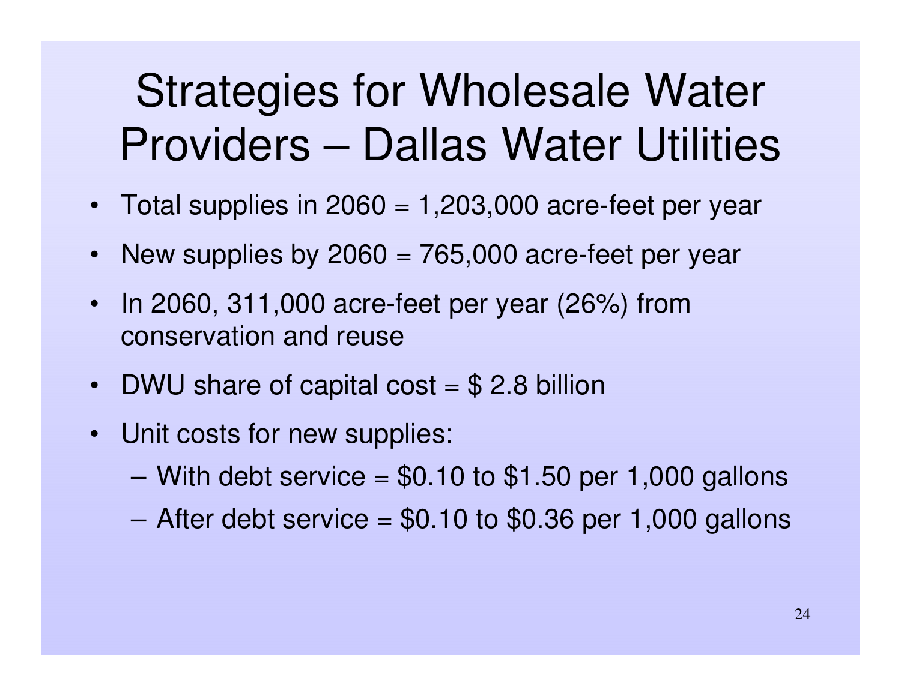# Strategies for Wholesale Water Providers – Dallas Water Utilities

- Total supplies in 2060 = 1,203,000 acre-feet per year
- New supplies by 2060 = 765,000 acre-feet per year
- In 2060, 311,000 acre-feet per year (26%) from conservation and reuse
- DWU share of capital cost = $ 2.8 billion
- Unit costs for new supplies:
  - With debt service = $0.10 to $1.50 per 1,000 gallons
  - After debt service = $0.10 to $0.36 per 1,000 gallons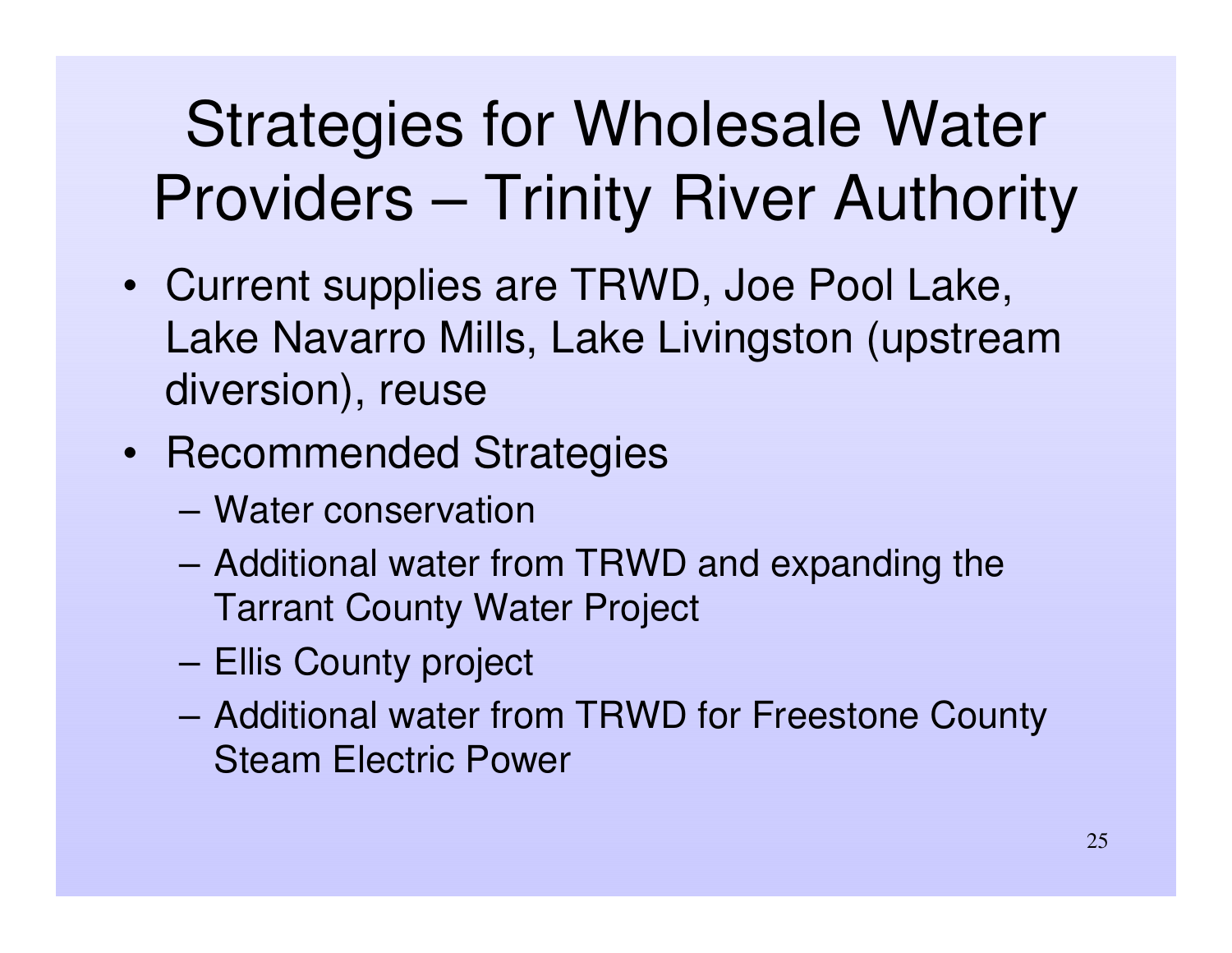# Strategies for Wholesale Water Providers – Trinity River Authority

- Current supplies are TRWD, Joe Pool Lake, Lake Navarro Mills, Lake Livingston (upstream diversion), reuse
- Recommended Strategies
  - Water conservation
  - Additional water from TRWD and expanding the Tarrant County Water Project
  - Ellis County project
  - Additional water from TRWD for Freestone County Steam Electric Power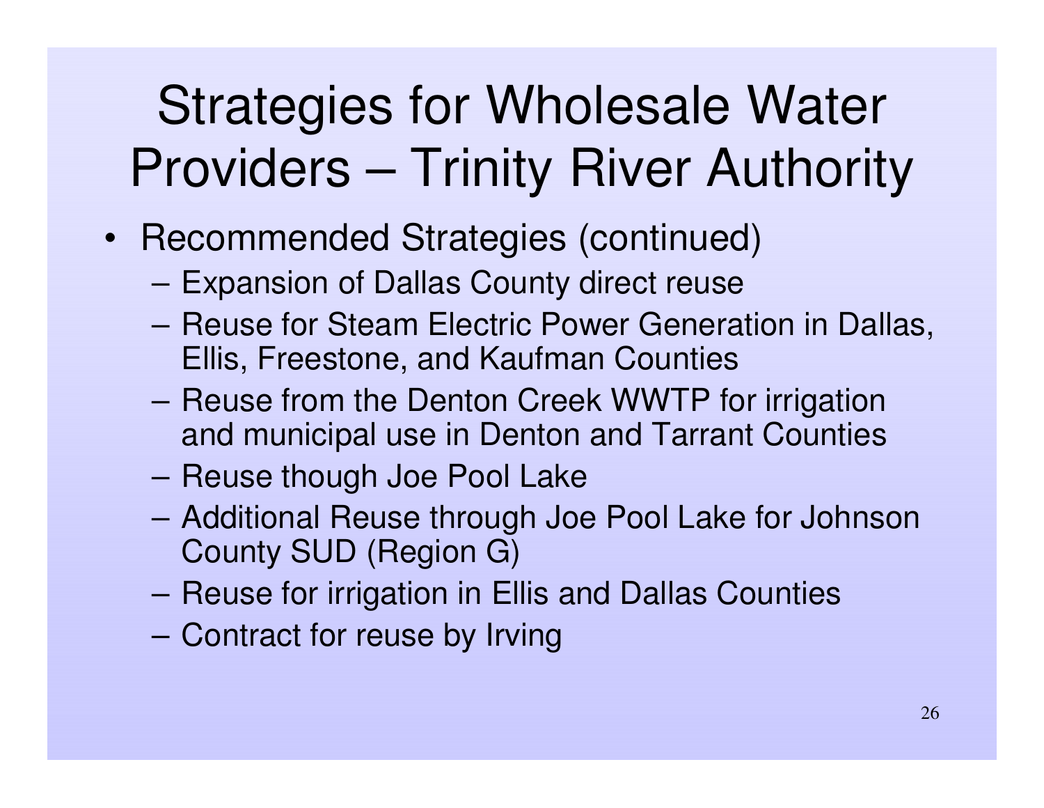# Strategies for Wholesale Water Providers – Trinity River Authority

- Recommended Strategies (continued)
  - Expansion of Dallas County direct reuse
  - Reuse for Steam Electric Power Generation in Dallas, Ellis, Freestone, and Kaufman Counties
  - Reuse from the Denton Creek WWTP for irrigation and municipal use in Denton and Tarrant Counties
  - Reuse though Joe Pool Lake
  - Additional Reuse through Joe Pool Lake for Johnson County SUD (Region G)
  - Reuse for irrigation in Ellis and Dallas Counties
  - Contract for reuse by Irving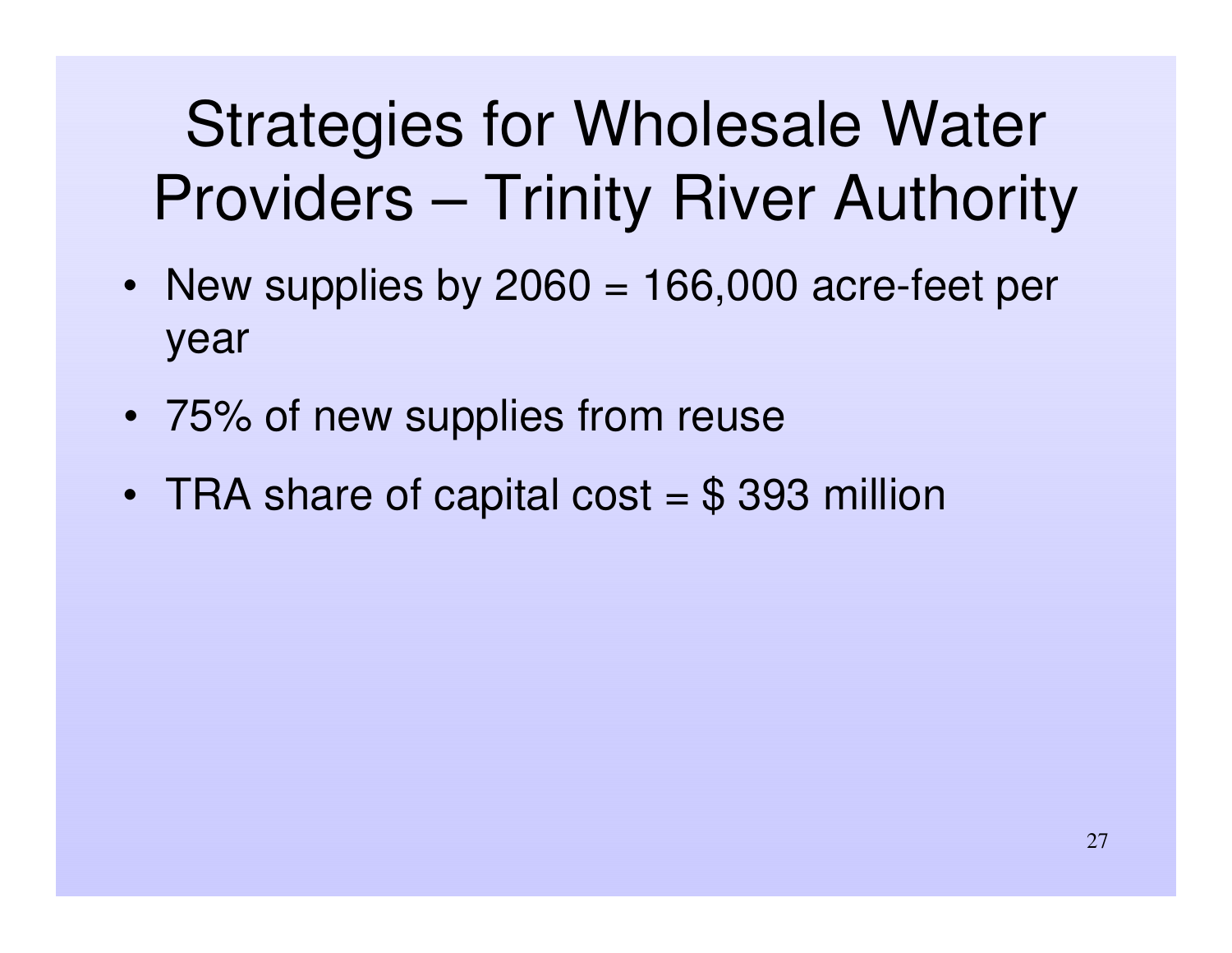# Strategies for Wholesale Water Providers – Trinity River Authority

- New supplies by 2060 = 166,000 acre-feet per year
- 75% of new supplies from reuse
- TRA share of capital cost = $ 393 million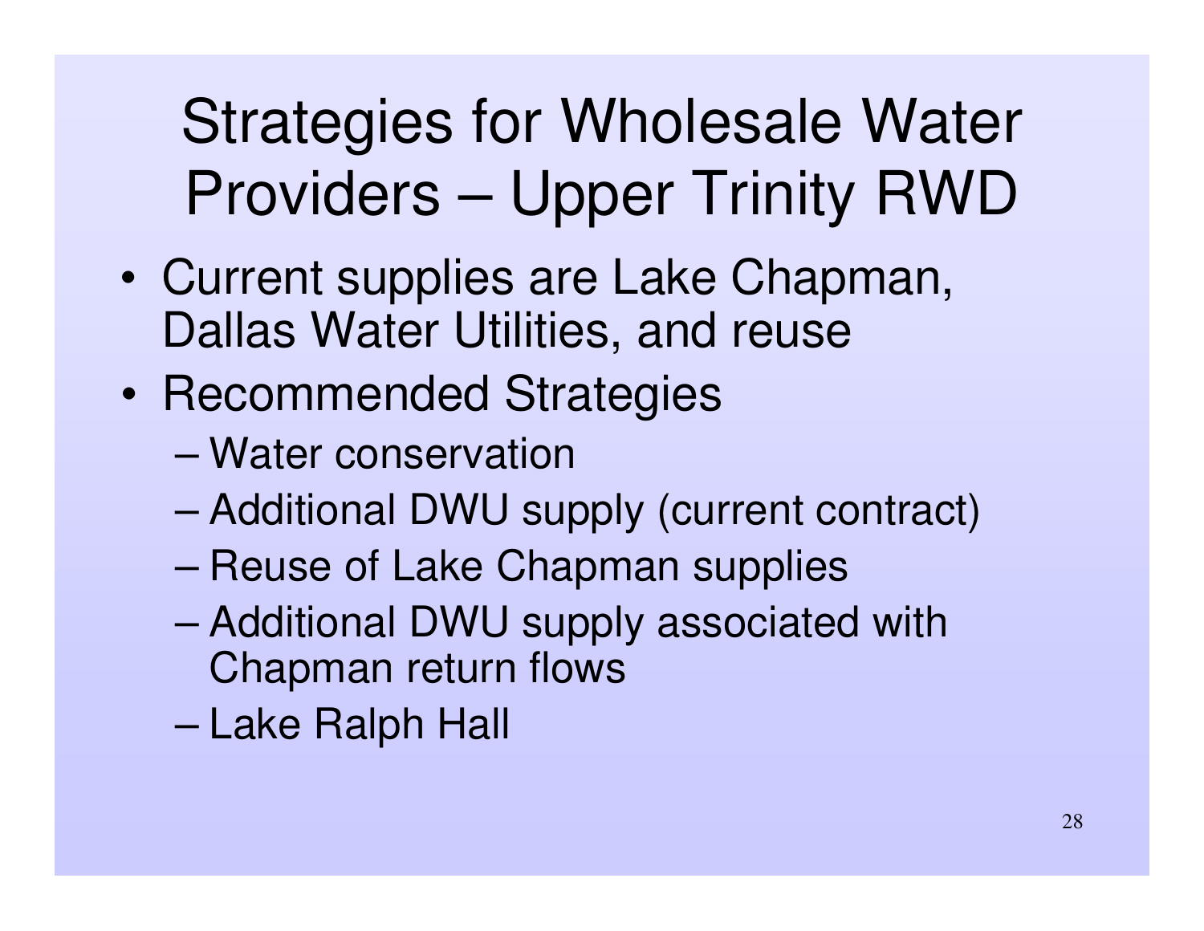# Strategies for Wholesale Water Providers – Upper Trinity RWD

- Current supplies are Lake Chapman, Dallas Water Utilities, and reuse
- Recommended Strategies
  - Water conservation
  - Additional DWU supply (current contract)
  - Reuse of Lake Chapman supplies
  - Additional DWU supply associated with Chapman return flows
  - Lake Ralph Hall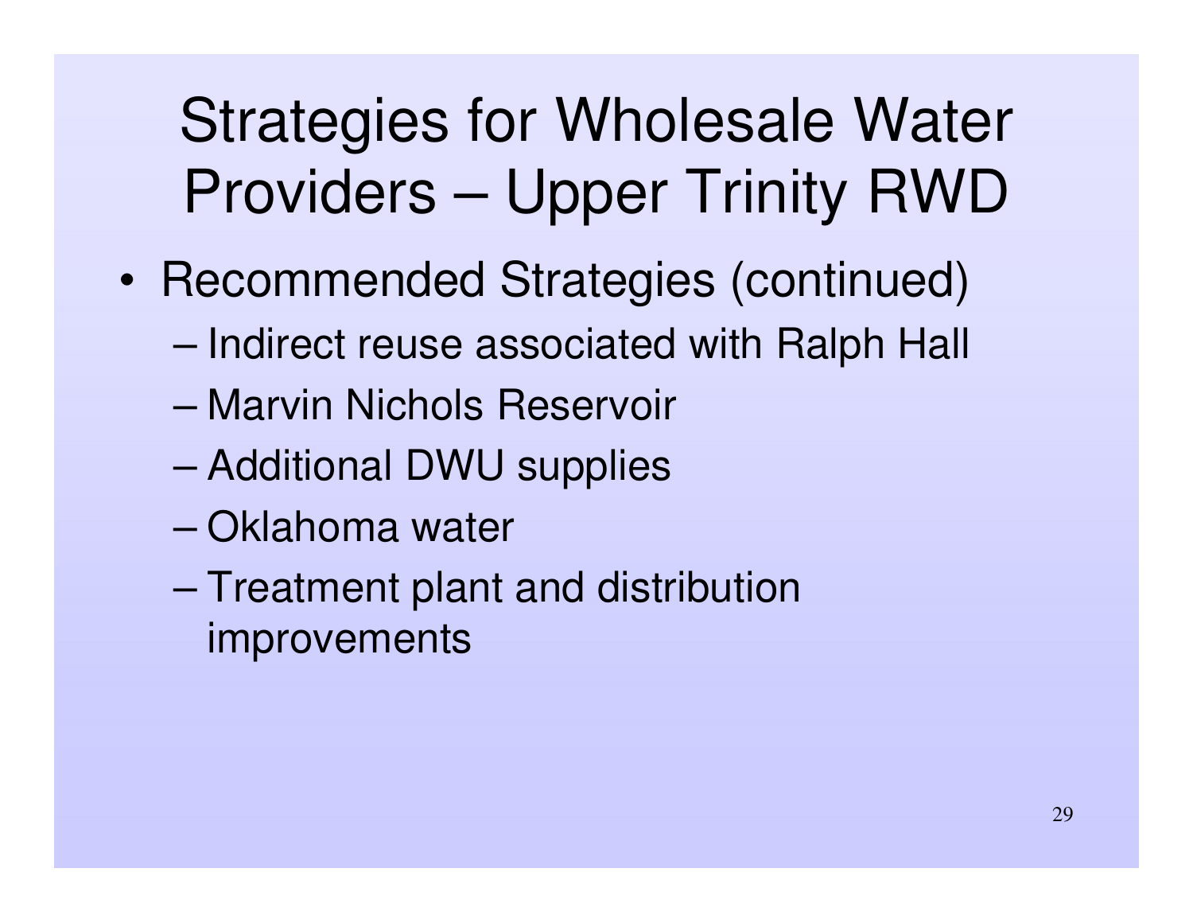# Strategies for Wholesale Water Providers – Upper Trinity RWD

- Recommended Strategies (continued)
  - Indirect reuse associated with Ralph Hall
  - Marvin Nichols Reservoir
  - Additional DWU supplies
  - Oklahoma water
  - Treatment plant and distribution improvements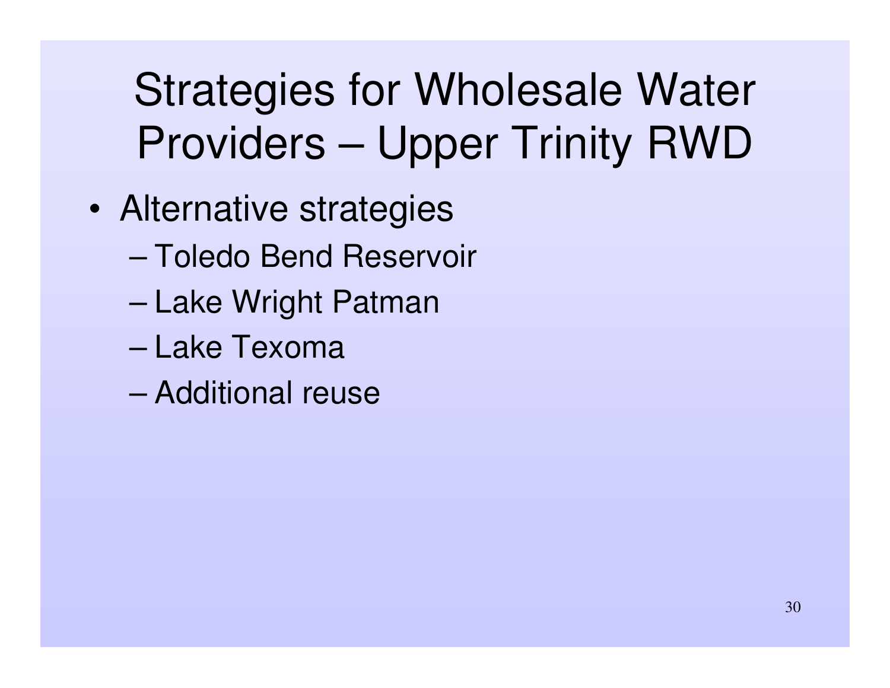# Strategies for Wholesale Water Providers – Upper Trinity RWD

- Alternative strategies
  - Toledo Bend Reservoir
  - Lake Wright Patman
  - Lake Texoma
  - Additional reuse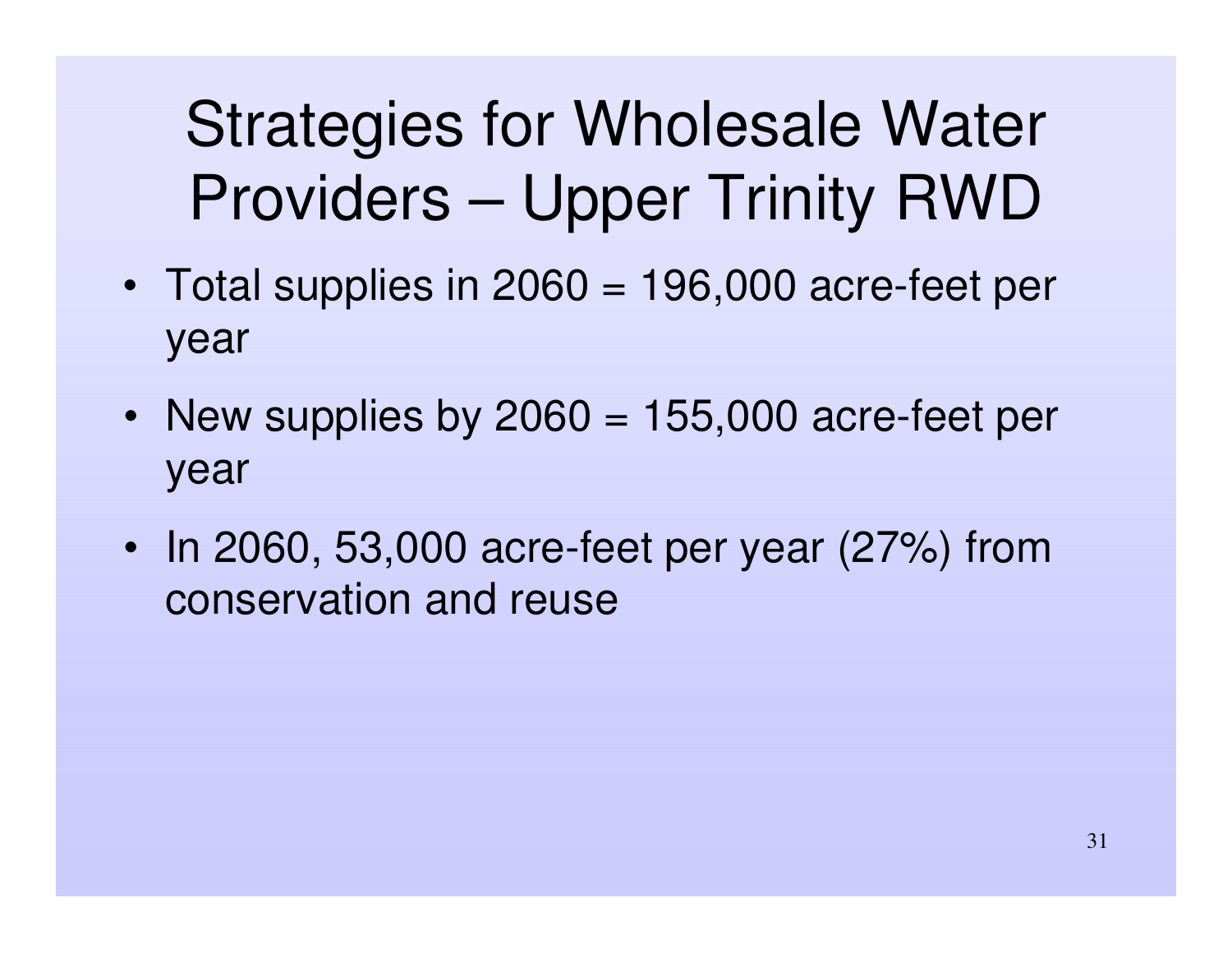# Strategies for Wholesale Water Providers – Upper Trinity RWD

- Total supplies in 2060 = 196,000 acre-feet per year
- New supplies by 2060 = 155,000 acre-feet per year
- In 2060, 53,000 acre-feet per year (27%) from conservation and reuse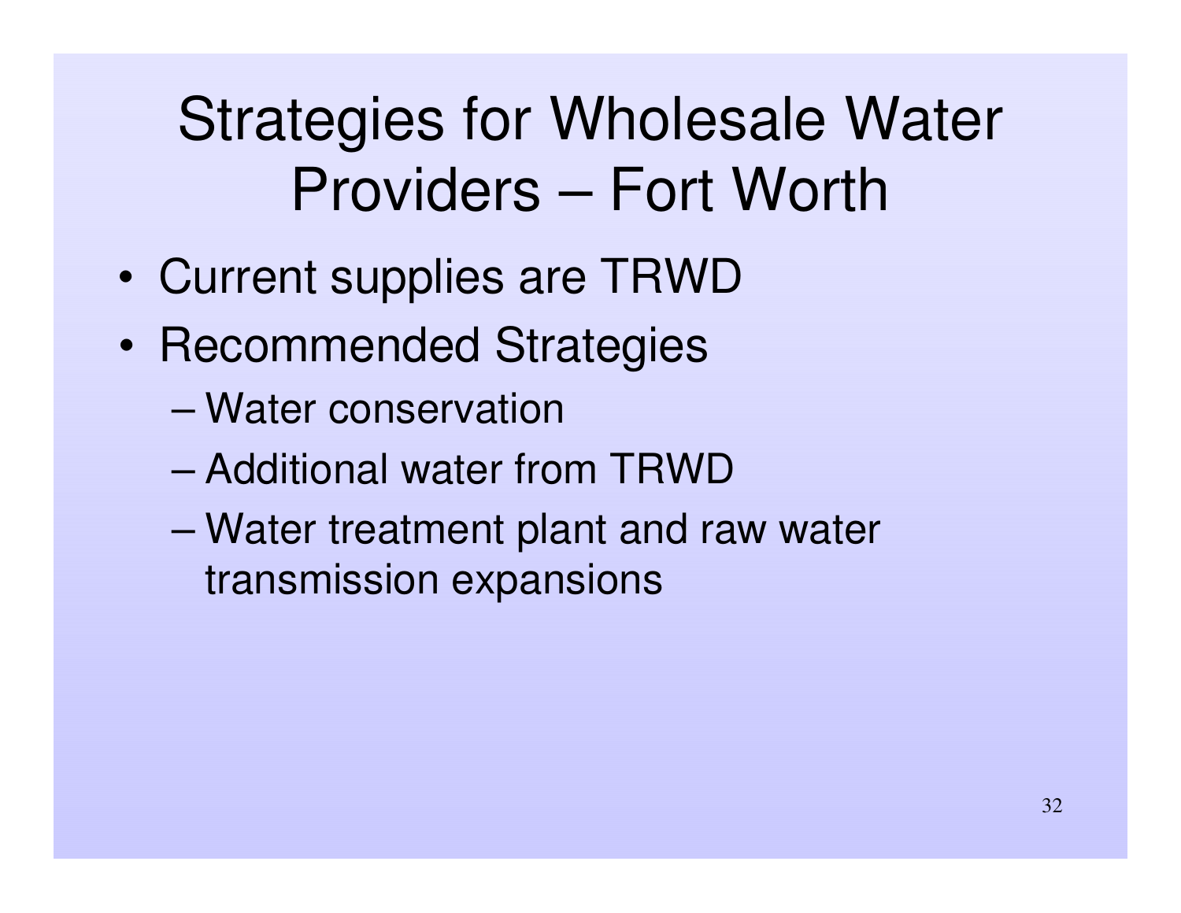# Strategies for Wholesale Water Providers – Fort Worth

- Current supplies are TRWD
- Recommended Strategies
  - Water conservation
  - Additional water from TRWD
  - Water treatment plant and raw water transmission expansions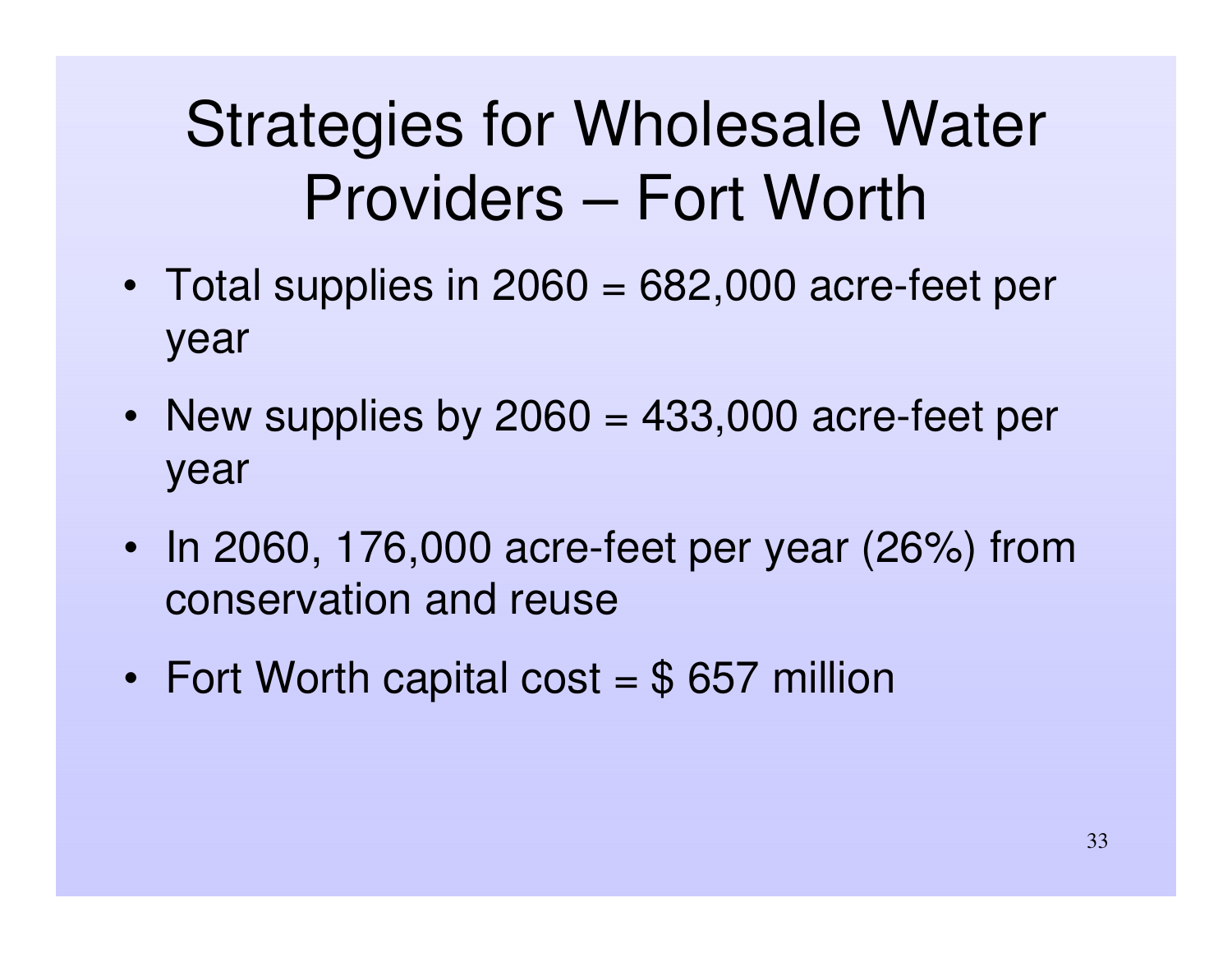# Strategies for Wholesale Water Providers – Fort Worth

- Total supplies in 2060 = 682,000 acre-feet per year
- New supplies by 2060 = 433,000 acre-feet per year
- In 2060, 176,000 acre-feet per year (26%) from conservation and reuse
- Fort Worth capital cost = $ 657 million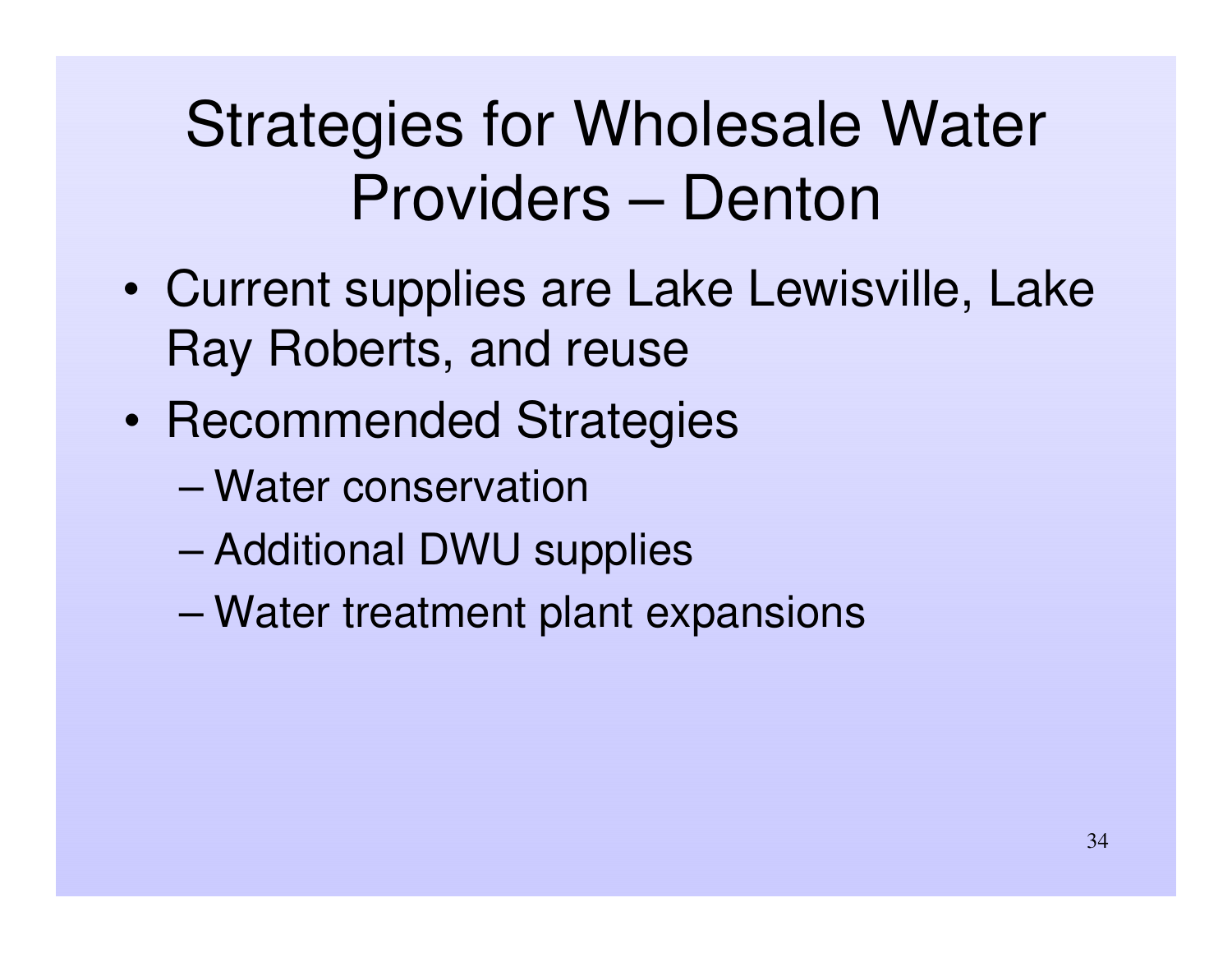# Strategies for Wholesale Water Providers – Denton

- Current supplies are Lake Lewisville, Lake Ray Roberts, and reuse
- Recommended Strategies
  - Water conservation
  - Additional DWU supplies
  - Water treatment plant expansions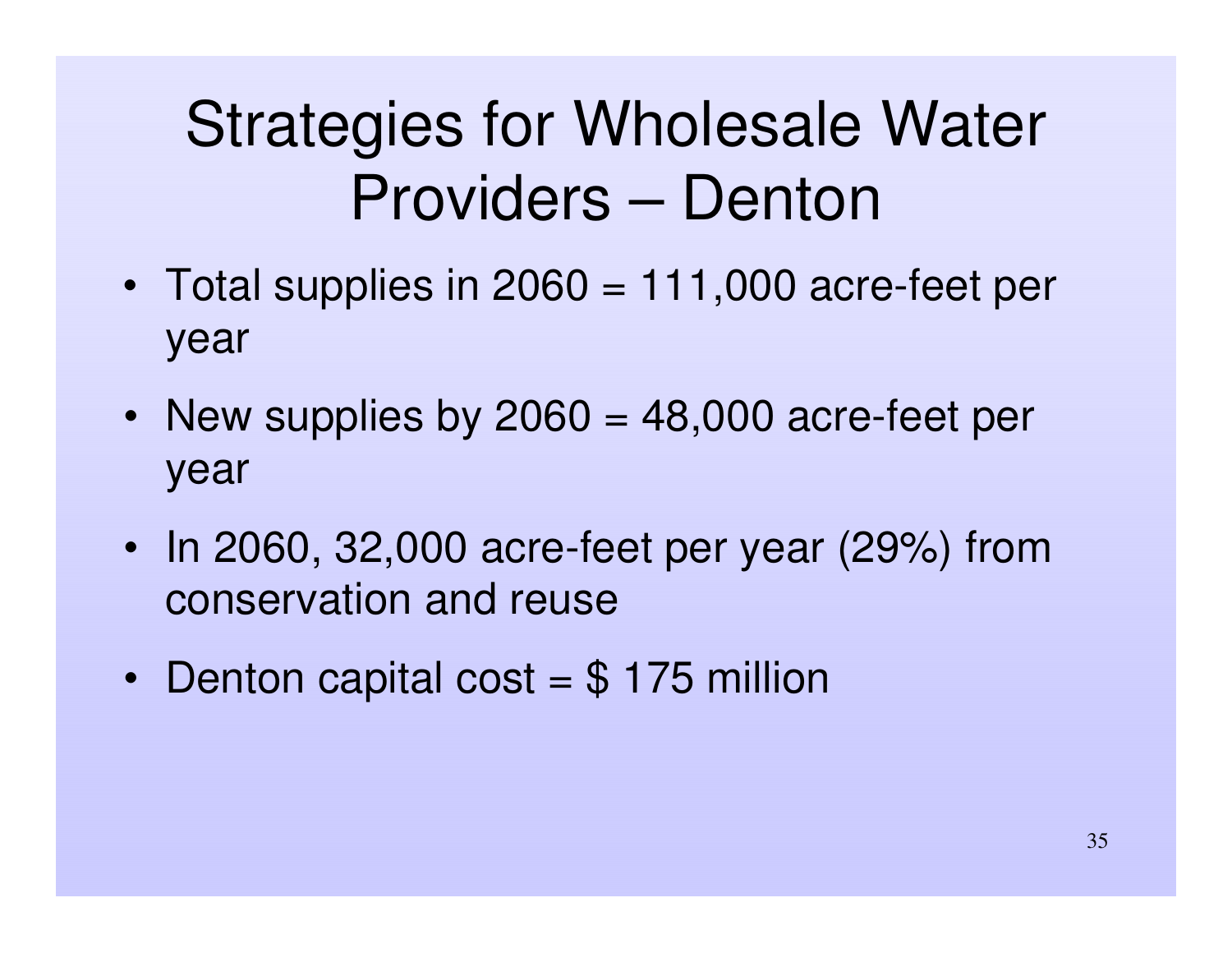# Strategies for Wholesale Water Providers – Denton

- Total supplies in 2060 = 111,000 acre-feet per year
- New supplies by 2060 = 48,000 acre-feet per year
- In 2060, 32,000 acre-feet per year (29%) from conservation and reuse
- Denton capital cost = $ 175 million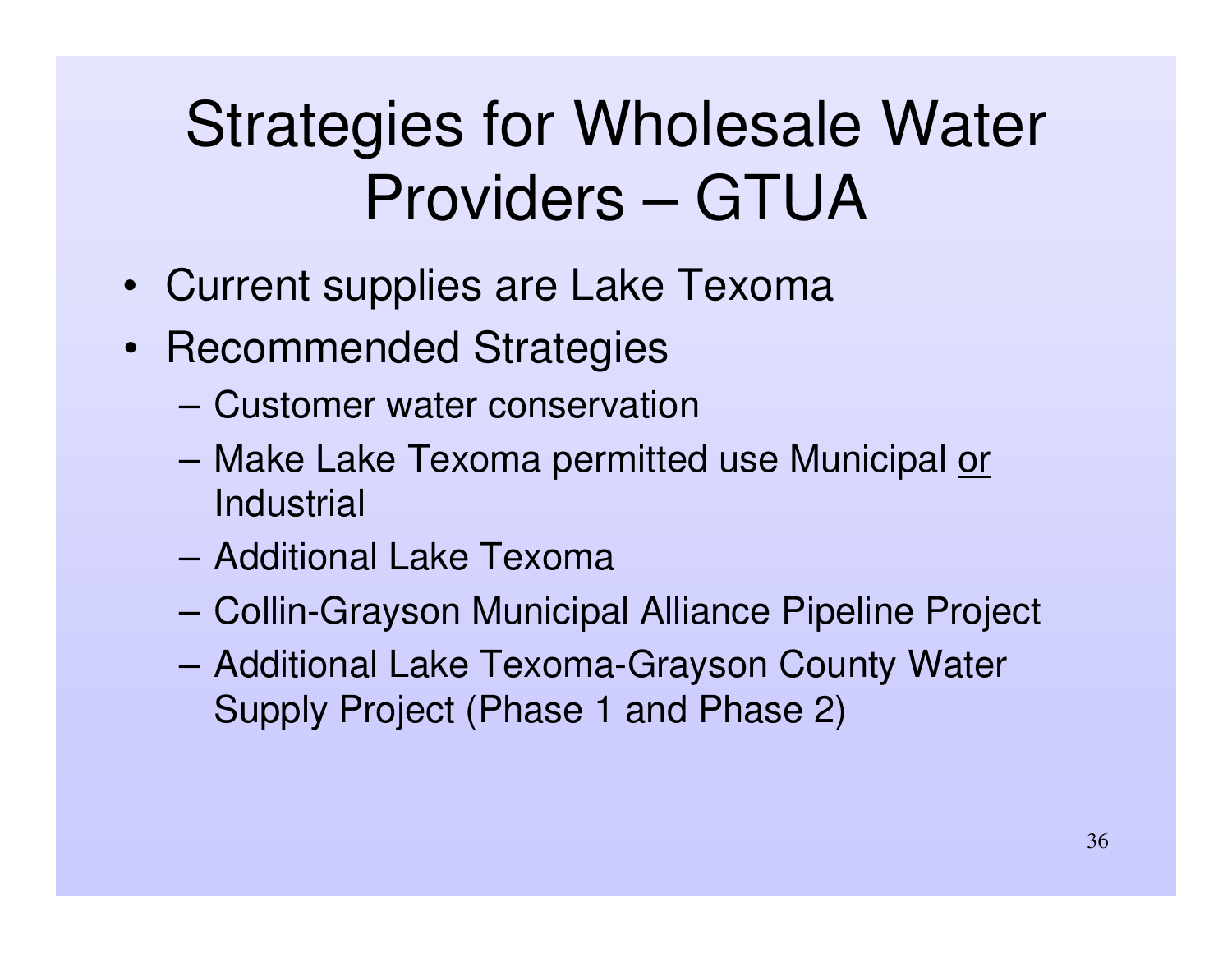# Strategies for Wholesale Water Providers – GTUA

- Current supplies are Lake Texoma
- Recommended Strategies
  - Customer water conservation
  - Make Lake Texoma permitted use Municipal or Industrial
  - Additional Lake Texoma
  - Collin-Grayson Municipal Alliance Pipeline Project
  - Additional Lake Texoma-Grayson County Water Supply Project (Phase 1 and Phase 2)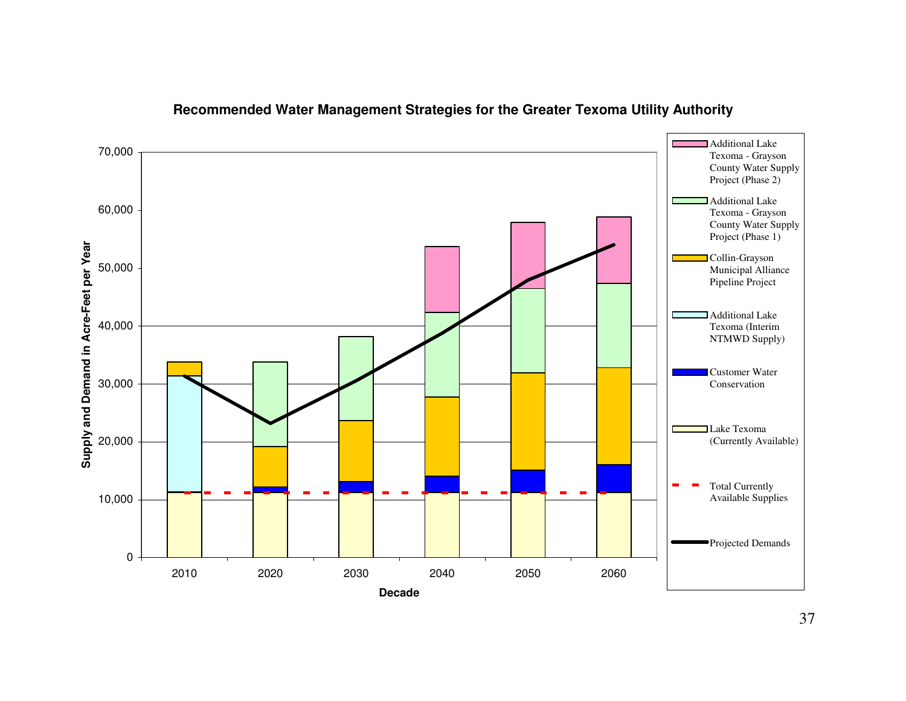**Recommended Water Management Strategies for the Greater Texoma Utility Authority**

Supply and Demand in Acre-Feet per Year (vertical axis, 0 to 70,000); Decade (horizontal axis: 2010, 2020, 2030, 2040, 2050, 2060)

Legend:
- Additional Lake Texoma - Grayson County Water Supply Project (Phase 2)
- Additional Lake Texoma - Grayson County Water Supply Project (Phase 1)
- Collin-Grayson Municipal Alliance Pipeline Project
- Additional Lake Texoma (Interim NTMWD Supply)
- Customer Water Conservation
- Lake Texoma (Currently Available)
- Total Currently Available Supplies
- Projected Demands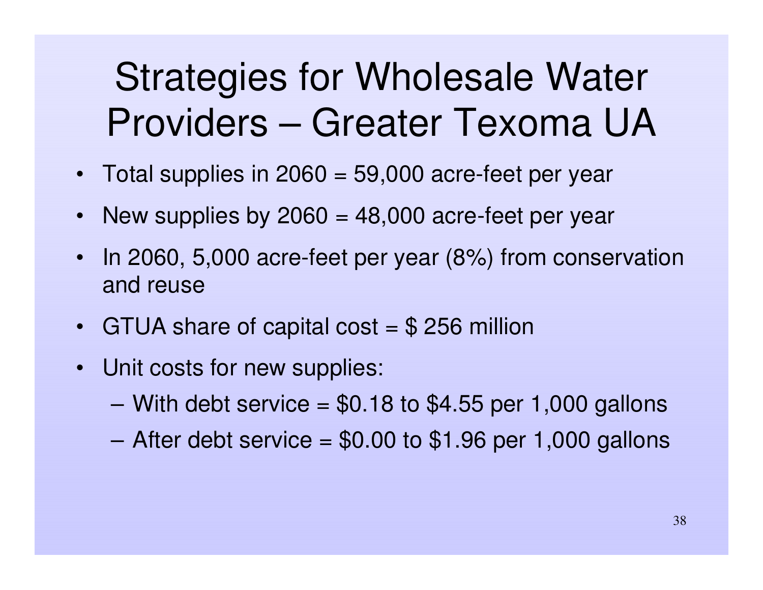# Strategies for Wholesale Water Providers – Greater Texoma UA

- Total supplies in 2060 = 59,000 acre-feet per year
- New supplies by 2060 = 48,000 acre-feet per year
- In 2060, 5,000 acre-feet per year (8%) from conservation and reuse
- GTUA share of capital cost = $ 256 million
- Unit costs for new supplies:
  - With debt service = $0.18 to $4.55 per 1,000 gallons
  - After debt service = $0.00 to $1.96 per 1,000 gallons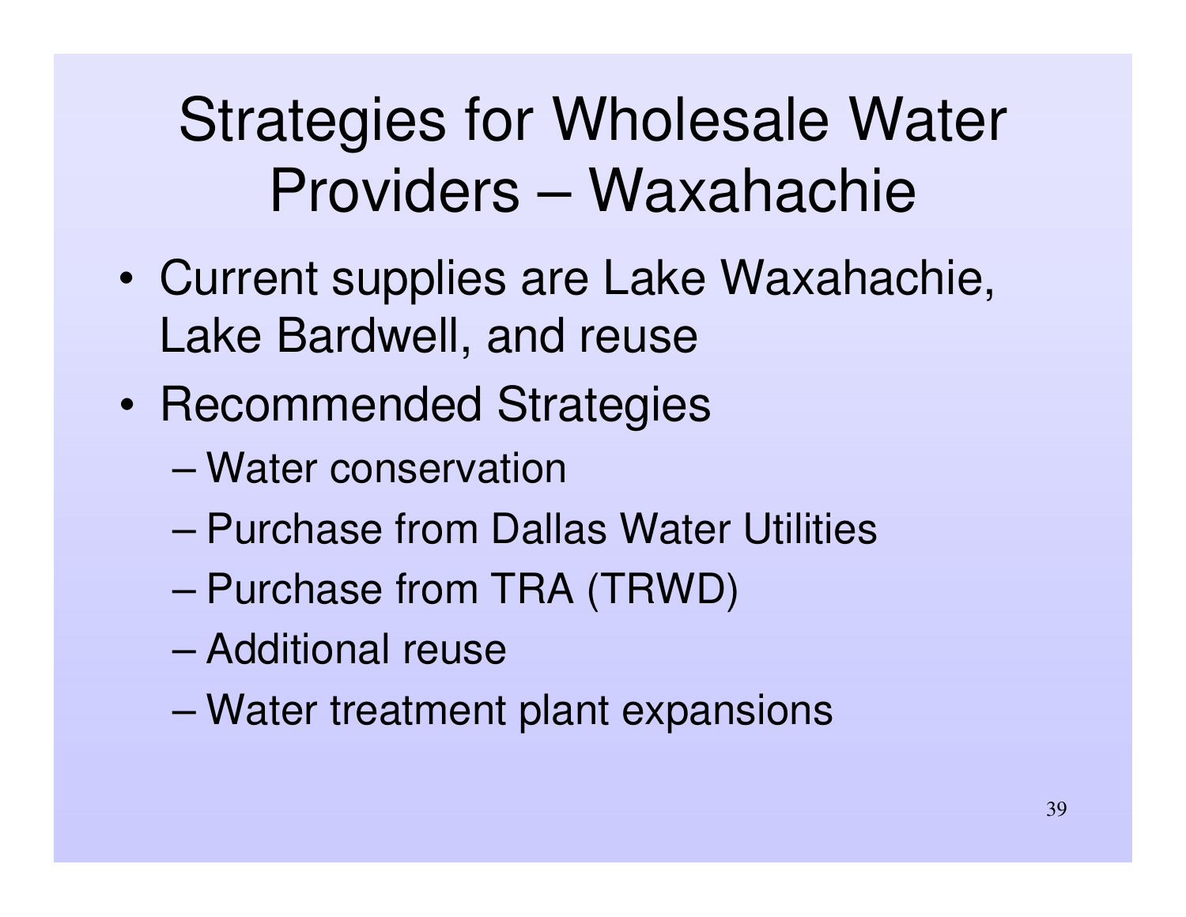# Strategies for Wholesale Water Providers – Waxahachie

- Current supplies are Lake Waxahachie, Lake Bardwell, and reuse
- Recommended Strategies
  - Water conservation
  - Purchase from Dallas Water Utilities
  - Purchase from TRA (TRWD)
  - Additional reuse
  - Water treatment plant expansions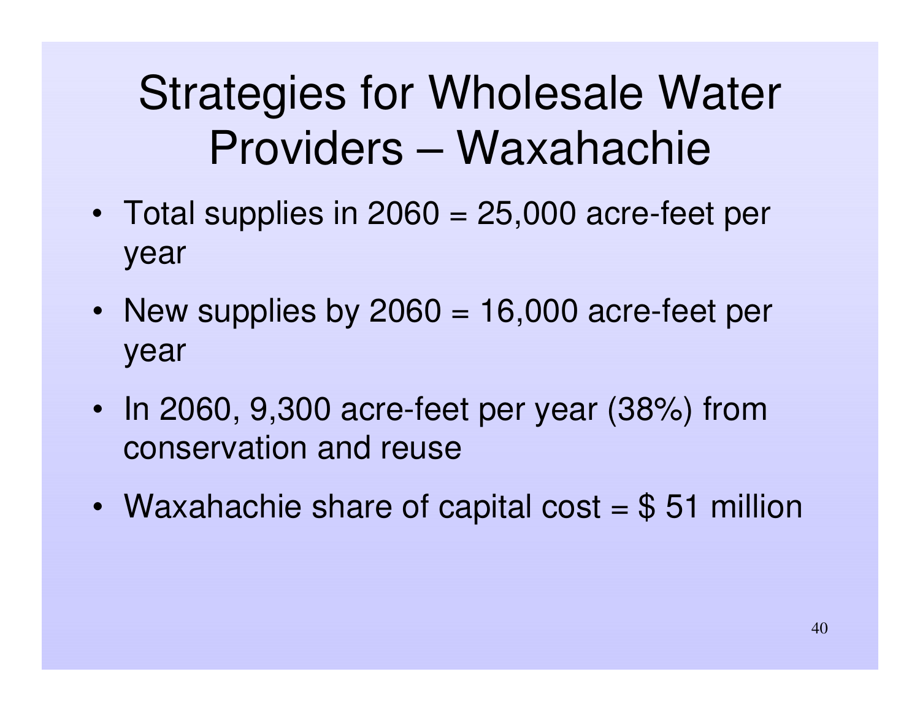# Strategies for Wholesale Water Providers – Waxahachie

- Total supplies in 2060 = 25,000 acre-feet per year
- New supplies by 2060 = 16,000 acre-feet per year
- In 2060, 9,300 acre-feet per year (38%) from conservation and reuse
- Waxahachie share of capital cost = $ 51 million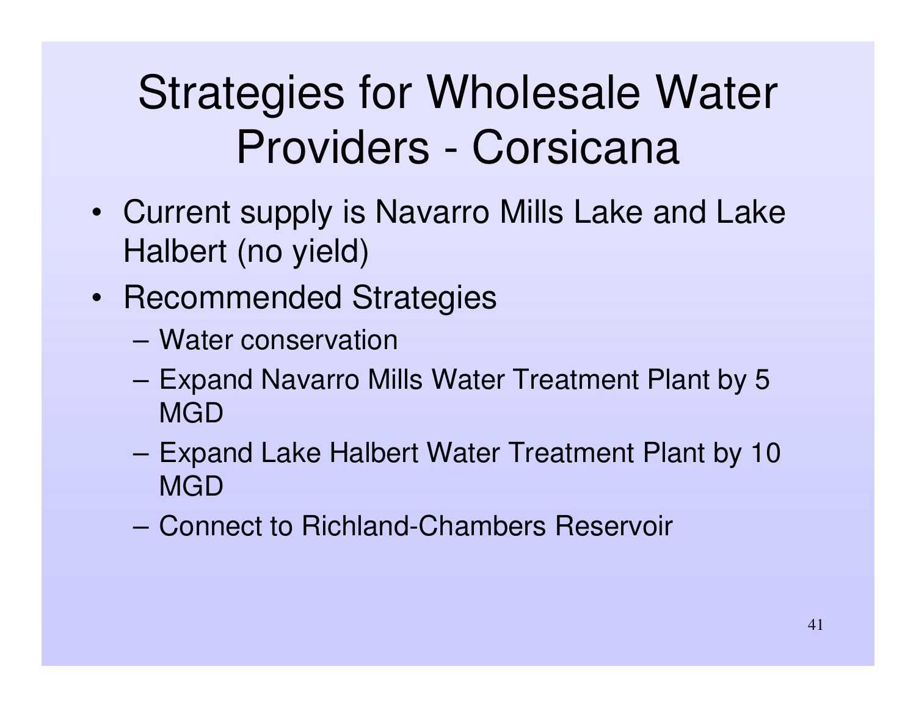# Strategies for Wholesale Water Providers - Corsicana

- Current supply is Navarro Mills Lake and Lake Halbert (no yield)
- Recommended Strategies
  - Water conservation
  - Expand Navarro Mills Water Treatment Plant by 5 MGD
  - Expand Lake Halbert Water Treatment Plant by 10 MGD
  - Connect to Richland-Chambers Reservoir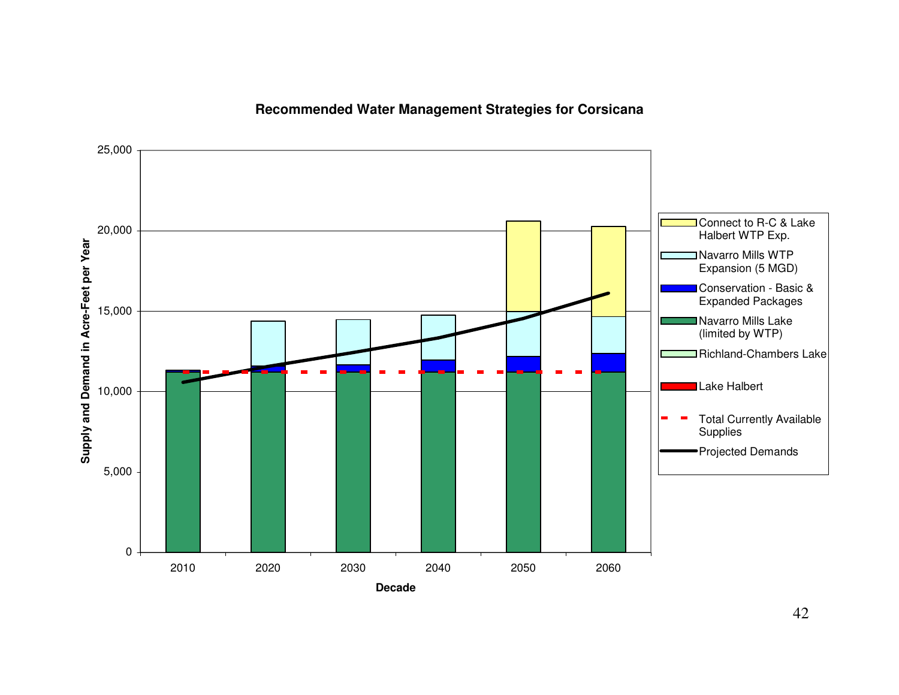## Recommended Water Management Strategies for Corsicana

Supply and Demand in Acre-Feet per Year

25,000
20,000
15,000
10,000
5,000
0

2010 2020 2030 2040 2050 2060

Decade

- Connect to R-C & Lake Halbert WTP Exp.
- Navarro Mills WTP Expansion (5 MGD)
- Conservation - Basic & Expanded Packages
- Navarro Mills Lake (limited by WTP)
- Richland-Chambers Lake
- Lake Halbert
- Total Currently Available Supplies
- Projected Demands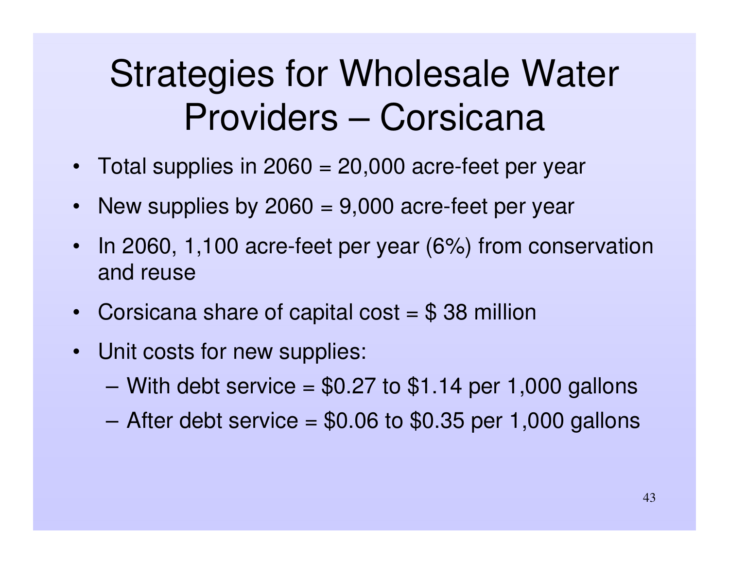# Strategies for Wholesale Water Providers – Corsicana

- Total supplies in 2060 = 20,000 acre-feet per year
- New supplies by 2060 = 9,000 acre-feet per year
- In 2060, 1,100 acre-feet per year (6%) from conservation and reuse
- Corsicana share of capital cost = $ 38 million
- Unit costs for new supplies:
  - With debt service = $0.27 to $1.14 per 1,000 gallons
  - After debt service = $0.06 to $0.35 per 1,000 gallons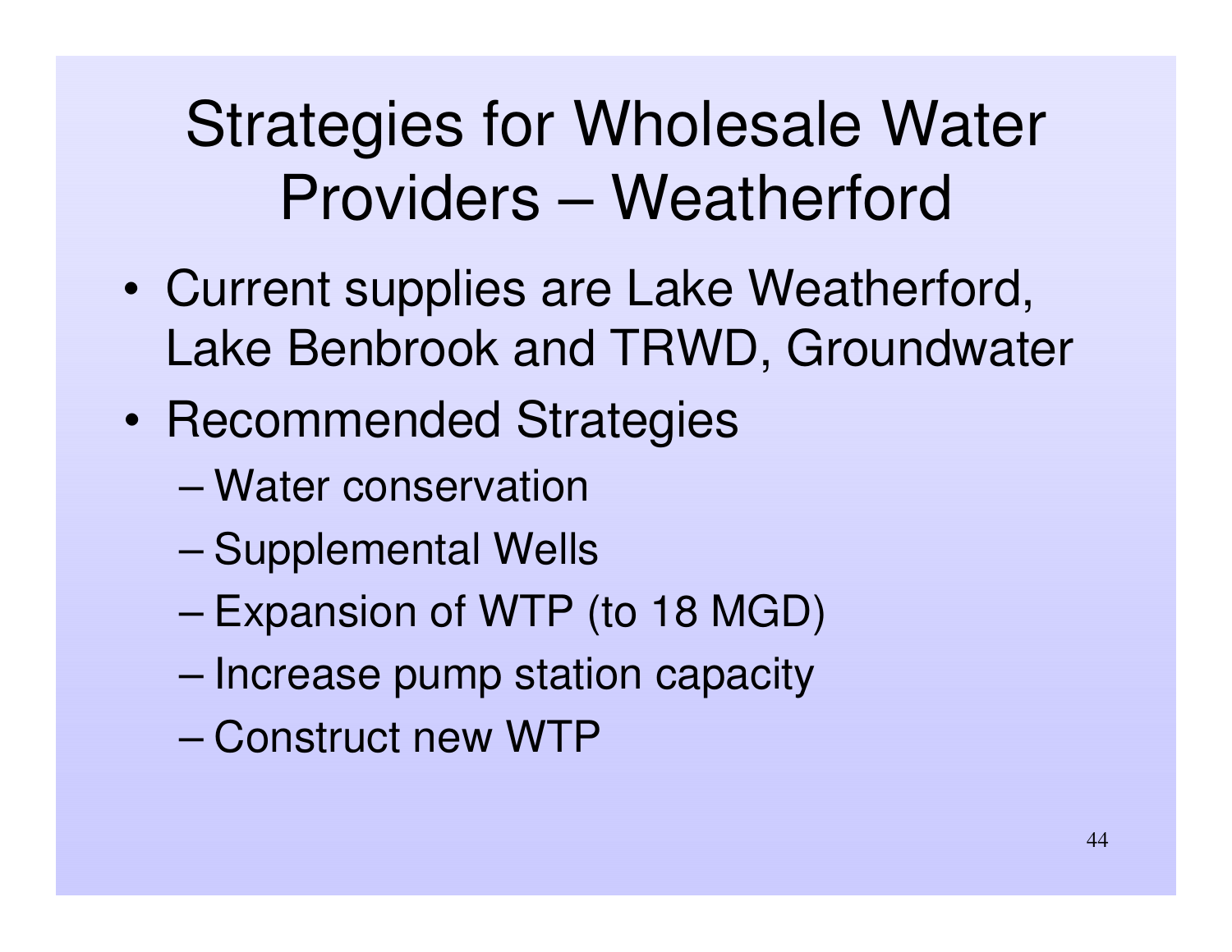# Strategies for Wholesale Water Providers – Weatherford

- Current supplies are Lake Weatherford, Lake Benbrook and TRWD, Groundwater
- Recommended Strategies
  - Water conservation
  - Supplemental Wells
  - Expansion of WTP (to 18 MGD)
  - Increase pump station capacity
  - Construct new WTP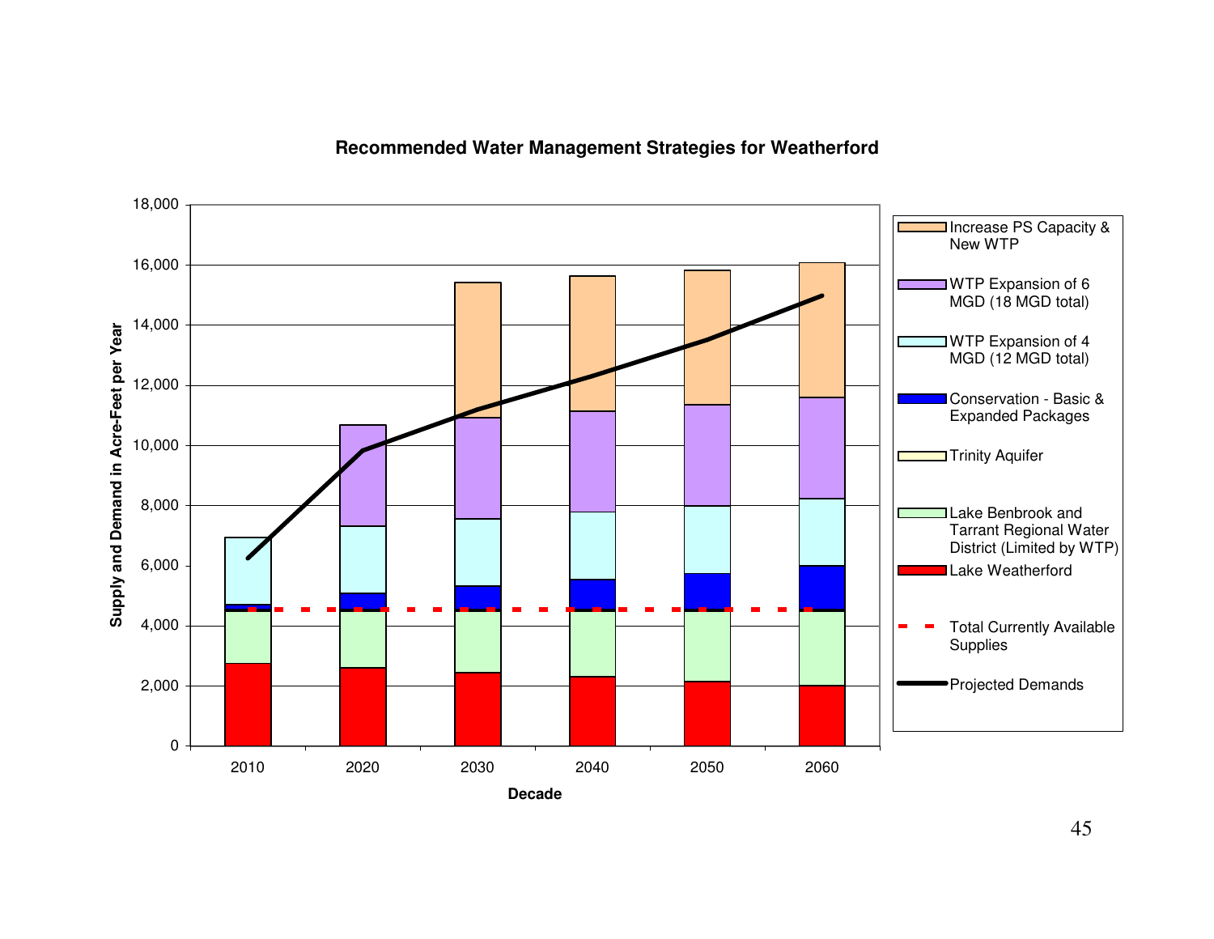**Recommended Water Management Strategies for Weatherford**

Supply and Demand in Acre-Feet per Year (y-axis: 0 to 18,000); Decade (x-axis: 2010, 2020, 2030, 2040, 2050, 2060)

Legend:

- Increase PS Capacity & New WTP
- WTP Expansion of 6 MGD (18 MGD total)
- WTP Expansion of 4 MGD (12 MGD total)
- Conservation - Basic & Expanded Packages
- Trinity Aquifer
- Lake Benbrook and Tarrant Regional Water District (Limited by WTP)
- Lake Weatherford
- Total Currently Available Supplies
- Projected Demands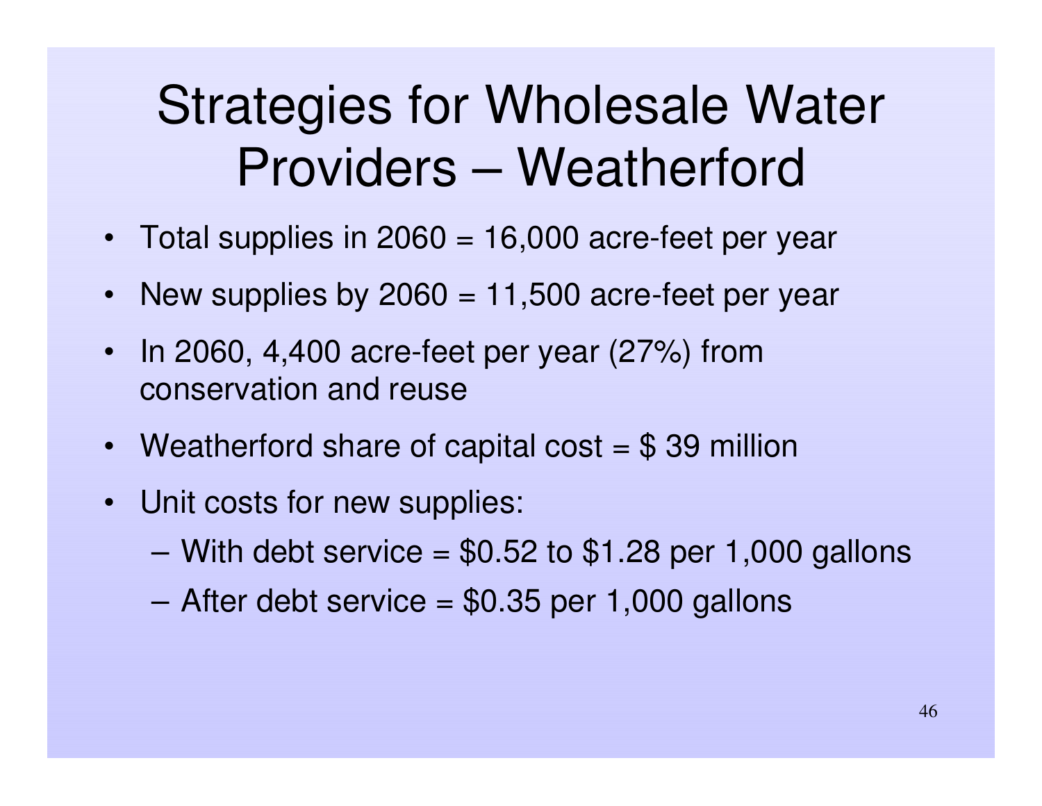# Strategies for Wholesale Water Providers – Weatherford

- Total supplies in 2060 = 16,000 acre-feet per year
- New supplies by 2060 = 11,500 acre-feet per year
- In 2060, 4,400 acre-feet per year (27%) from conservation and reuse
- Weatherford share of capital cost = $ 39 million
- Unit costs for new supplies:
  - With debt service = $0.52 to $1.28 per 1,000 gallons
  - After debt service = $0.35 per 1,000 gallons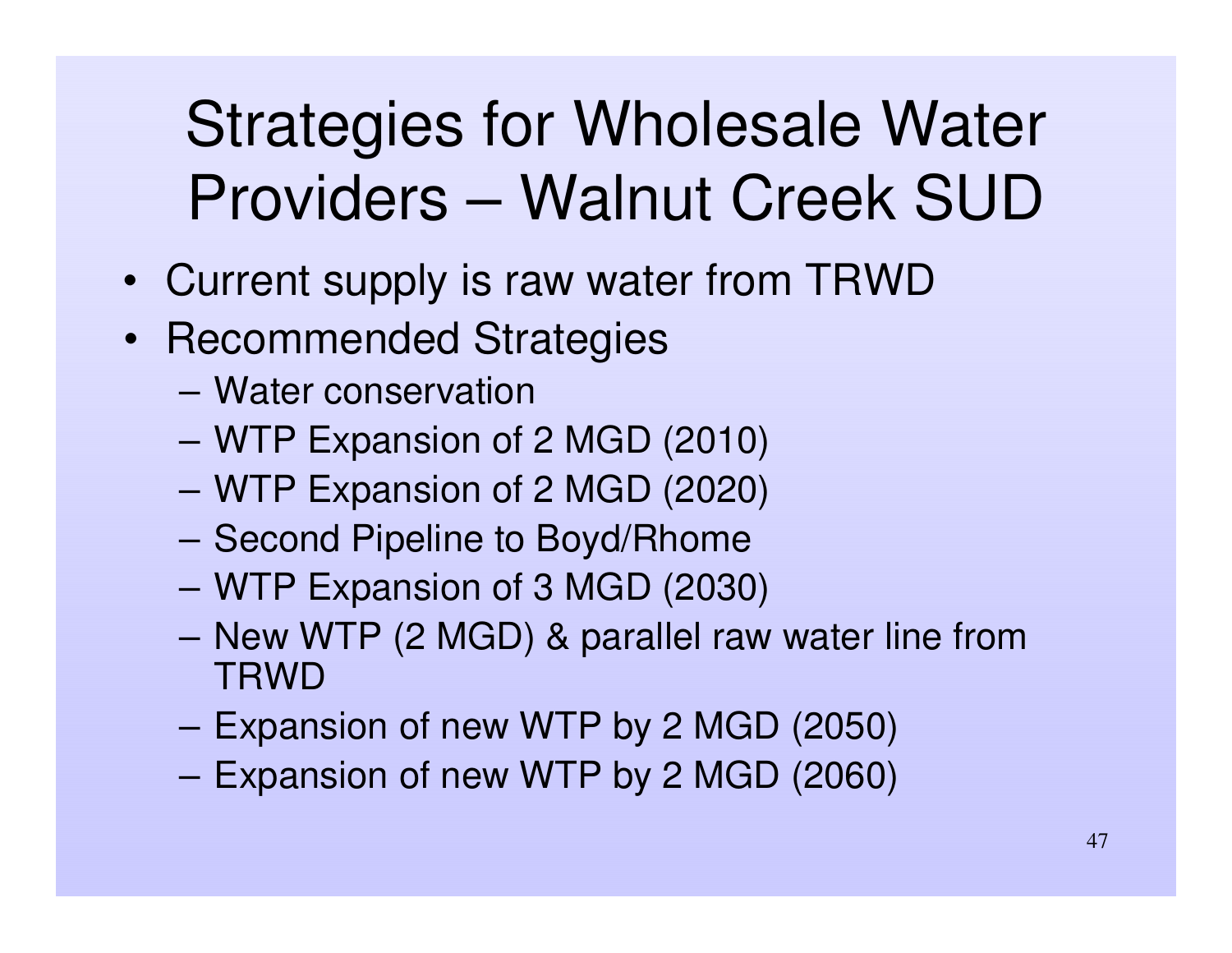# Strategies for Wholesale Water Providers – Walnut Creek SUD

- Current supply is raw water from TRWD
- Recommended Strategies
  - Water conservation
  - WTP Expansion of 2 MGD (2010)
  - WTP Expansion of 2 MGD (2020)
  - Second Pipeline to Boyd/Rhome
  - WTP Expansion of 3 MGD (2030)
  - New WTP (2 MGD) & parallel raw water line from TRWD
  - Expansion of new WTP by 2 MGD (2050)
  - Expansion of new WTP by 2 MGD (2060)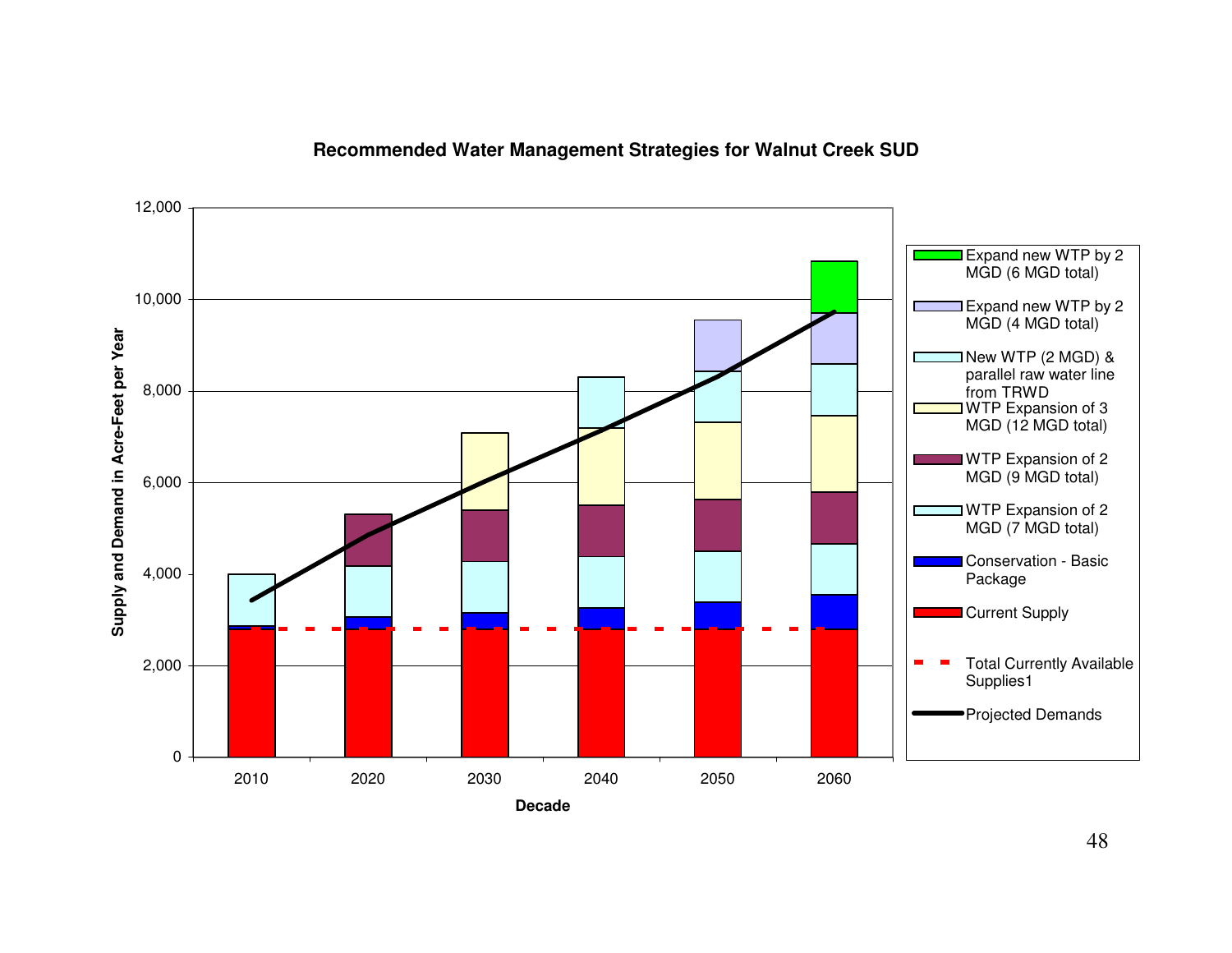**Recommended Water Management Strategies for Walnut Creek SUD**

Supply and Demand in Acre-Feet per Year (y-axis: 0 – 12,000); Decade (x-axis: 2010, 2020, 2030, 2040, 2050, 2060)

Legend:

- Expand new WTP by 2 MGD (6 MGD total)
- Expand new WTP by 2 MGD (4 MGD total)
- New WTP (2 MGD) & parallel raw water line from TRWD
- WTP Expansion of 3 MGD (12 MGD total)
- WTP Expansion of 2 MGD (9 MGD total)
- WTP Expansion of 2 MGD (7 MGD total)
- Conservation - Basic Package
- Current Supply
- Total Currently Available Supplies1
- Projected Demands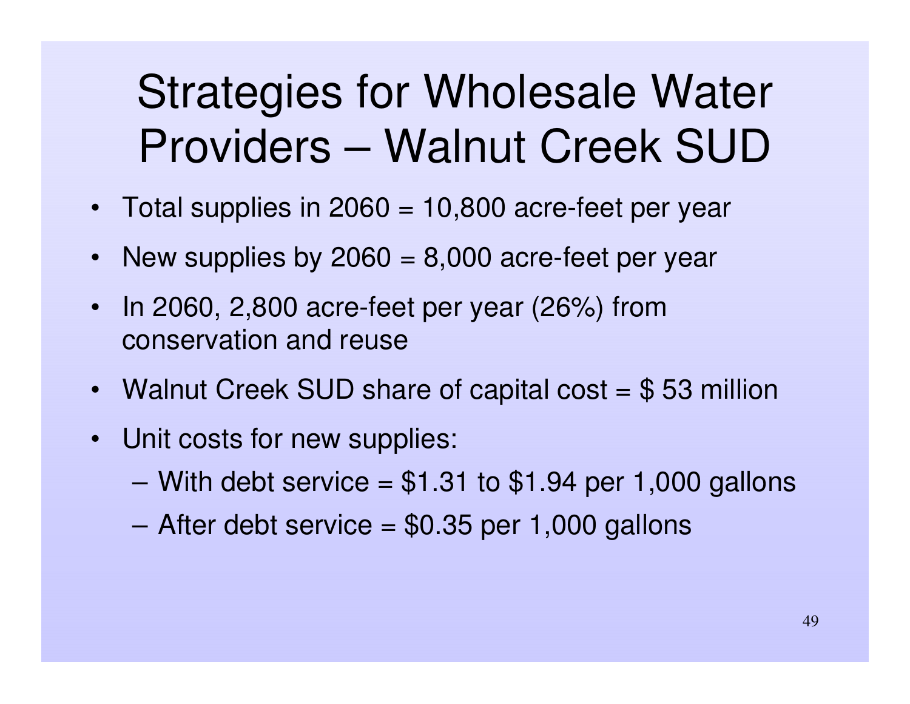# Strategies for Wholesale Water Providers – Walnut Creek SUD

- Total supplies in 2060 = 10,800 acre-feet per year
- New supplies by 2060 = 8,000 acre-feet per year
- In 2060, 2,800 acre-feet per year (26%) from conservation and reuse
- Walnut Creek SUD share of capital cost = $ 53 million
- Unit costs for new supplies:
  - With debt service = $1.31 to $1.94 per 1,000 gallons
  - After debt service = $0.35 per 1,000 gallons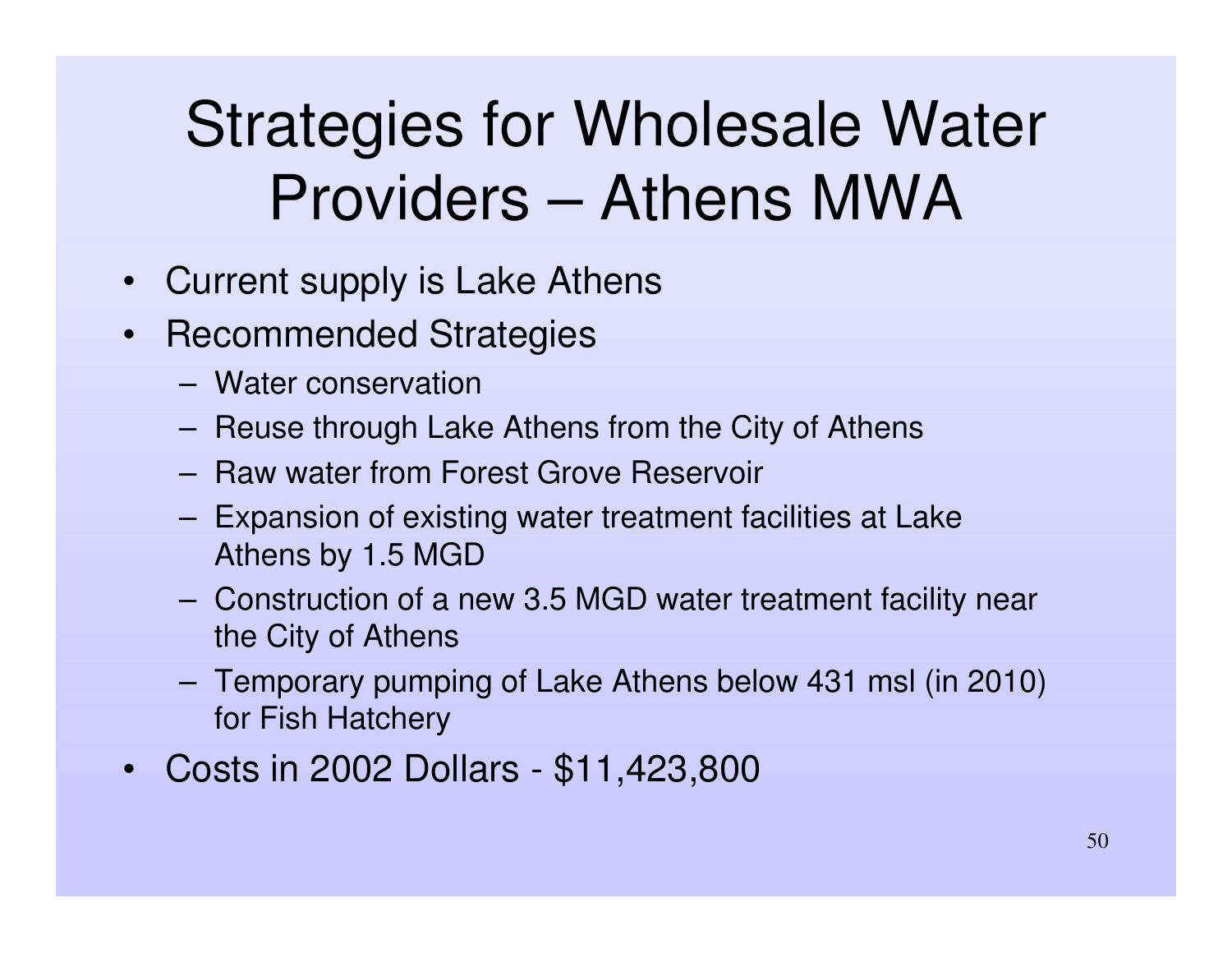# Strategies for Wholesale Water Providers – Athens MWA

- Current supply is Lake Athens
- Recommended Strategies
  - Water conservation
  - Reuse through Lake Athens from the City of Athens
  - Raw water from Forest Grove Reservoir
  - Expansion of existing water treatment facilities at Lake Athens by 1.5 MGD
  - Construction of a new 3.5 MGD water treatment facility near the City of Athens
  - Temporary pumping of Lake Athens below 431 msl (in 2010) for Fish Hatchery
- Costs in 2002 Dollars - $11,423,800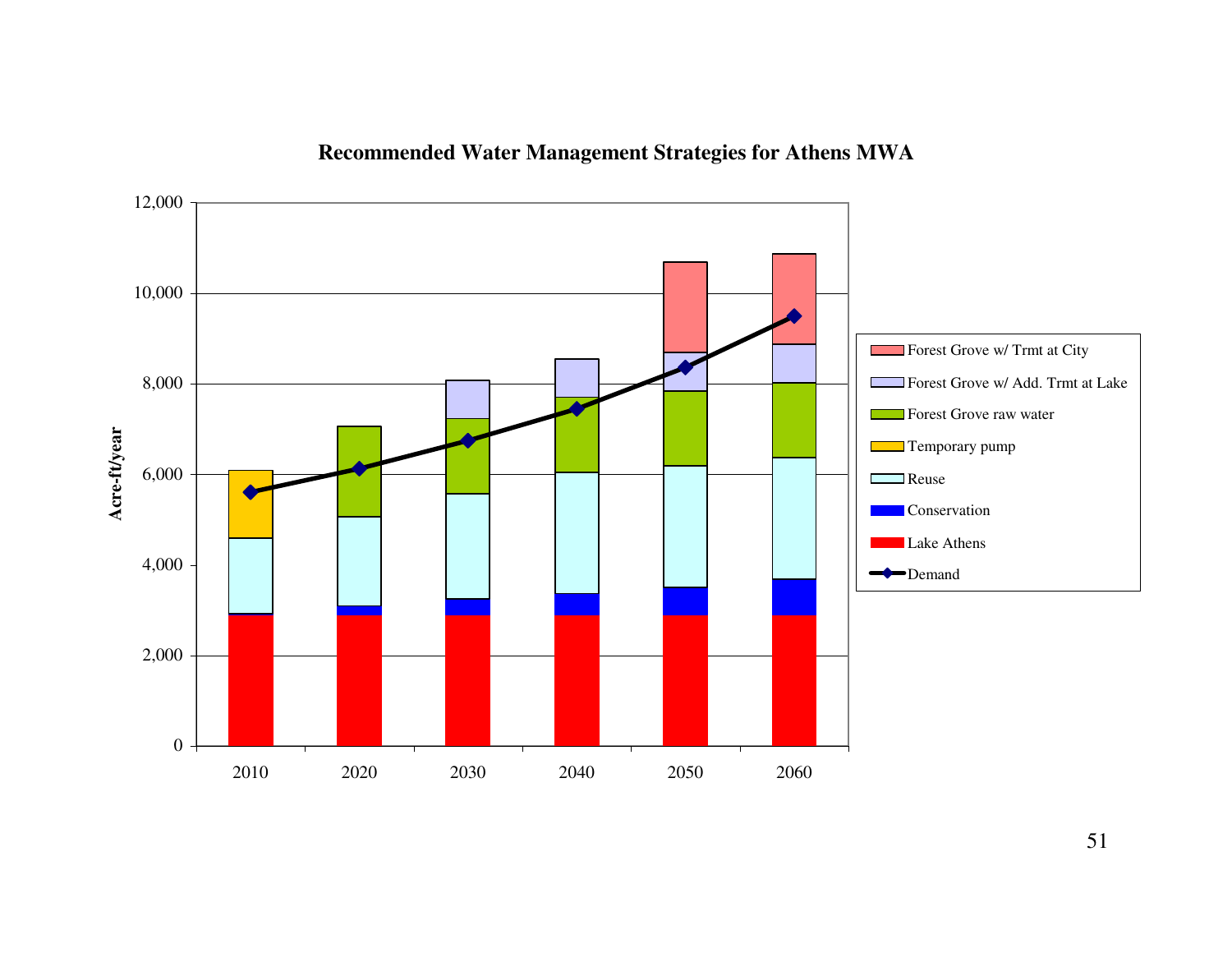## Recommended Water Management Strategies for Athens MWA

Acre-ft/year

12,000
10,000
8,000
6,000
4,000
2,000
0

2010 2020 2030 2040 2050 2060

- Forest Grove w/ Trmt at City
- Forest Grove w/ Add. Trmt at Lake
- Forest Grove raw water
- Temporary pump
- Reuse
- Conservation
- Lake Athens
- Demand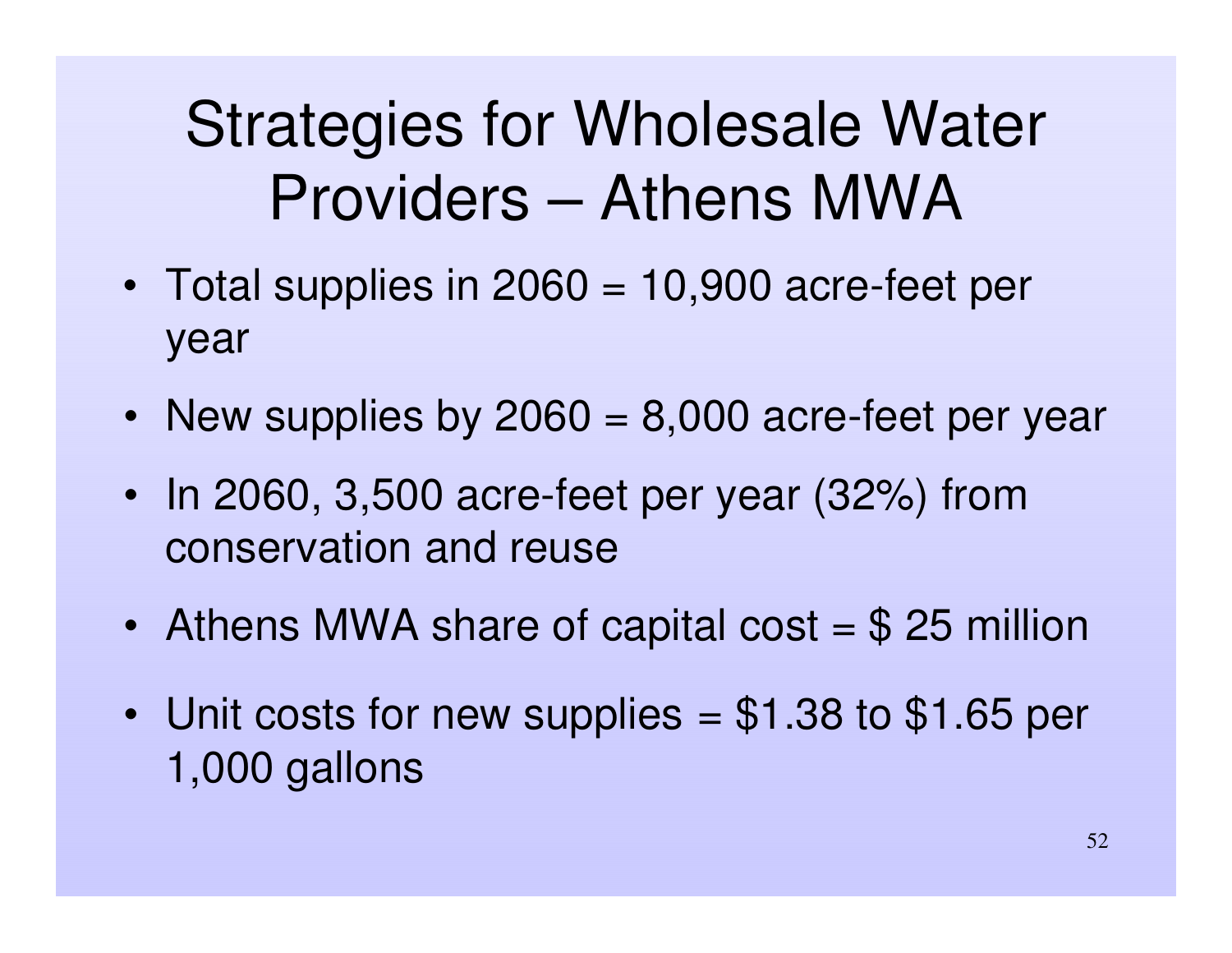# Strategies for Wholesale Water Providers – Athens MWA

- Total supplies in 2060 = 10,900 acre-feet per year
- New supplies by 2060 = 8,000 acre-feet per year
- In 2060, 3,500 acre-feet per year (32%) from conservation and reuse
- Athens MWA share of capital cost = $ 25 million
- Unit costs for new supplies = $1.38 to $1.65 per 1,000 gallons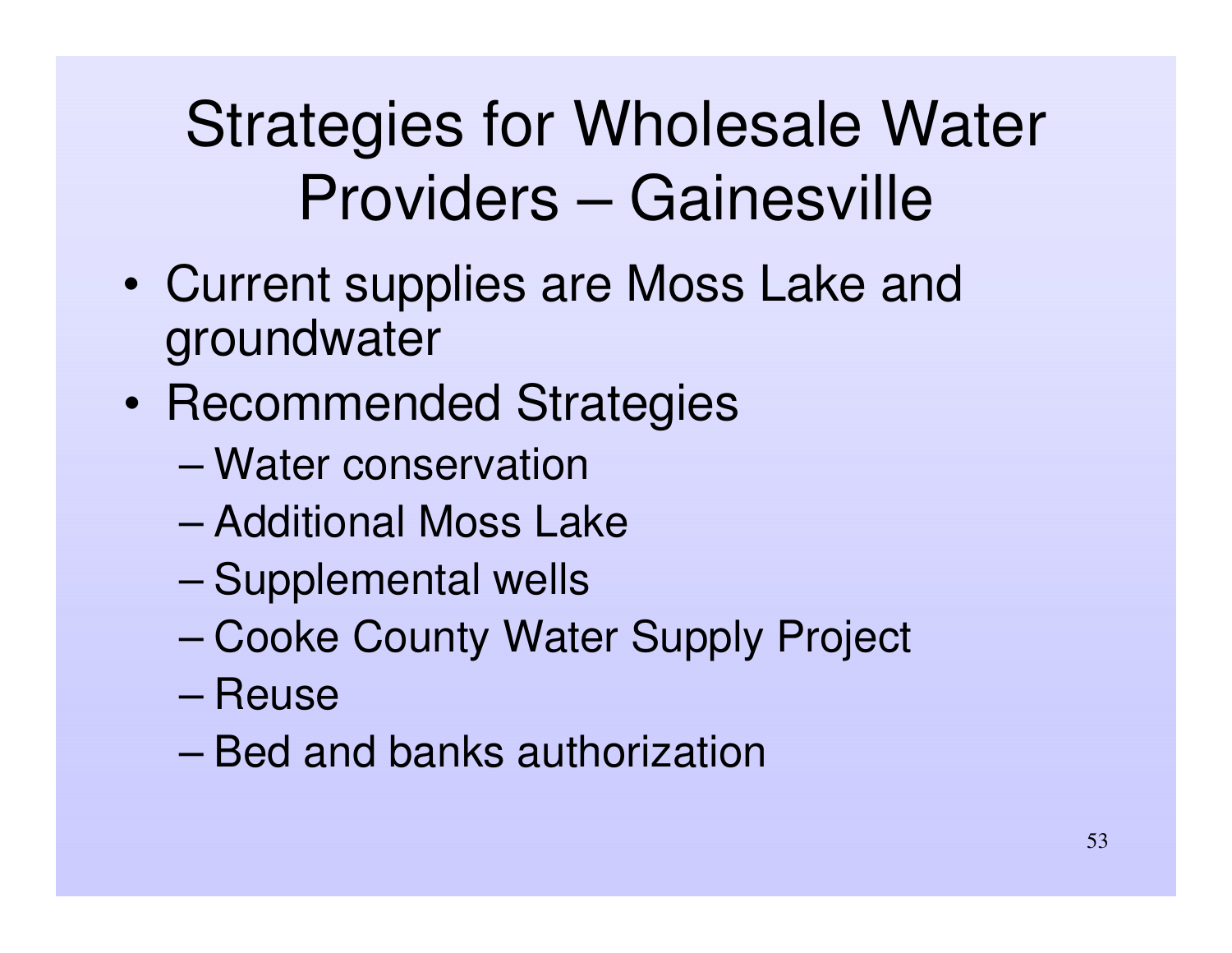# Strategies for Wholesale Water Providers – Gainesville

- Current supplies are Moss Lake and groundwater
- Recommended Strategies
  - Water conservation
  - Additional Moss Lake
  - Supplemental wells
  - Cooke County Water Supply Project
  - Reuse
  - Bed and banks authorization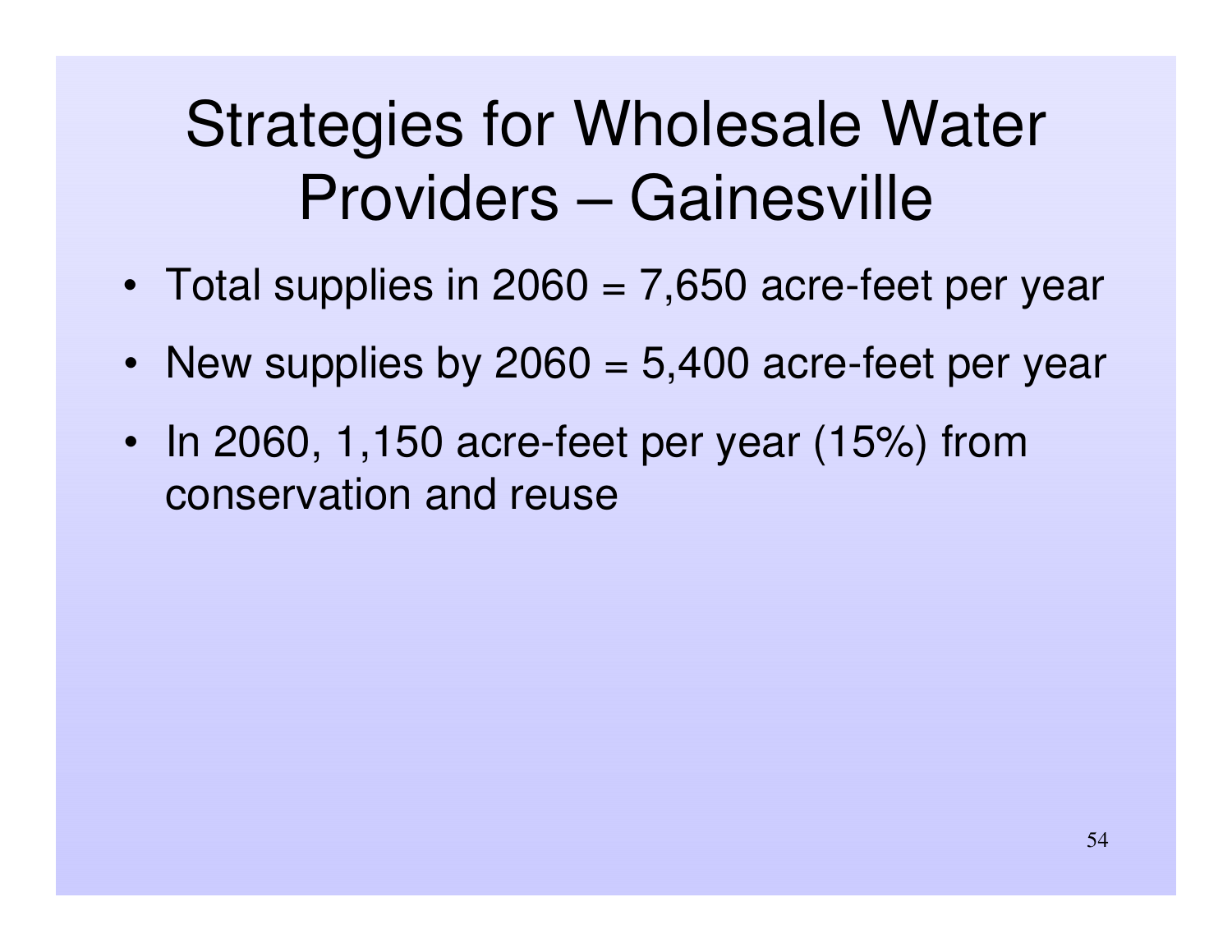# Strategies for Wholesale Water Providers – Gainesville

- Total supplies in 2060 = 7,650 acre-feet per year
- New supplies by 2060 = 5,400 acre-feet per year
- In 2060, 1,150 acre-feet per year (15%) from conservation and reuse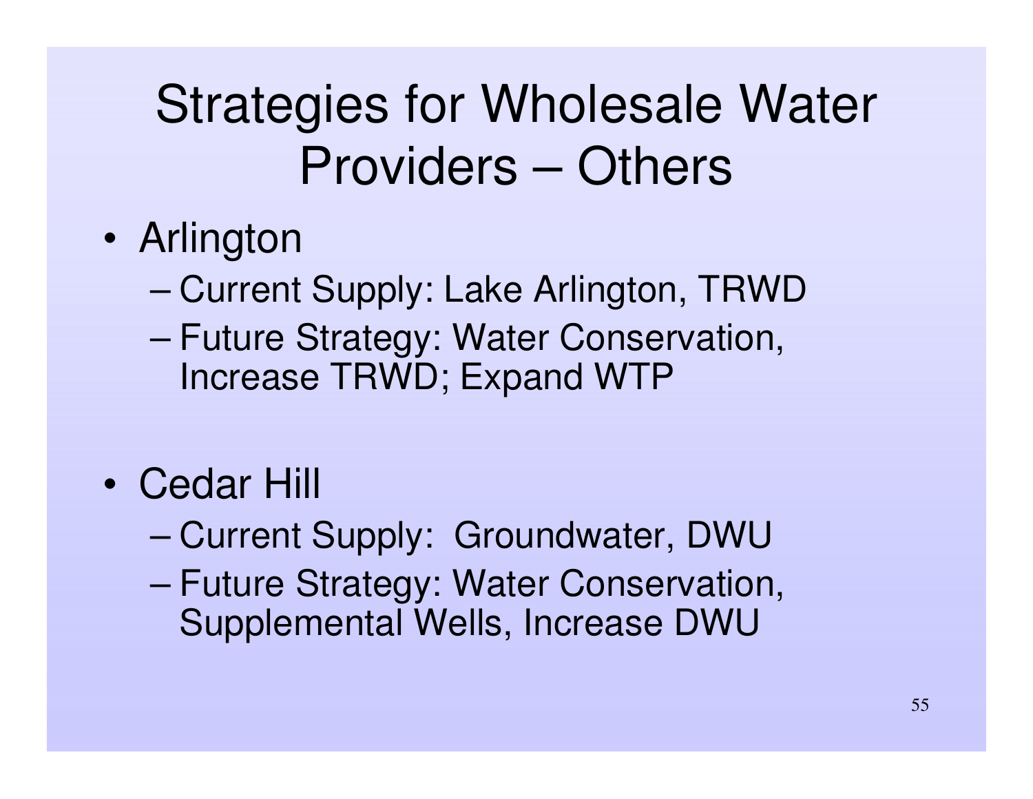# Strategies for Wholesale Water Providers – Others

- Arlington
  - Current Supply: Lake Arlington, TRWD
  - Future Strategy: Water Conservation, Increase TRWD; Expand WTP

- Cedar Hill
  - Current Supply: Groundwater, DWU
  - Future Strategy: Water Conservation, Supplemental Wells, Increase DWU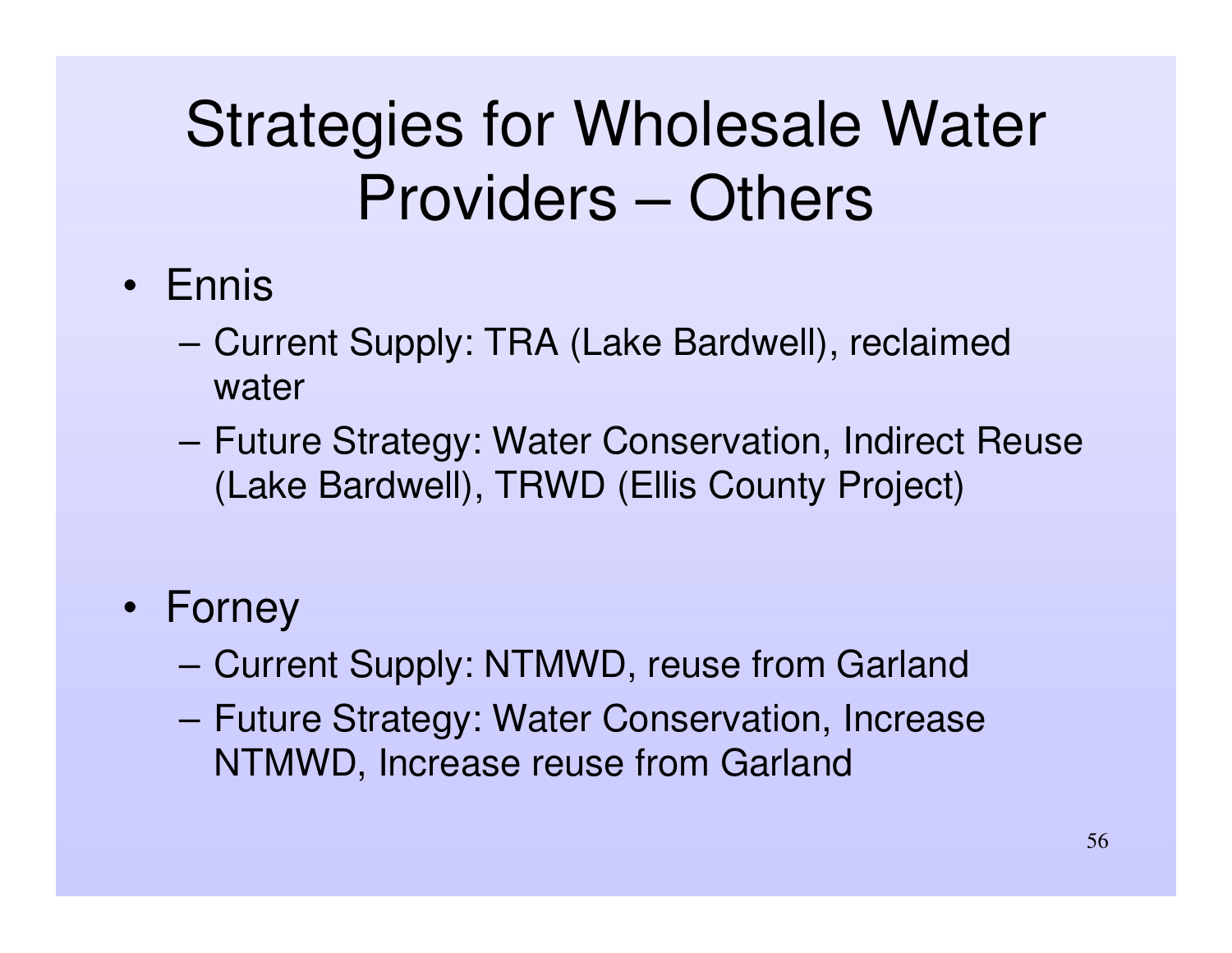# Strategies for Wholesale Water Providers – Others

- Ennis
  - Current Supply: TRA (Lake Bardwell), reclaimed water
  - Future Strategy: Water Conservation, Indirect Reuse (Lake Bardwell), TRWD (Ellis County Project)

- Forney
  - Current Supply: NTMWD, reuse from Garland
  - Future Strategy: Water Conservation, Increase NTMWD, Increase reuse from Garland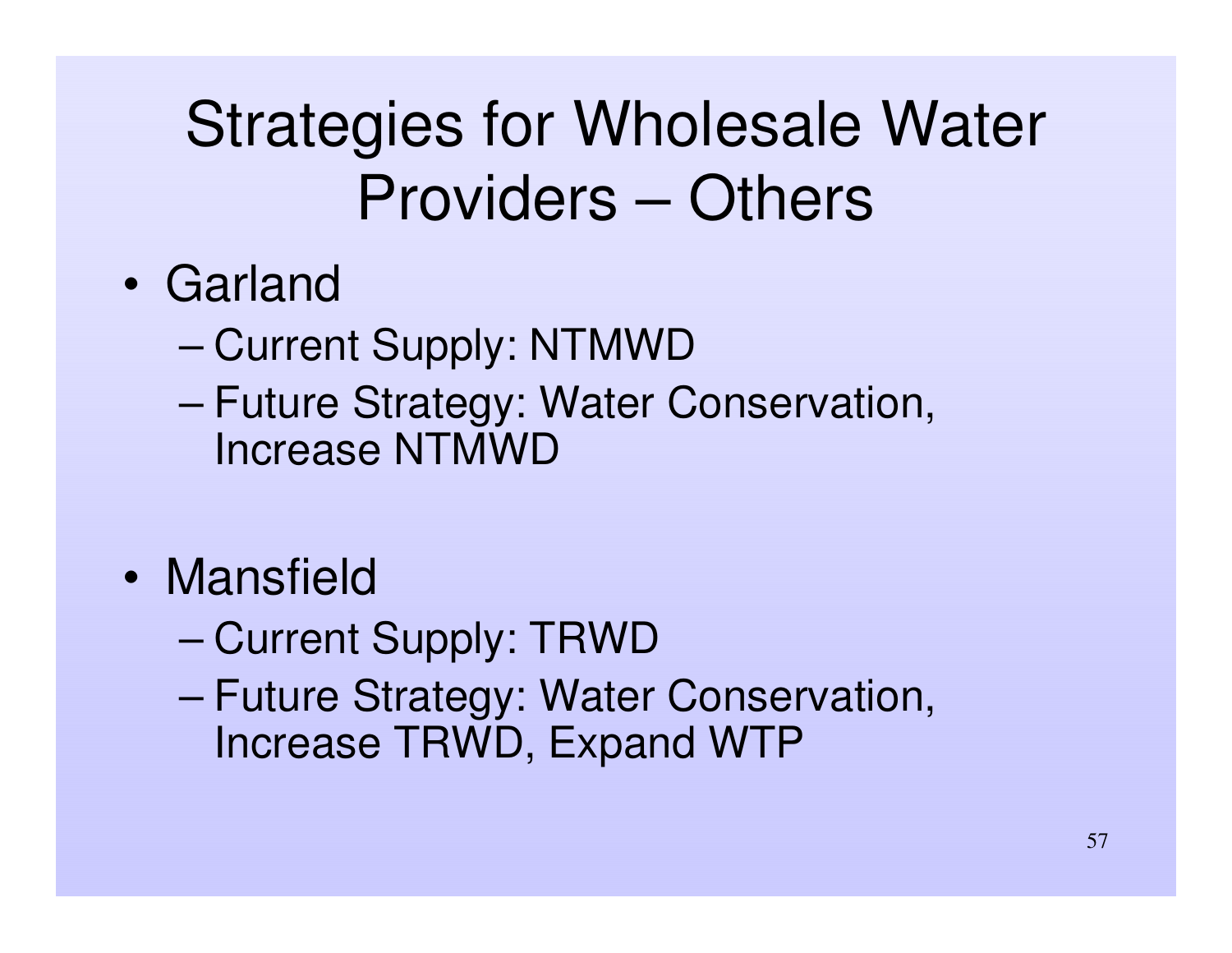# Strategies for Wholesale Water Providers – Others

- Garland
  - Current Supply: NTMWD
  - Future Strategy: Water Conservation, Increase NTMWD
- Mansfield
  - Current Supply: TRWD
  - Future Strategy: Water Conservation, Increase TRWD, Expand WTP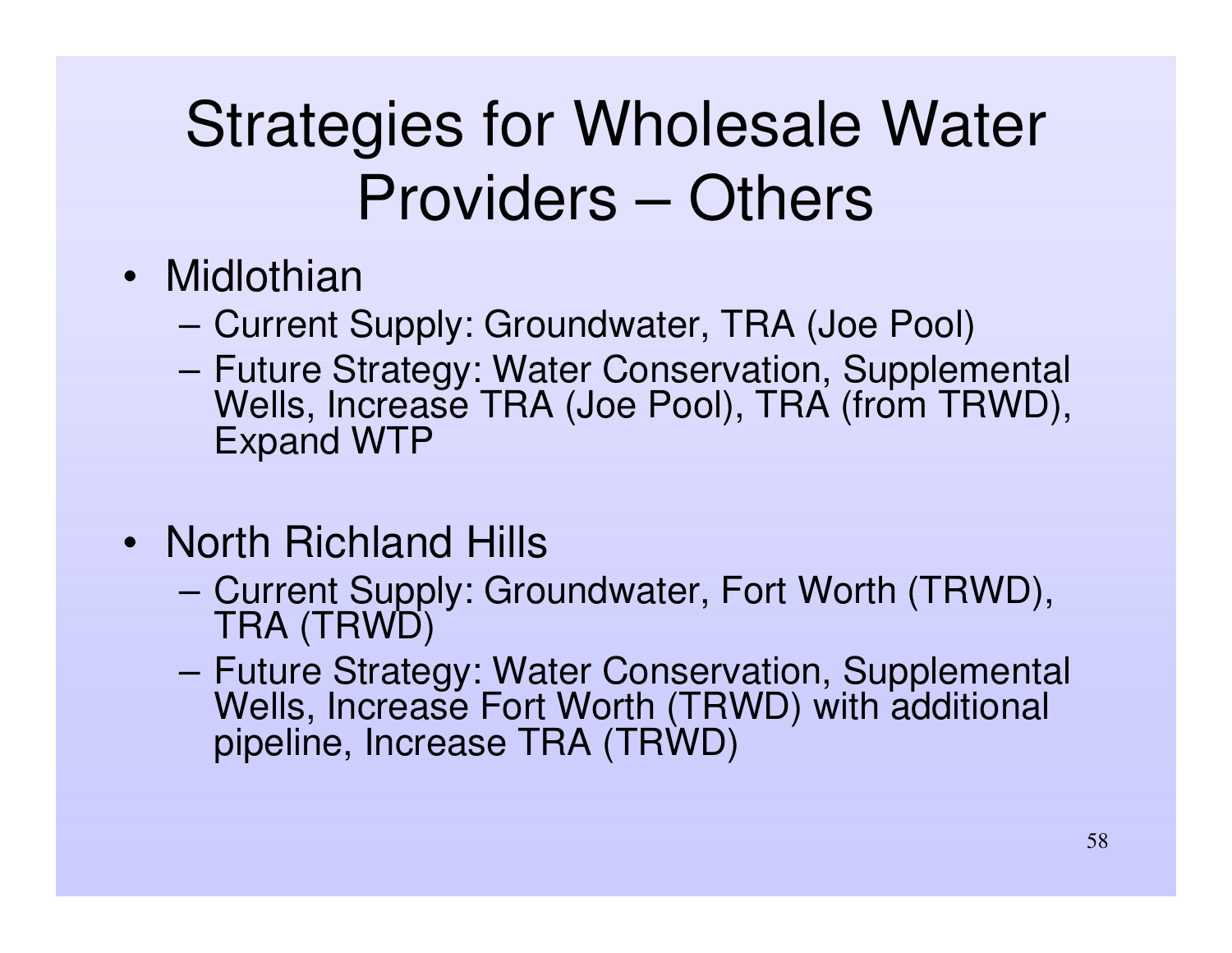# Strategies for Wholesale Water Providers – Others

- Midlothian
  - Current Supply: Groundwater, TRA (Joe Pool)
  - Future Strategy: Water Conservation, Supplemental Wells, Increase TRA (Joe Pool), TRA (from TRWD), Expand WTP
- North Richland Hills
  - Current Supply: Groundwater, Fort Worth (TRWD), TRA (TRWD)
  - Future Strategy: Water Conservation, Supplemental Wells, Increase Fort Worth (TRWD) with additional pipeline, Increase TRA (TRWD)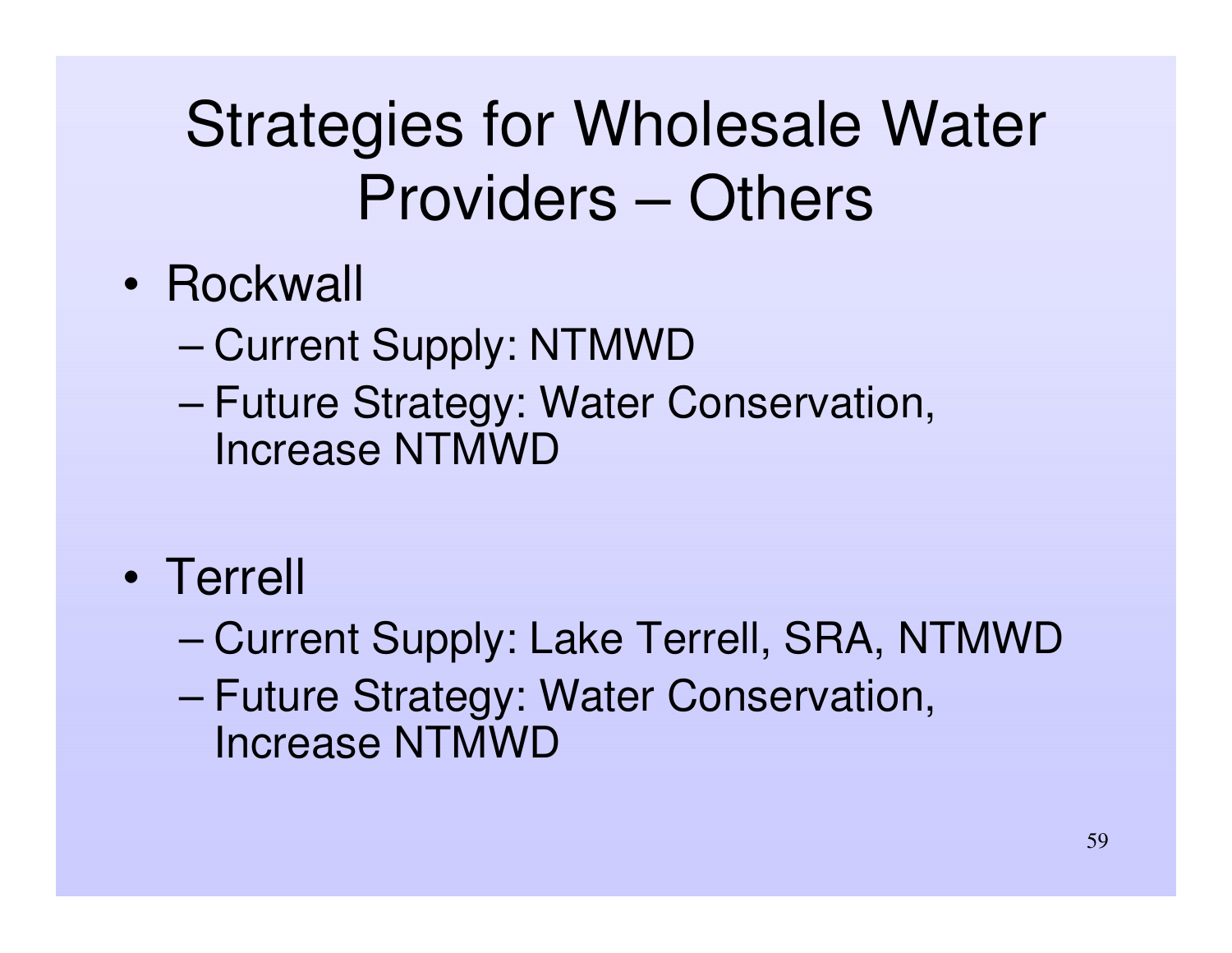# Strategies for Wholesale Water Providers – Others

- Rockwall
  - Current Supply: NTMWD
  - Future Strategy: Water Conservation, Increase NTMWD
- Terrell
  - Current Supply: Lake Terrell, SRA, NTMWD
  - Future Strategy: Water Conservation, Increase NTMWD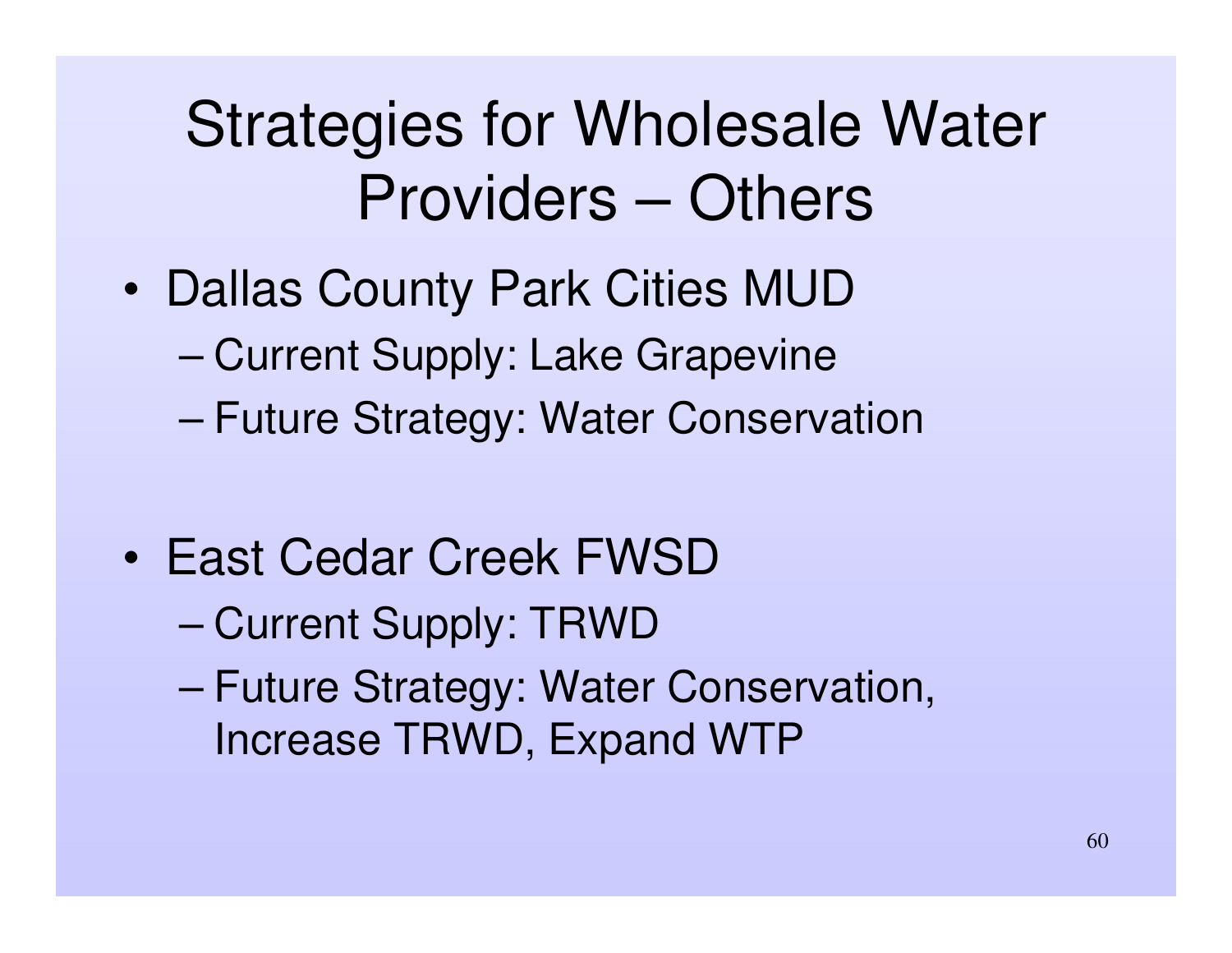# Strategies for Wholesale Water Providers – Others

- Dallas County Park Cities MUD
  - Current Supply: Lake Grapevine
  - Future Strategy: Water Conservation

- East Cedar Creek FWSD
  - Current Supply: TRWD
  - Future Strategy: Water Conservation, Increase TRWD, Expand WTP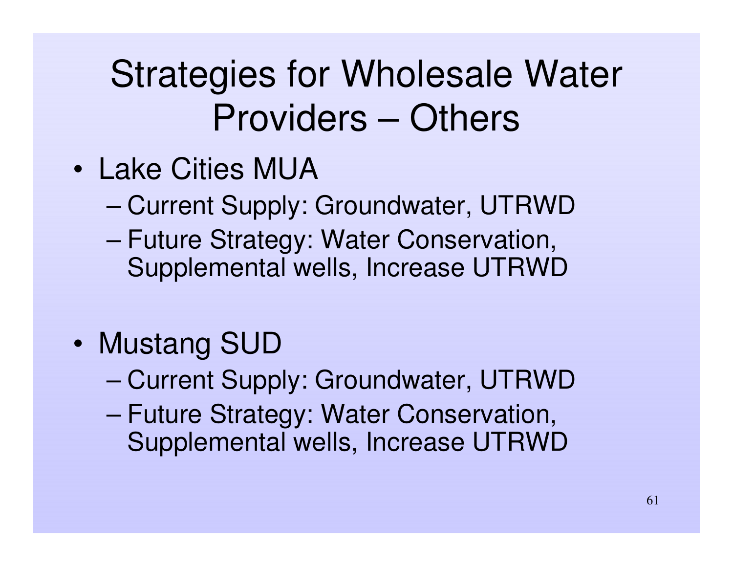# Strategies for Wholesale Water Providers – Others

- Lake Cities MUA
  - Current Supply: Groundwater, UTRWD
  - Future Strategy: Water Conservation, Supplemental wells, Increase UTRWD

- Mustang SUD
  - Current Supply: Groundwater, UTRWD
  - Future Strategy: Water Conservation, Supplemental wells, Increase UTRWD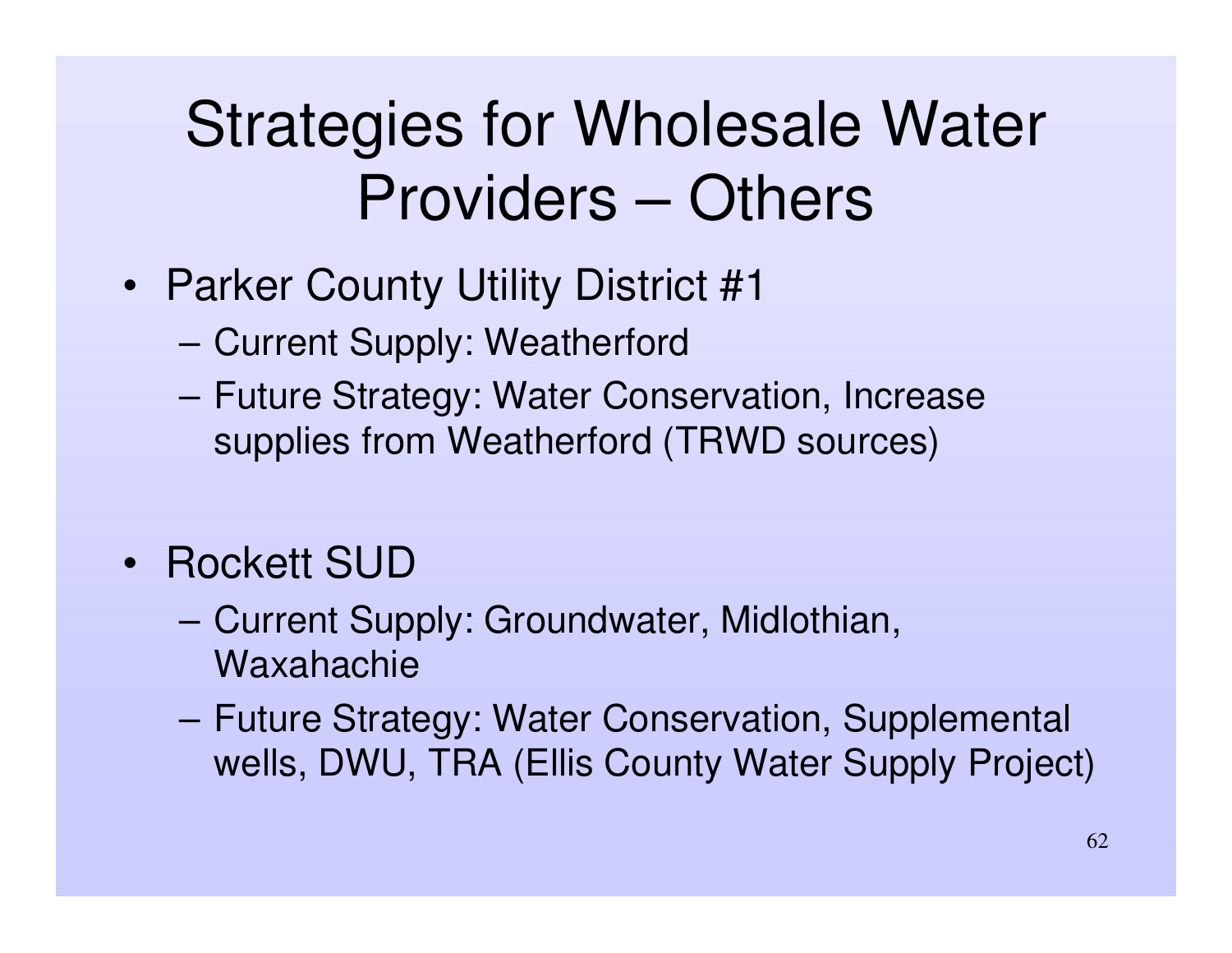# Strategies for Wholesale Water Providers – Others

- Parker County Utility District #1
  - Current Supply: Weatherford
  - Future Strategy: Water Conservation, Increase supplies from Weatherford (TRWD sources)

- Rockett SUD
  - Current Supply: Groundwater, Midlothian, Waxahachie
  - Future Strategy: Water Conservation, Supplemental wells, DWU, TRA (Ellis County Water Supply Project)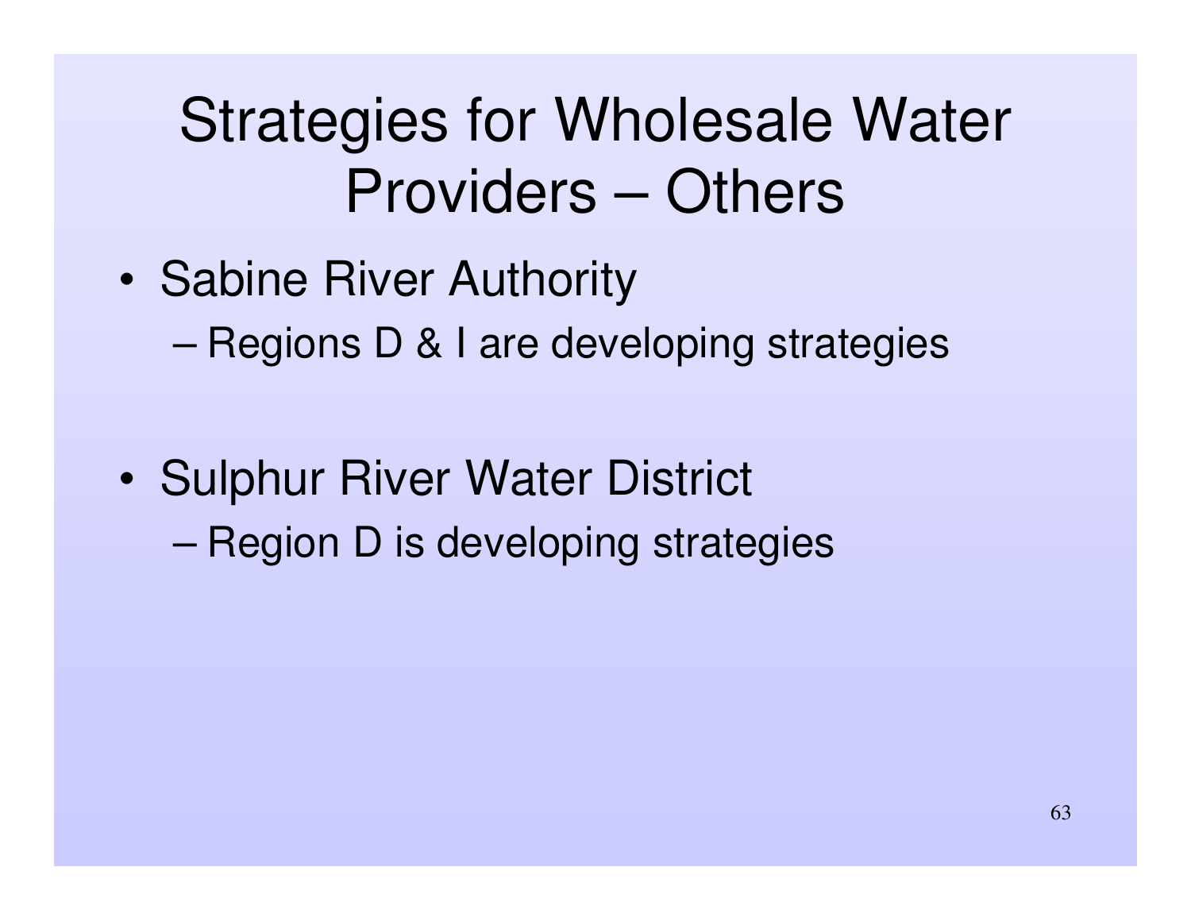# Strategies for Wholesale Water Providers – Others

- Sabine River Authority
  - Regions D & I are developing strategies

- Sulphur River Water District
  - Region D is developing strategies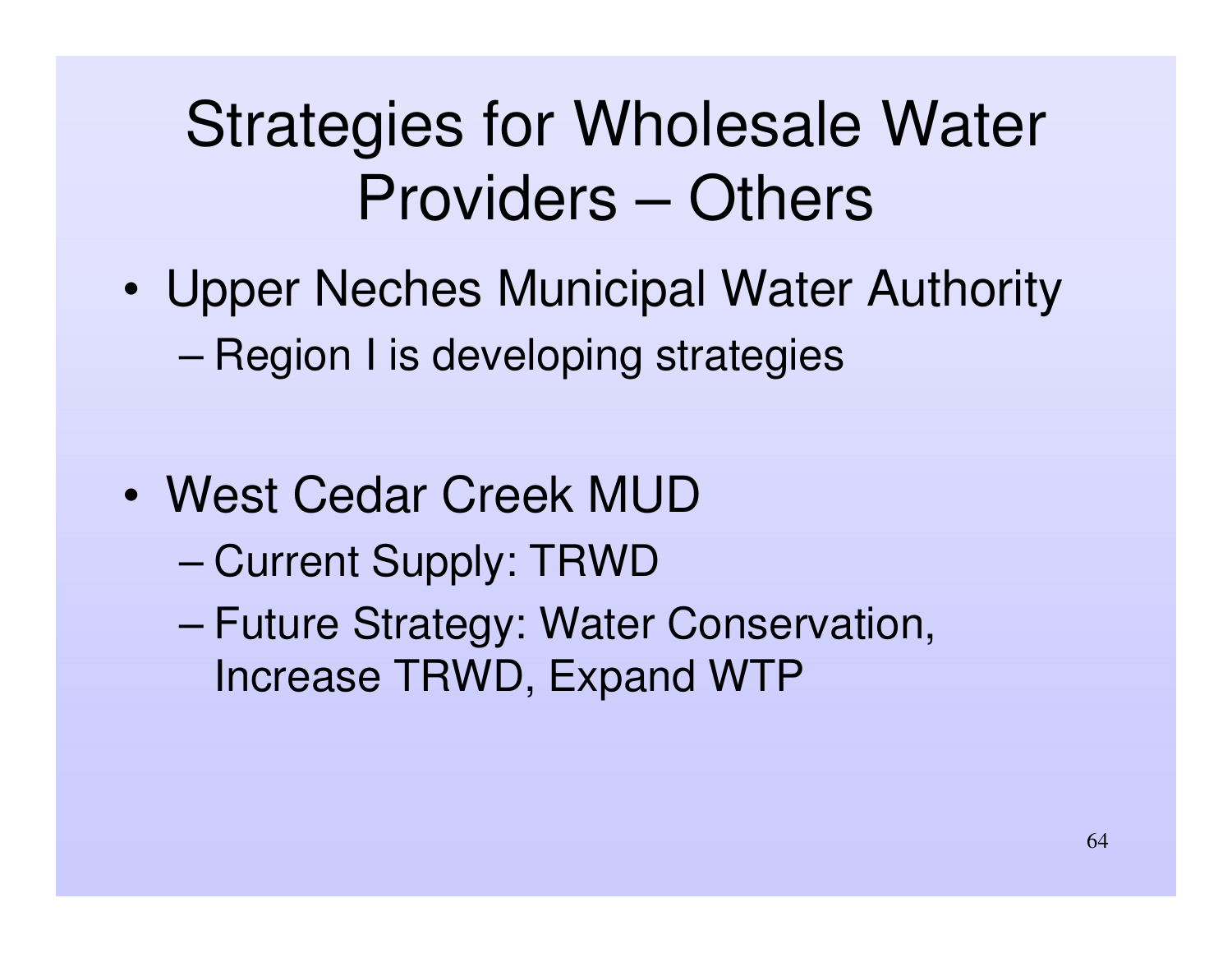# Strategies for Wholesale Water Providers – Others

- Upper Neches Municipal Water Authority
  - Region I is developing strategies

- West Cedar Creek MUD
  - Current Supply: TRWD
  - Future Strategy: Water Conservation, Increase TRWD, Expand WTP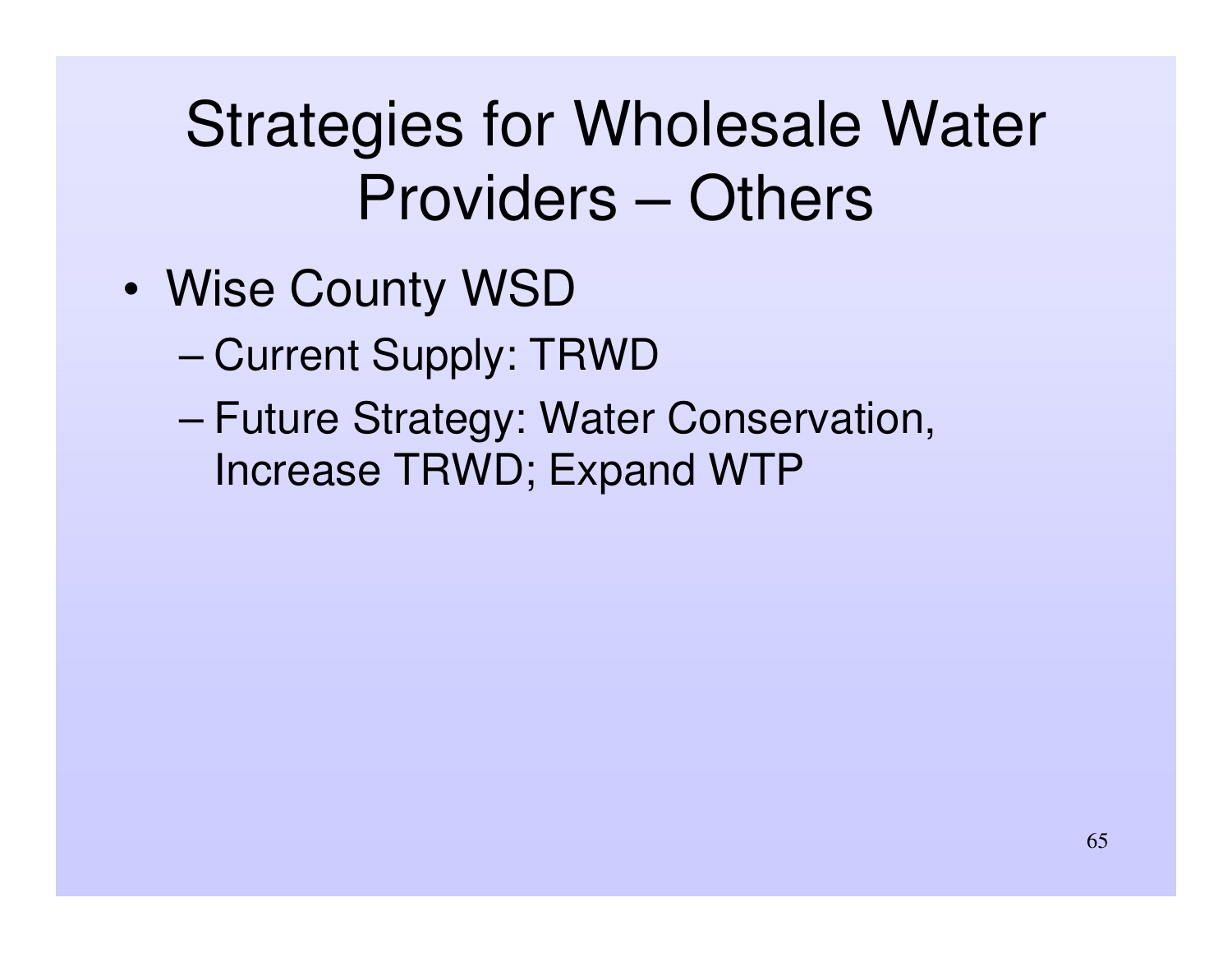# Strategies for Wholesale Water Providers – Others

- Wise County WSD
  - Current Supply: TRWD
  - Future Strategy: Water Conservation, Increase TRWD; Expand WTP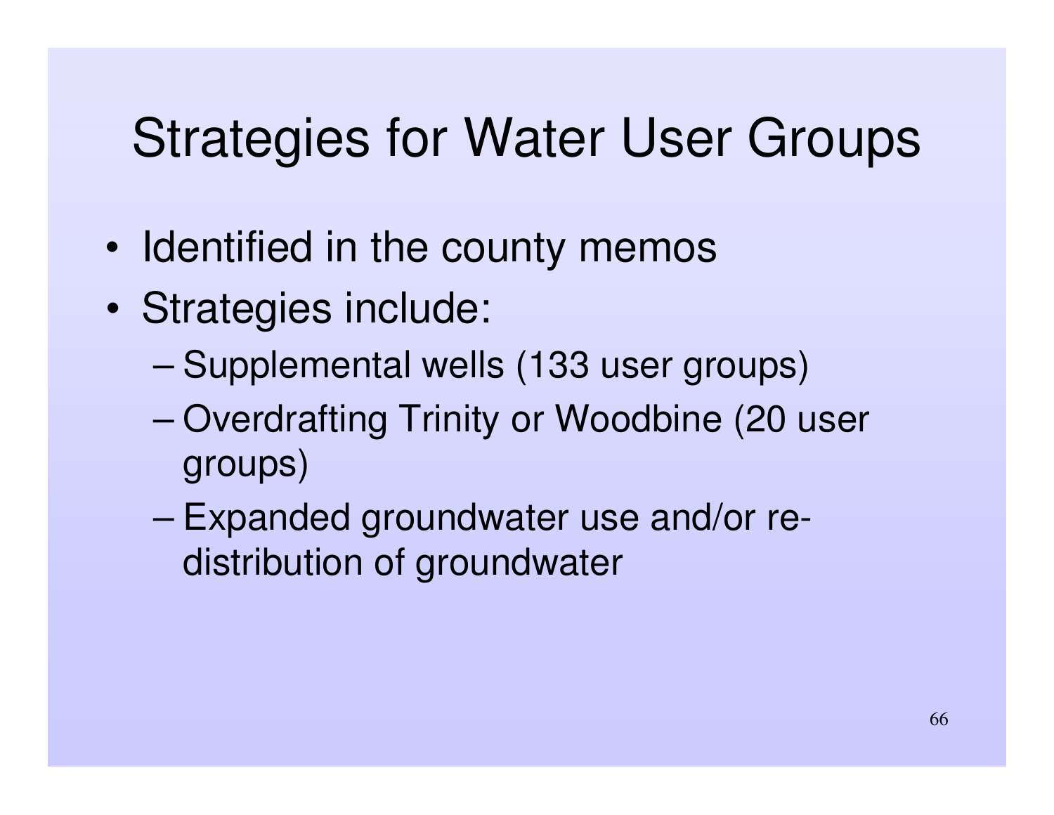# Strategies for Water User Groups

- Identified in the county memos
- Strategies include:
  - Supplemental wells (133 user groups)
  - Overdrafting Trinity or Woodbine (20 user groups)
  - Expanded groundwater use and/or re-distribution of groundwater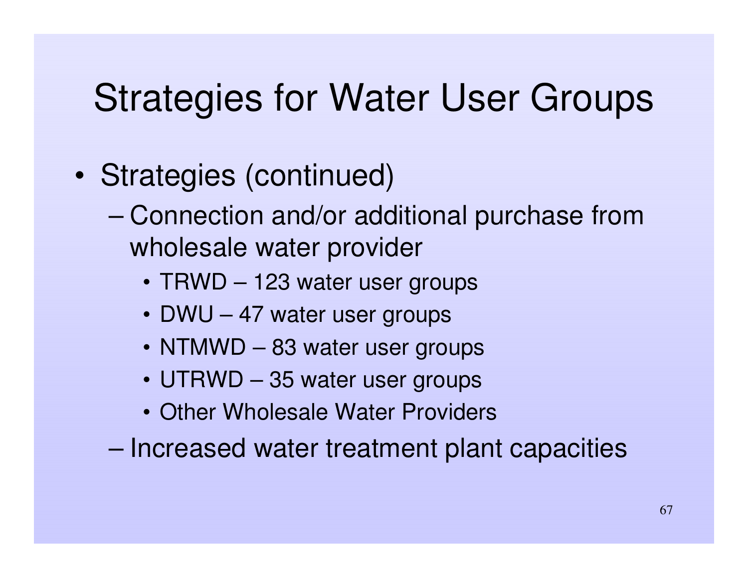# Strategies for Water User Groups

- Strategies (continued)
  - Connection and/or additional purchase from wholesale water provider
    - TRWD – 123 water user groups
    - DWU – 47 water user groups
    - NTMWD – 83 water user groups
    - UTRWD – 35 water user groups
    - Other Wholesale Water Providers
  - Increased water treatment plant capacities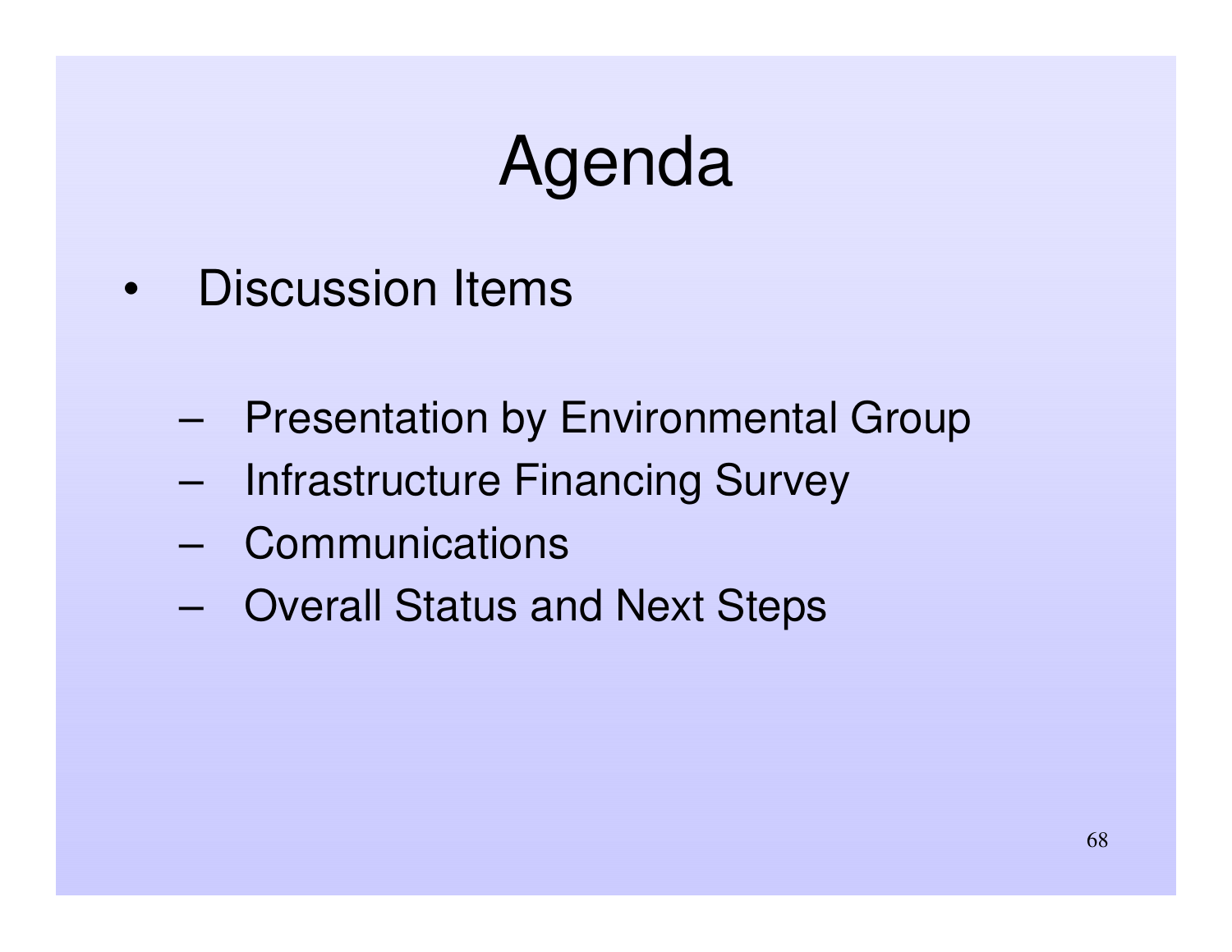# Agenda

- Discussion Items
  - Presentation by Environmental Group
  - Infrastructure Financing Survey
  - Communications
  - Overall Status and Next Steps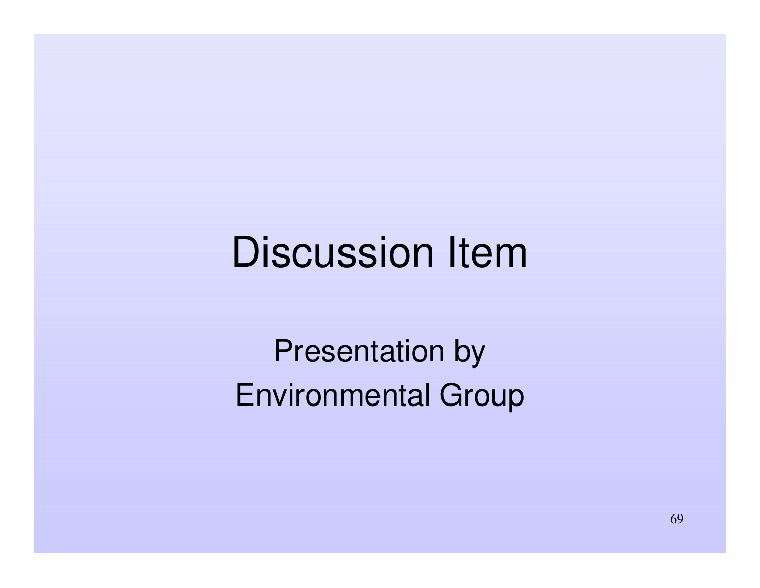# Discussion Item

Presentation by
Environmental Group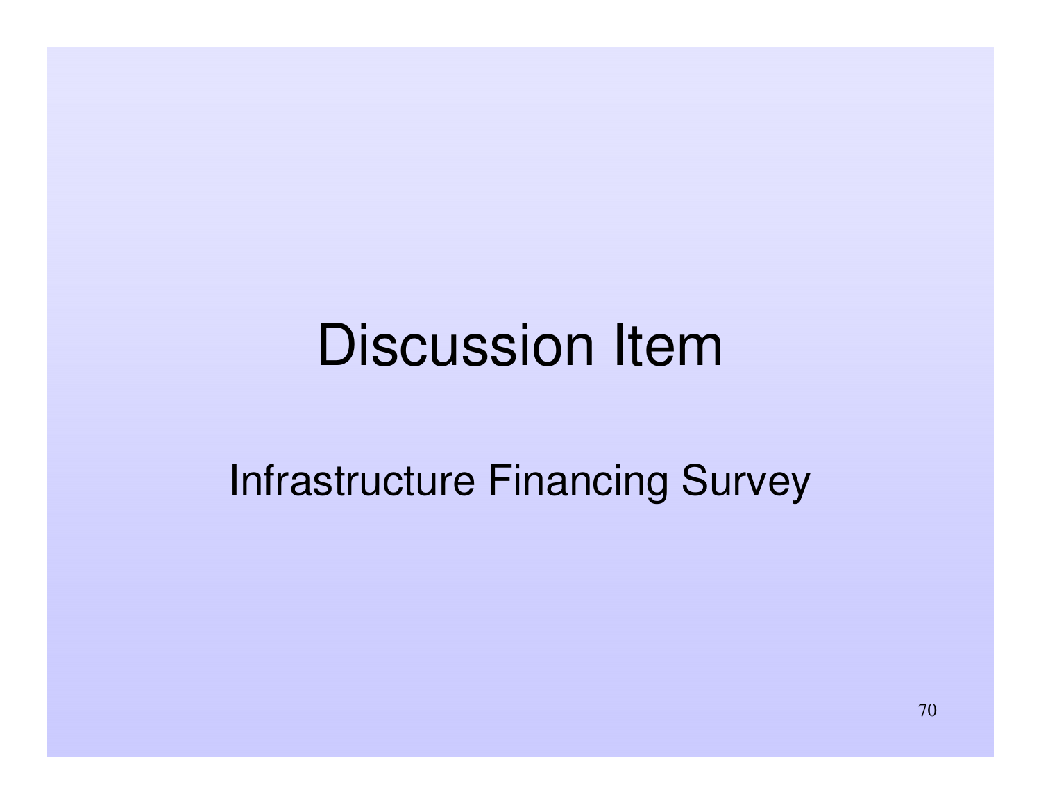# Discussion Item

Infrastructure Financing Survey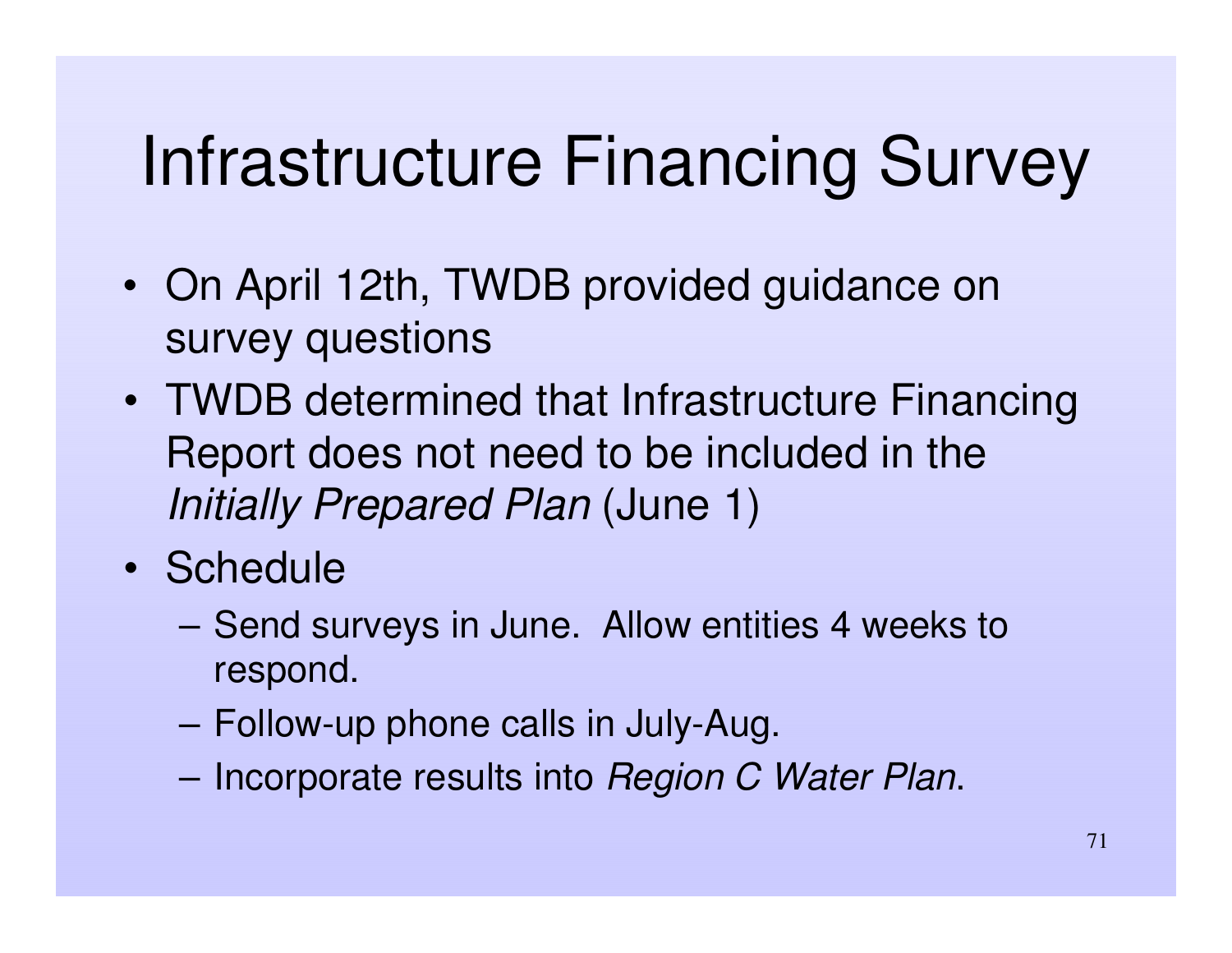# Infrastructure Financing Survey

- On April 12th, TWDB provided guidance on survey questions
- TWDB determined that Infrastructure Financing Report does not need to be included in the *Initially Prepared Plan* (June 1)
- Schedule
  - Send surveys in June.  Allow entities 4 weeks to respond.
  - Follow-up phone calls in July-Aug.
  - Incorporate results into *Region C Water Plan*.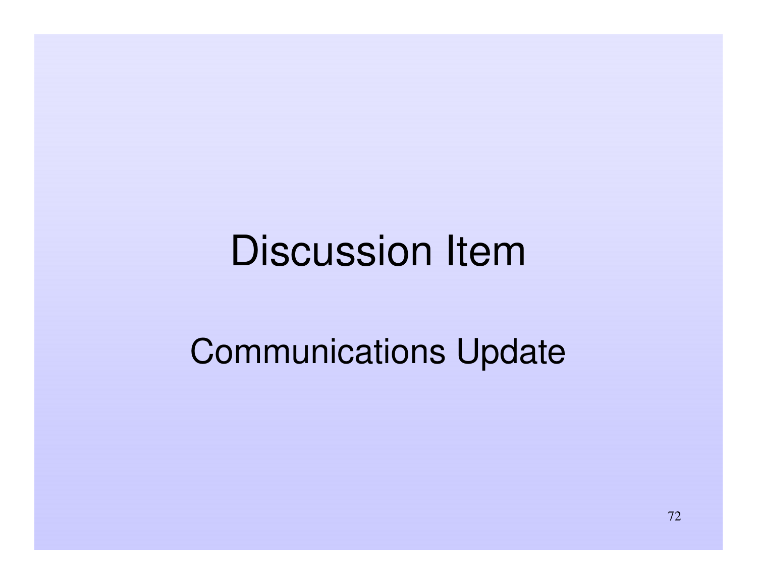# Discussion Item

## Communications Update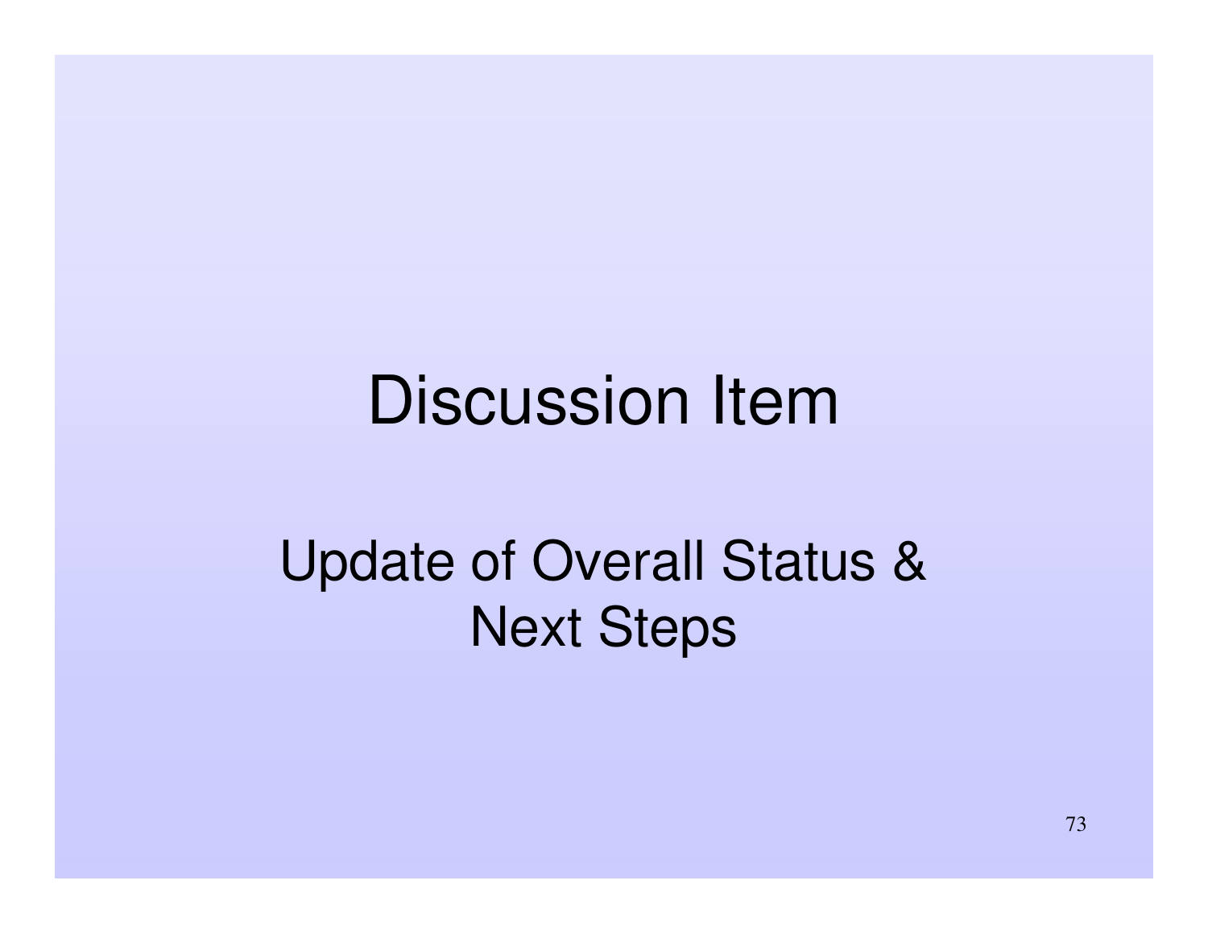# Discussion Item

## Update of Overall Status & Next Steps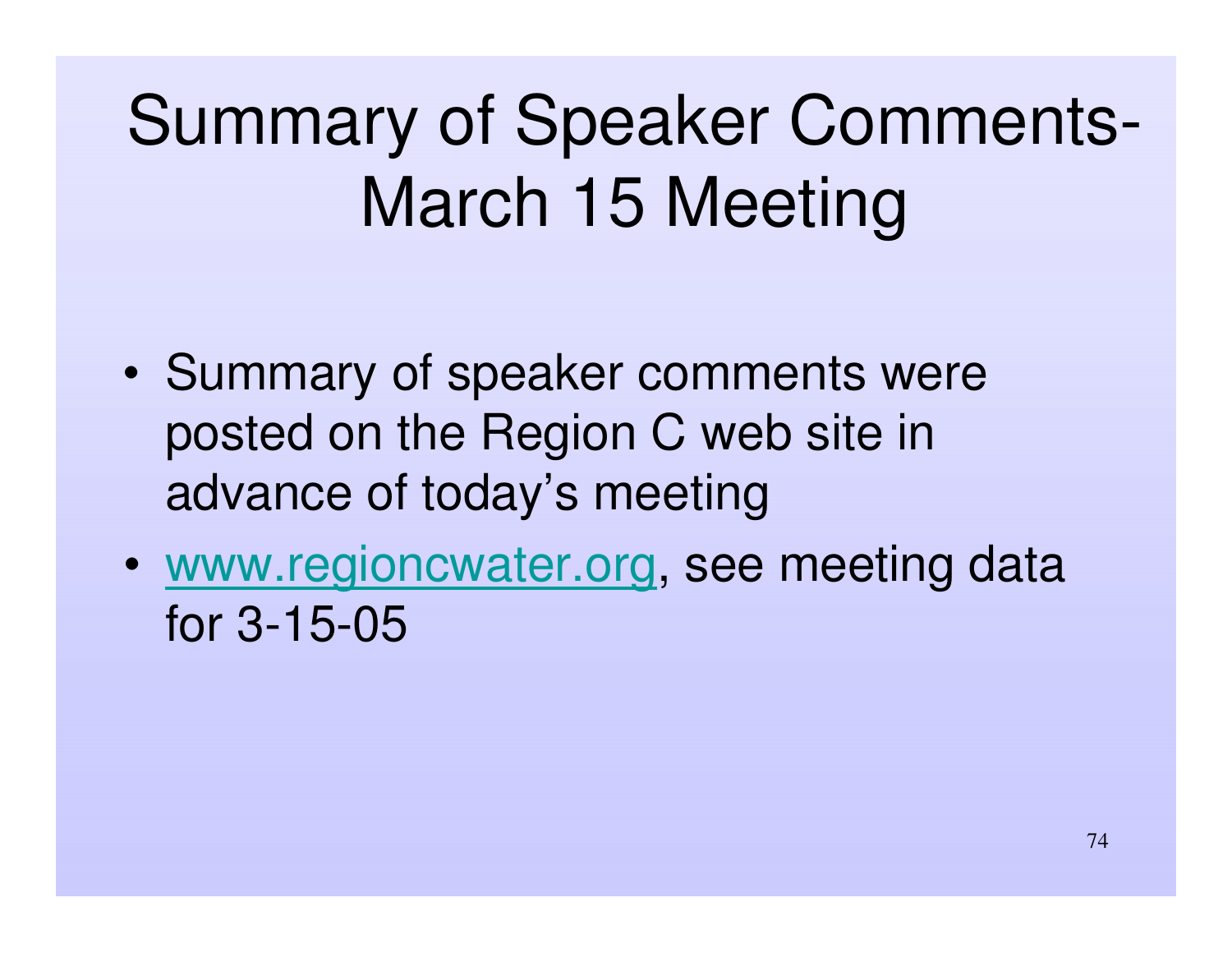# Summary of Speaker Comments- March 15 Meeting

- Summary of speaker comments were posted on the Region C web site in advance of today's meeting
- www.regioncwater.org, see meeting data for 3-15-05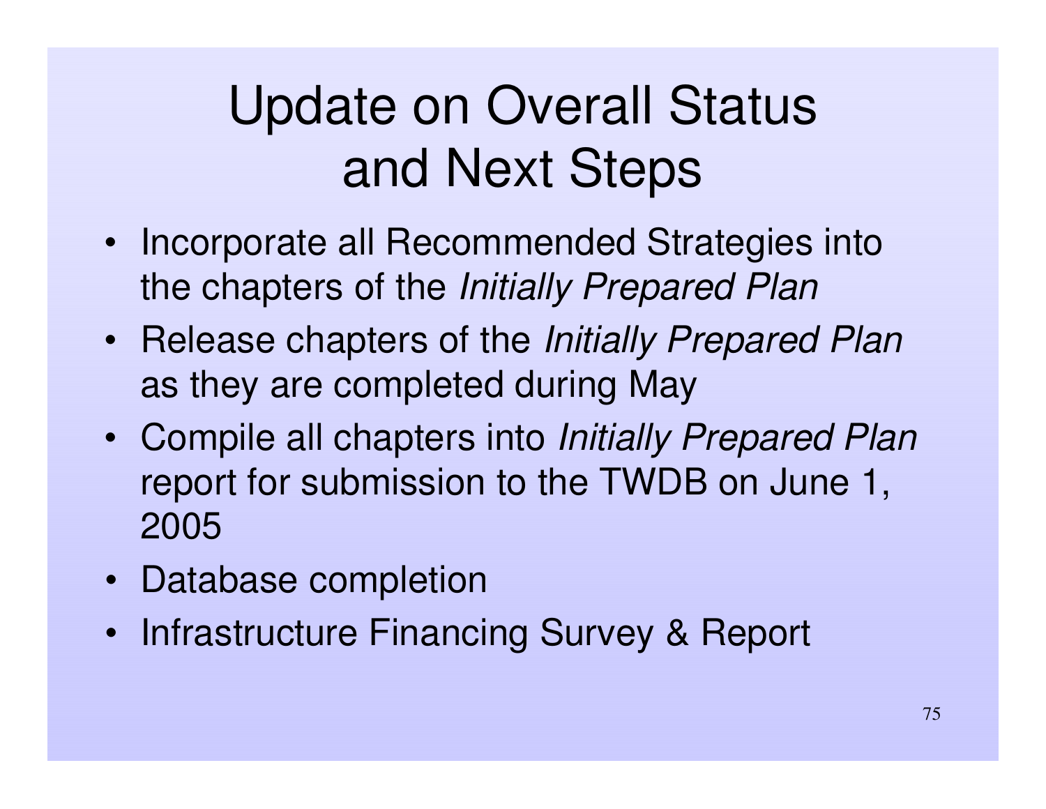# Update on Overall Status and Next Steps

- Incorporate all Recommended Strategies into the chapters of the *Initially Prepared Plan*
- Release chapters of the *Initially Prepared Plan* as they are completed during May
- Compile all chapters into *Initially Prepared Plan* report for submission to the TWDB on June 1, 2005
- Database completion
- Infrastructure Financing Survey & Report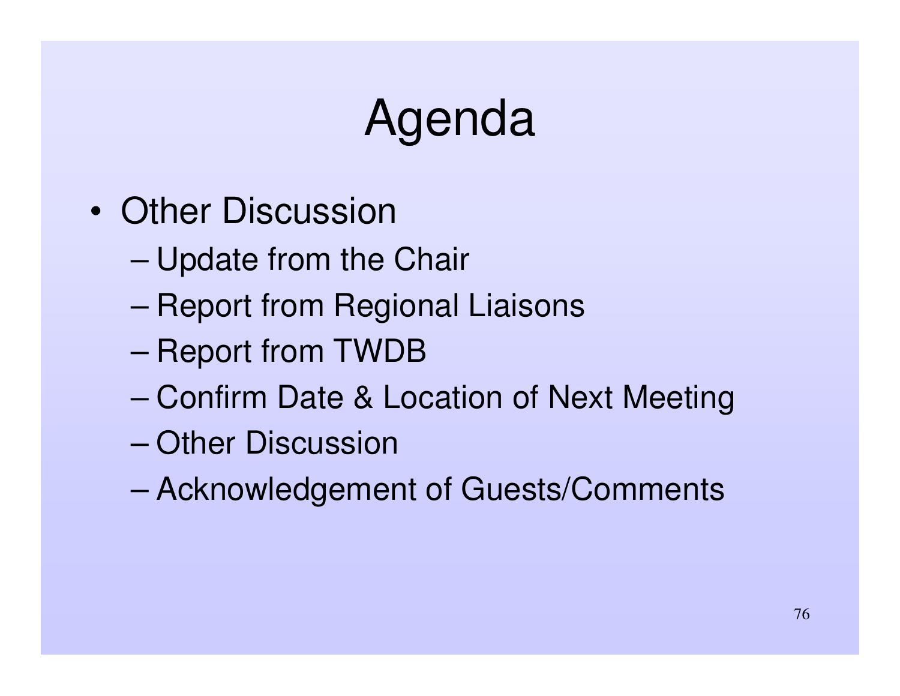# Agenda

- Other Discussion
  - Update from the Chair
  - Report from Regional Liaisons
  - Report from TWDB
  - Confirm Date & Location of Next Meeting
  - Other Discussion
  - Acknowledgement of Guests/Comments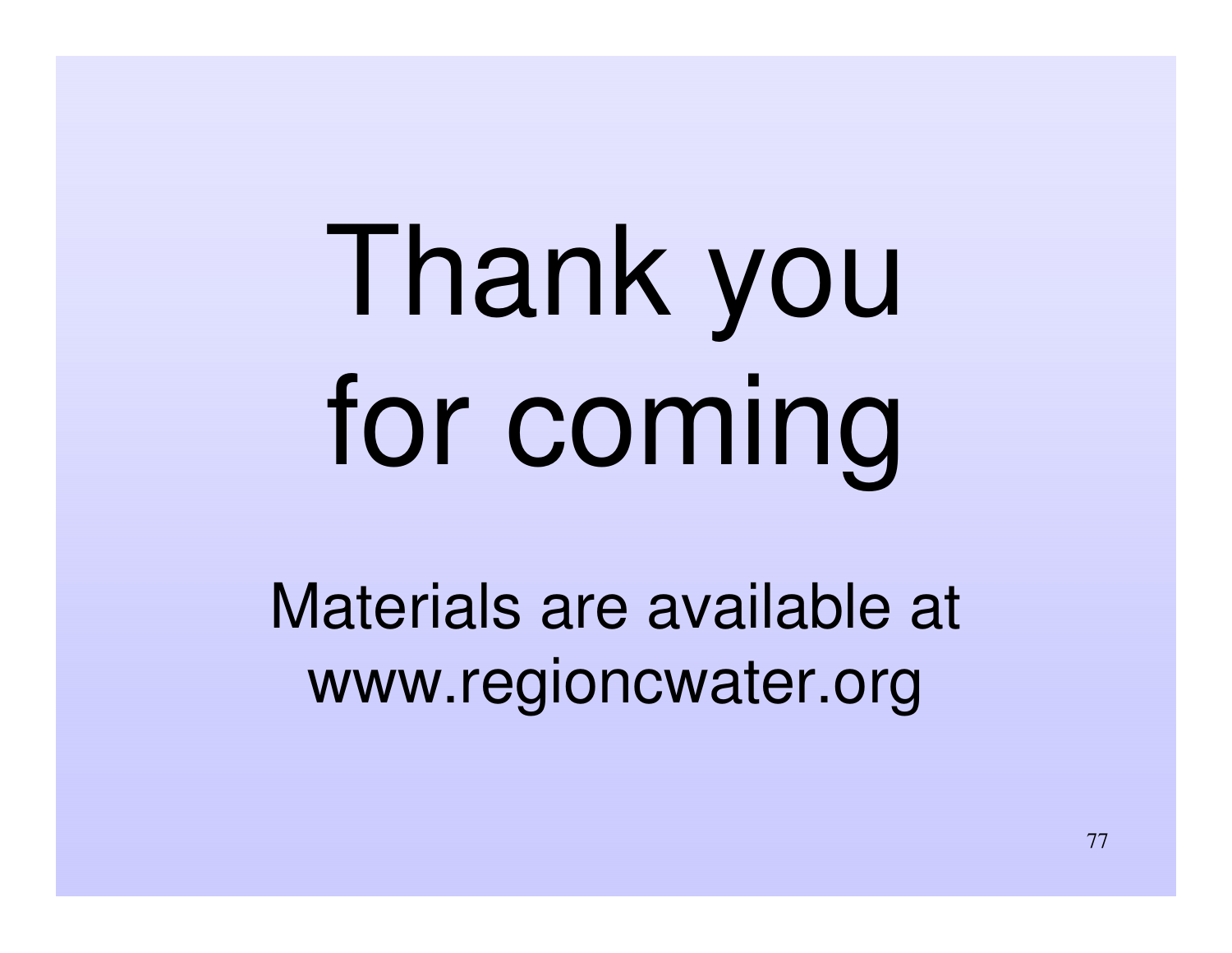# Thank you for coming

Materials are available at www.regioncwater.org